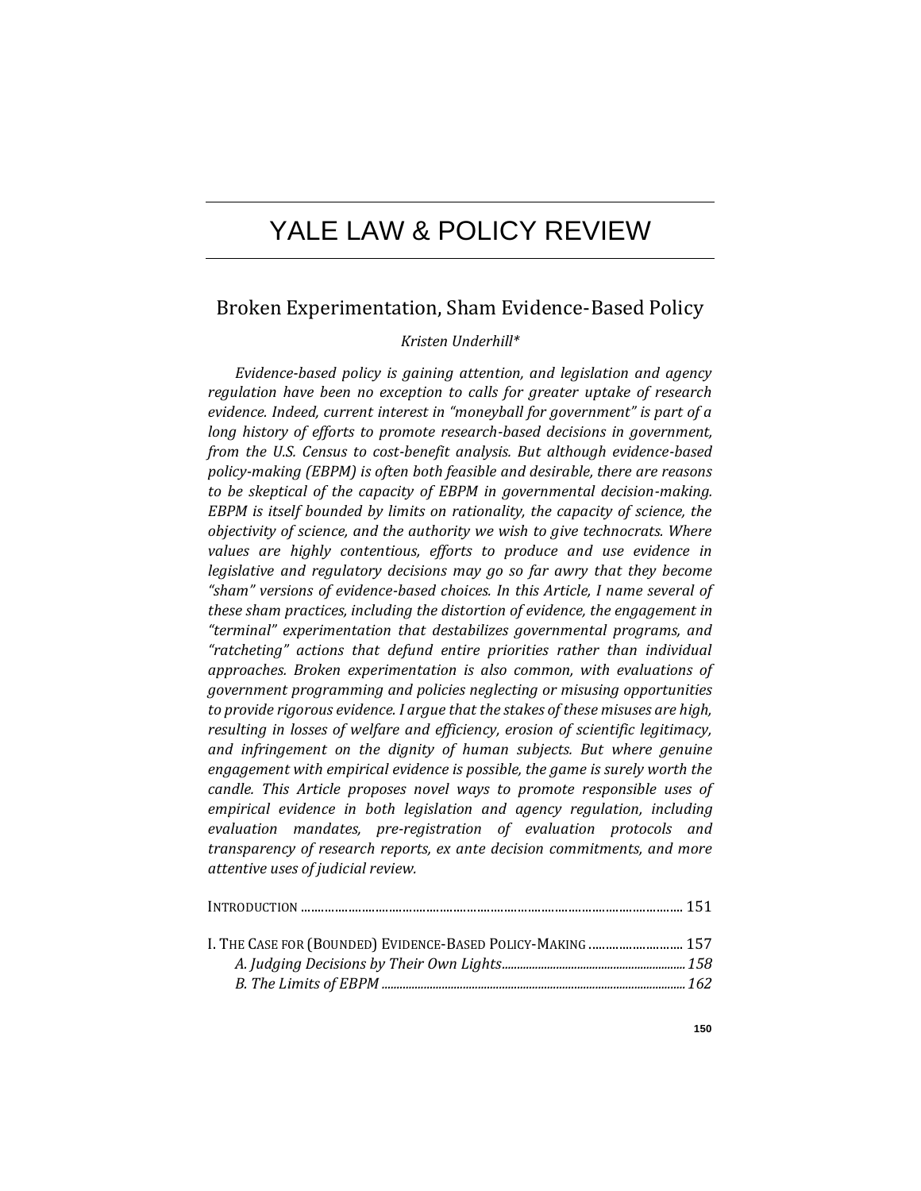# YALE LAW & POLICY REVIEW

## Broken Experimentation, Sham Evidence-Based Policy

*Kristen Underhill\**

*Evidence-based policy is gaining attention, and legislation and agency regulation have been no exception to calls for greater uptake of research evidence. Indeed, current interest in "moneyball for government" is part of a long history of efforts to promote research-based decisions in government, from the U.S. Census to cost-benefit analysis. But although evidence-based policy-making (EBPM) is often both feasible and desirable, there are reasons to be skeptical of the capacity of EBPM in governmental decision-making. EBPM is itself bounded by limits on rationality, the capacity of science, the objectivity of science, and the authority we wish to give technocrats. Where values are highly contentious, efforts to produce and use evidence in legislative and regulatory decisions may go so far awry that they become "sham" versions of evidence-based choices. In this Article, I name several of these sham practices, including the distortion of evidence, the engagement in "terminal" experimentation that destabilizes governmental programs, and "ratcheting" actions that defund entire priorities rather than individual approaches. Broken experimentation is also common, with evaluations of government programming and policies neglecting or misusing opportunities to provide rigorous evidence. I argue that the stakes of these misuses are high, resulting in losses of welfare and efficiency, erosion of scientific legitimacy, and infringement on the dignity of human subjects. But where genuine engagement with empirical evidence is possible, the game is surely worth the candle. This Article proposes novel ways to promote responsible uses of empirical evidence in both legislation and agency regulation, including evaluation mandates, pre-registration of evaluation protocols and transparency of research reports, ex ante decision commitments, and more attentive uses of judicial review.*

INTRODUCTION .................................................................................................... 151

I. THE CASE FOR (BOUNDED) EVIDENCE-BASED POLICY-MAKING ............................ 157
  *A. Judging Decisions by Their Own Lights* .................................................... *158*
  *B. The Limits of EBPM* ............................................................................... *162*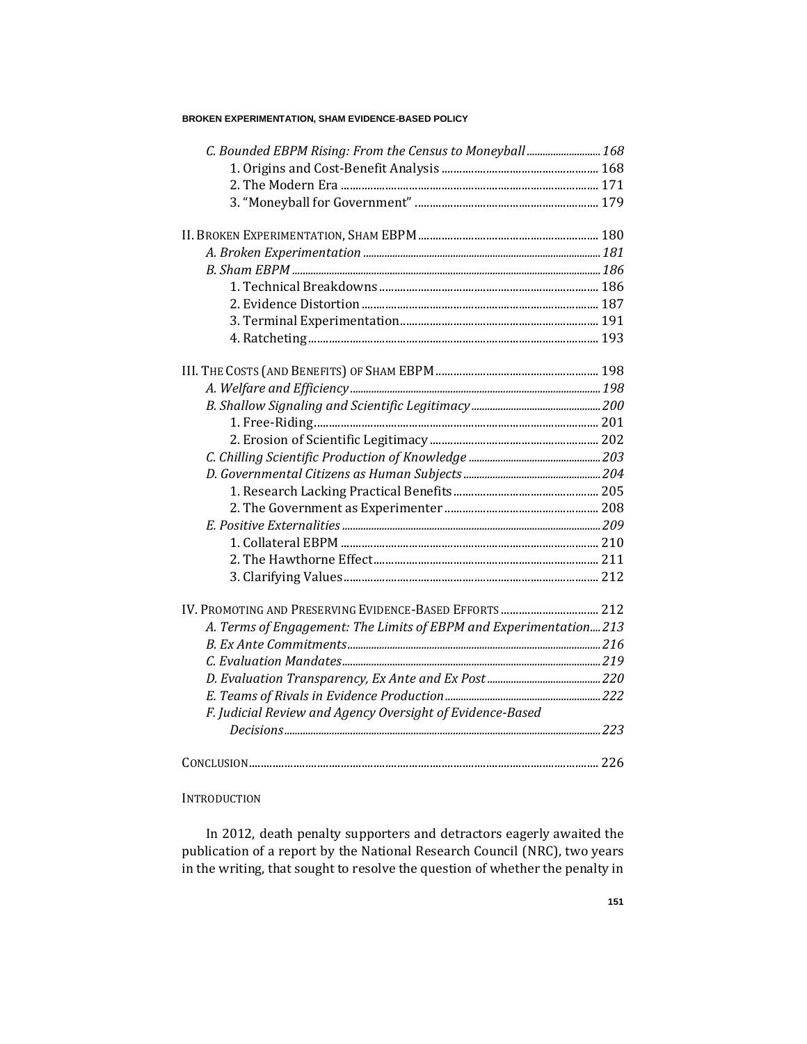*C. Bounded EBPM Rising: From the Census to Moneyball* ..... *168*
 1. Origins and Cost-Benefit Analysis ..... 168
 2. The Modern Era ..... 171
 3. "Moneyball for Government" ..... 179

II. BROKEN EXPERIMENTATION, SHAM EBPM ..... 180
 *A. Broken Experimentation* ..... *181*
 *B. Sham EBPM* ..... *186*
 1. Technical Breakdowns ..... 186
 2. Evidence Distortion ..... 187
 3. Terminal Experimentation ..... 191
 4. Ratcheting ..... 193

III. THE COSTS (AND BENEFITS) OF SHAM EBPM ..... 198
 *A. Welfare and Efficiency* ..... *198*
 *B. Shallow Signaling and Scientific Legitimacy* ..... *200*
 1. Free-Riding ..... 201
 2. Erosion of Scientific Legitimacy ..... 202
 *C. Chilling Scientific Production of Knowledge* ..... *203*
 *D. Governmental Citizens as Human Subjects* ..... *204*
 1. Research Lacking Practical Benefits ..... 205
 2. The Government as Experimenter ..... 208
 *E. Positive Externalities* ..... *209*
 1. Collateral EBPM ..... 210
 2. The Hawthorne Effect ..... 211
 3. Clarifying Values ..... 212

IV. PROMOTING AND PRESERVING EVIDENCE-BASED EFFORTS ..... 212
 *A. Terms of Engagement: The Limits of EBPM and Experimentation* ..... *213*
 *B. Ex Ante Commitments* ..... *216*
 *C. Evaluation Mandates* ..... *219*
 *D. Evaluation Transparency, Ex Ante and Ex Post* ..... *220*
 *E. Teams of Rivals in Evidence Production* ..... *222*
 *F. Judicial Review and Agency Oversight of Evidence-Based Decisions* ..... *223*

CONCLUSION ..... 226

INTRODUCTION

In 2012, death penalty supporters and detractors eagerly awaited the publication of a report by the National Research Council (NRC), two years in the writing, that sought to resolve the question of whether the penalty in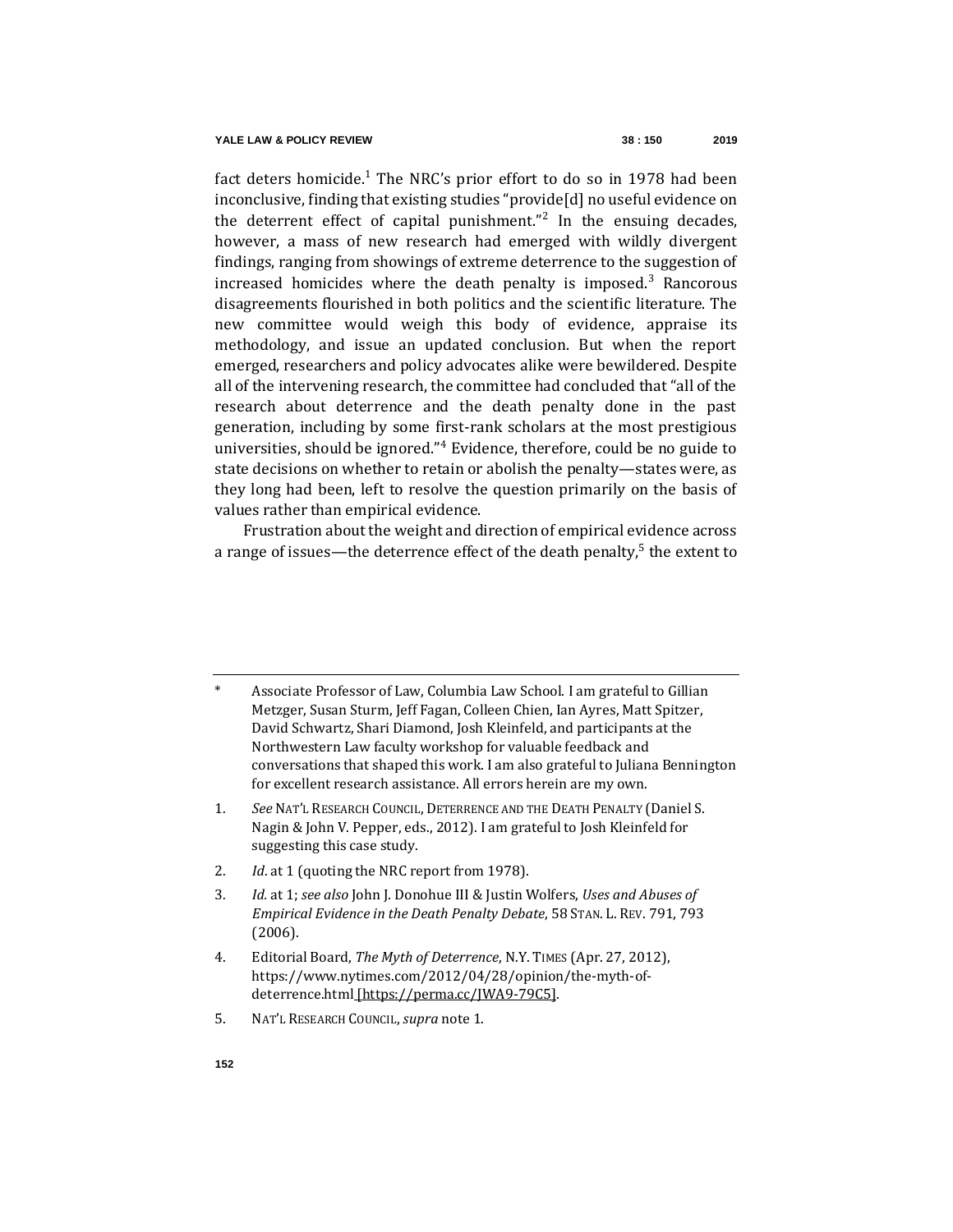fact deters homicide.[1] The NRC's prior effort to do so in 1978 had been inconclusive, finding that existing studies "provide[d] no useful evidence on the deterrent effect of capital punishment."[2] In the ensuing decades, however, a mass of new research had emerged with wildly divergent findings, ranging from showings of extreme deterrence to the suggestion of increased homicides where the death penalty is imposed.[3] Rancorous disagreements flourished in both politics and the scientific literature. The new committee would weigh this body of evidence, appraise its methodology, and issue an updated conclusion. But when the report emerged, researchers and policy advocates alike were bewildered. Despite all of the intervening research, the committee had concluded that "all of the research about deterrence and the death penalty done in the past generation, including by some first-rank scholars at the most prestigious universities, should be ignored."[4] Evidence, therefore, could be no guide to state decisions on whether to retain or abolish the penalty—states were, as they long had been, left to resolve the question primarily on the basis of values rather than empirical evidence.

Frustration about the weight and direction of empirical evidence across a range of issues—the deterrence effect of the death penalty,[5] the extent to

---

\* Associate Professor of Law, Columbia Law School. I am grateful to Gillian Metzger, Susan Sturm, Jeff Fagan, Colleen Chien, Ian Ayres, Matt Spitzer, David Schwartz, Shari Diamond, Josh Kleinfeld, and participants at the Northwestern Law faculty workshop for valuable feedback and conversations that shaped this work. I am also grateful to Juliana Bennington for excellent research assistance. All errors herein are my own.

1. *See* NAT'L RESEARCH COUNCIL, DETERRENCE AND THE DEATH PENALTY (Daniel S. Nagin & John V. Pepper, eds., 2012). I am grateful to Josh Kleinfeld for suggesting this case study.

2. *Id.* at 1 (quoting the NRC report from 1978).

3. *Id.* at 1; *see also* John J. Donohue III & Justin Wolfers, *Uses and Abuses of Empirical Evidence in the Death Penalty Debate*, 58 STAN. L. REV. 791, 793 (2006).

4. Editorial Board, *The Myth of Deterrence*, N.Y. TIMES (Apr. 27, 2012), https://www.nytimes.com/2012/04/28/opinion/the-myth-of-deterrence.html [https://perma.cc/JWA9-79C5].

5. NAT'L RESEARCH COUNCIL, *supra* note 1.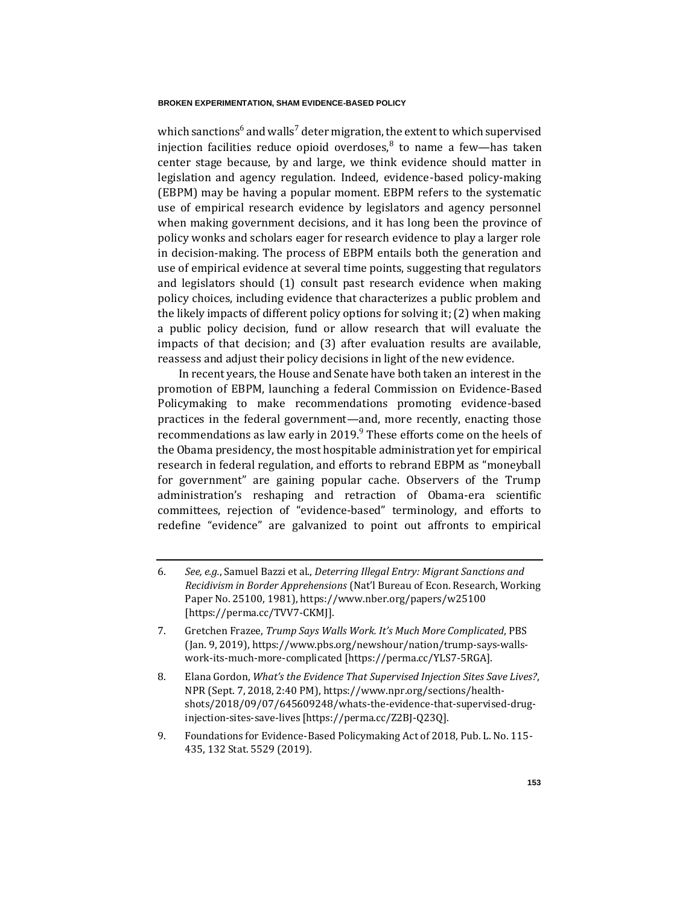which sanctions[6] and walls[7] deter migration, the extent to which supervised injection facilities reduce opioid overdoses,[8] to name a few—has taken center stage because, by and large, we think evidence should matter in legislation and agency regulation. Indeed, evidence-based policy-making (EBPM) may be having a popular moment. EBPM refers to the systematic use of empirical research evidence by legislators and agency personnel when making government decisions, and it has long been the province of policy wonks and scholars eager for research evidence to play a larger role in decision-making. The process of EBPM entails both the generation and use of empirical evidence at several time points, suggesting that regulators and legislators should (1) consult past research evidence when making policy choices, including evidence that characterizes a public problem and the likely impacts of different policy options for solving it; (2) when making a public policy decision, fund or allow research that will evaluate the impacts of that decision; and (3) after evaluation results are available, reassess and adjust their policy decisions in light of the new evidence.

In recent years, the House and Senate have both taken an interest in the promotion of EBPM, launching a federal Commission on Evidence-Based Policymaking to make recommendations promoting evidence-based practices in the federal government—and, more recently, enacting those recommendations as law early in 2019.[9] These efforts come on the heels of the Obama presidency, the most hospitable administration yet for empirical research in federal regulation, and efforts to rebrand EBPM as "moneyball for government" are gaining popular cache. Observers of the Trump administration's reshaping and retraction of Obama-era scientific committees, rejection of "evidence-based" terminology, and efforts to redefine "evidence" are galvanized to point out affronts to empirical

---

6. *See, e.g.*, Samuel Bazzi et al., *Deterring Illegal Entry: Migrant Sanctions and Recidivism in Border Apprehensions* (Nat'l Bureau of Econ. Research, Working Paper No. 25100, 1981), https://www.nber.org/papers/w25100 [https://perma.cc/TVV7-CKMJ].

7. Gretchen Frazee, *Trump Says Walls Work. It's Much More Complicated*, PBS (Jan. 9, 2019), https://www.pbs.org/newshour/nation/trump-says-walls-work-its-much-more-complicated [https://perma.cc/YLS7-5RGA].

8. Elana Gordon, *What's the Evidence That Supervised Injection Sites Save Lives?*, NPR (Sept. 7, 2018, 2:40 PM), https://www.npr.org/sections/health-shots/2018/09/07/645609248/whats-the-evidence-that-supervised-drug-injection-sites-save-lives [https://perma.cc/Z2BJ-Q23Q].

9. Foundations for Evidence-Based Policymaking Act of 2018, Pub. L. No. 115-435, 132 Stat. 5529 (2019).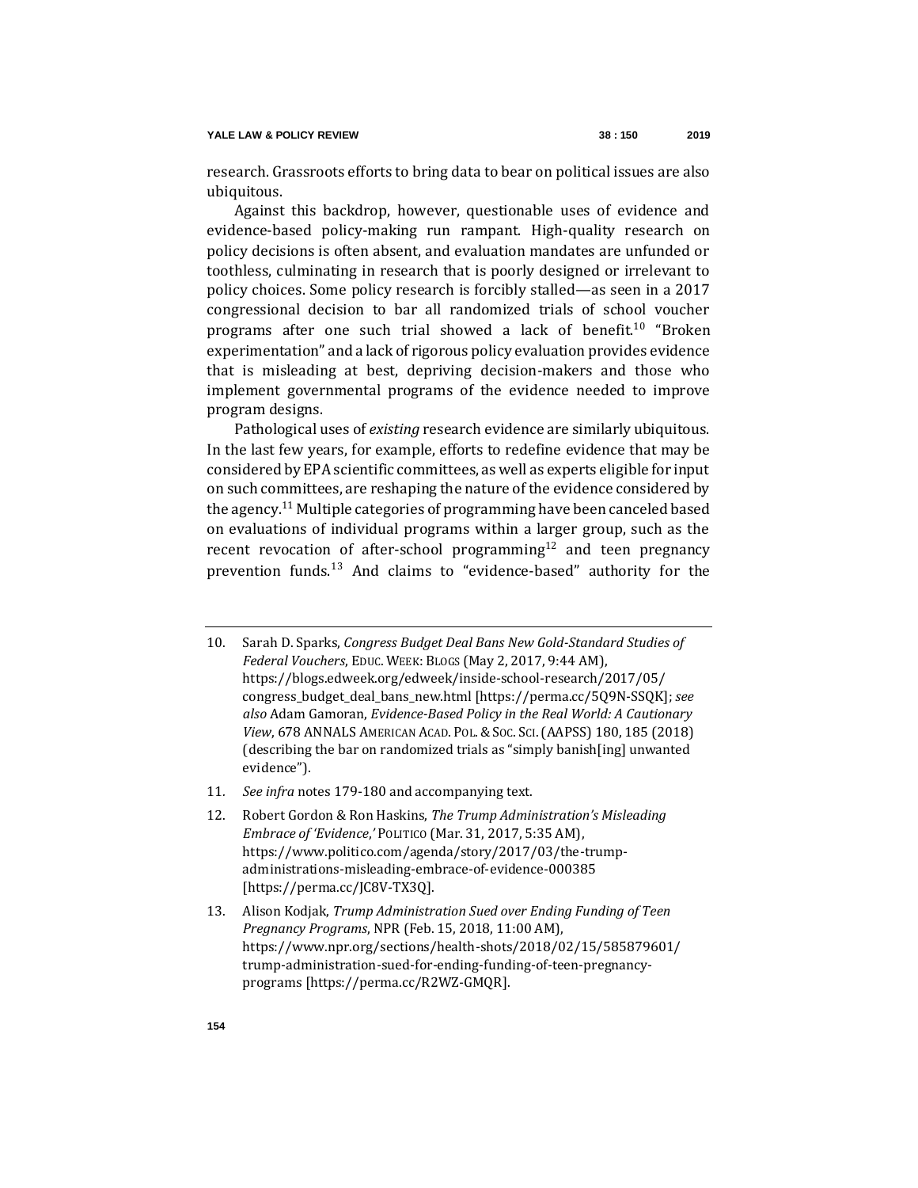research. Grassroots efforts to bring data to bear on political issues are also ubiquitous.

Against this backdrop, however, questionable uses of evidence and evidence-based policy-making run rampant. High-quality research on policy decisions is often absent, and evaluation mandates are unfunded or toothless, culminating in research that is poorly designed or irrelevant to policy choices. Some policy research is forcibly stalled—as seen in a 2017 congressional decision to bar all randomized trials of school voucher programs after one such trial showed a lack of benefit.[10] "Broken experimentation" and a lack of rigorous policy evaluation provides evidence that is misleading at best, depriving decision-makers and those who implement governmental programs of the evidence needed to improve program designs.

Pathological uses of *existing* research evidence are similarly ubiquitous. In the last few years, for example, efforts to redefine evidence that may be considered by EPA scientific committees, as well as experts eligible for input on such committees, are reshaping the nature of the evidence considered by the agency.[11] Multiple categories of programming have been canceled based on evaluations of individual programs within a larger group, such as the recent revocation of after-school programming[12] and teen pregnancy prevention funds.[13] And claims to "evidence-based" authority for the

---

10. Sarah D. Sparks, *Congress Budget Deal Bans New Gold-Standard Studies of Federal Vouchers*, EDUC. WEEK: BLOGS (May 2, 2017, 9:44 AM), https://blogs.edweek.org/edweek/inside-school-research/2017/05/congress_budget_deal_bans_new.html [https://perma.cc/5Q9N-SSQK]; *see also* Adam Gamoran, *Evidence-Based Policy in the Real World: A Cautionary View*, 678 ANNALS AMERICAN ACAD. POL. & SOC. SCI. (AAPSS) 180, 185 (2018) (describing the bar on randomized trials as "simply banish[ing] unwanted evidence").

11. *See infra* notes 179-180 and accompanying text.

12. Robert Gordon & Ron Haskins, *The Trump Administration's Misleading Embrace of 'Evidence,'* POLITICO (Mar. 31, 2017, 5:35 AM), https://www.politico.com/agenda/story/2017/03/the-trump-administrations-misleading-embrace-of-evidence-000385 [https://perma.cc/JC8V-TX3Q].

13. Alison Kodjak, *Trump Administration Sued over Ending Funding of Teen Pregnancy Programs*, NPR (Feb. 15, 2018, 11:00 AM), https://www.npr.org/sections/health-shots/2018/02/15/585879601/trump-administration-sued-for-ending-funding-of-teen-pregnancy-programs [https://perma.cc/R2WZ-GMQR].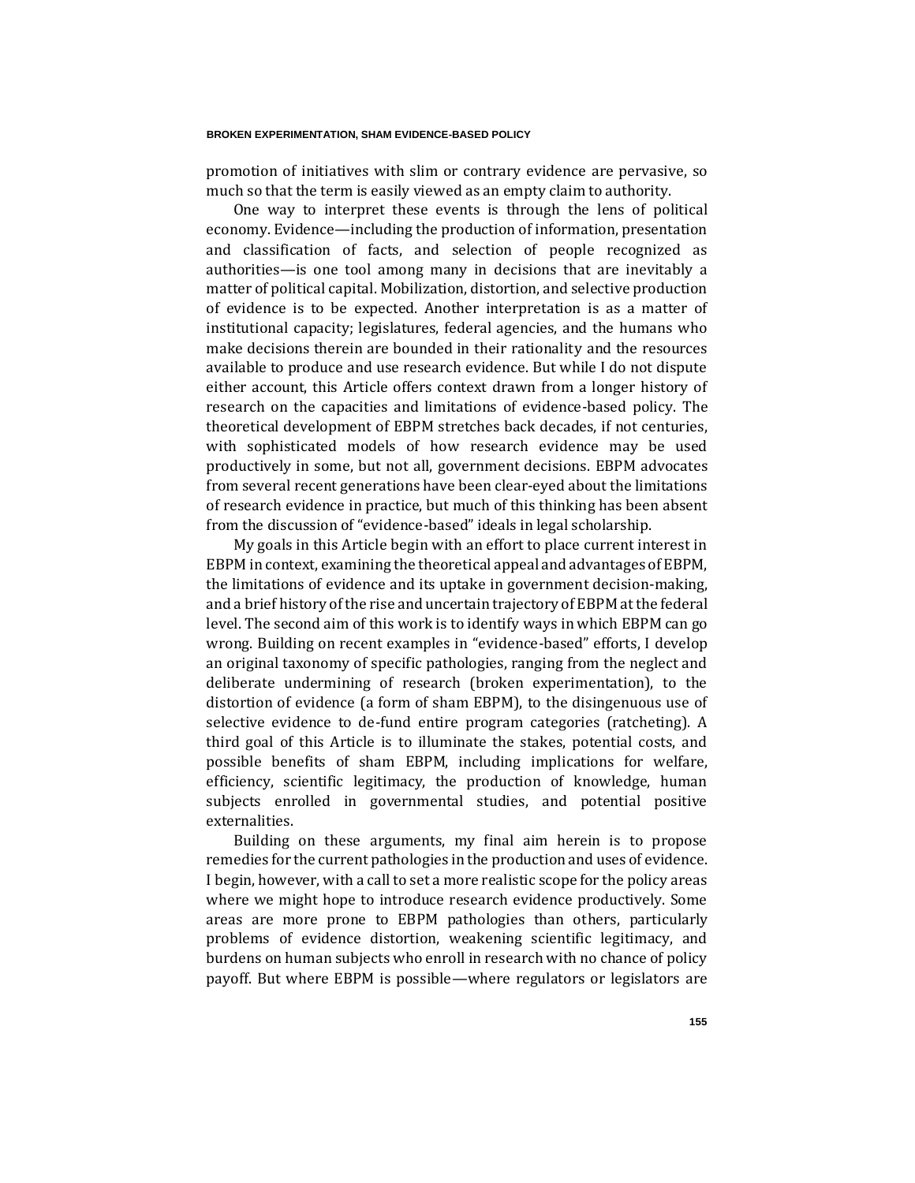promotion of initiatives with slim or contrary evidence are pervasive, so much so that the term is easily viewed as an empty claim to authority.

One way to interpret these events is through the lens of political economy. Evidence—including the production of information, presentation and classification of facts, and selection of people recognized as authorities—is one tool among many in decisions that are inevitably a matter of political capital. Mobilization, distortion, and selective production of evidence is to be expected. Another interpretation is as a matter of institutional capacity; legislatures, federal agencies, and the humans who make decisions therein are bounded in their rationality and the resources available to produce and use research evidence. But while I do not dispute either account, this Article offers context drawn from a longer history of research on the capacities and limitations of evidence-based policy. The theoretical development of EBPM stretches back decades, if not centuries, with sophisticated models of how research evidence may be used productively in some, but not all, government decisions. EBPM advocates from several recent generations have been clear-eyed about the limitations of research evidence in practice, but much of this thinking has been absent from the discussion of "evidence-based" ideals in legal scholarship.

My goals in this Article begin with an effort to place current interest in EBPM in context, examining the theoretical appeal and advantages of EBPM, the limitations of evidence and its uptake in government decision-making, and a brief history of the rise and uncertain trajectory of EBPM at the federal level. The second aim of this work is to identify ways in which EBPM can go wrong. Building on recent examples in "evidence-based" efforts, I develop an original taxonomy of specific pathologies, ranging from the neglect and deliberate undermining of research (broken experimentation), to the distortion of evidence (a form of sham EBPM), to the disingenuous use of selective evidence to de-fund entire program categories (ratcheting). A third goal of this Article is to illuminate the stakes, potential costs, and possible benefits of sham EBPM, including implications for welfare, efficiency, scientific legitimacy, the production of knowledge, human subjects enrolled in governmental studies, and potential positive externalities.

Building on these arguments, my final aim herein is to propose remedies for the current pathologies in the production and uses of evidence. I begin, however, with a call to set a more realistic scope for the policy areas where we might hope to introduce research evidence productively. Some areas are more prone to EBPM pathologies than others, particularly problems of evidence distortion, weakening scientific legitimacy, and burdens on human subjects who enroll in research with no chance of policy payoff. But where EBPM is possible—where regulators or legislators are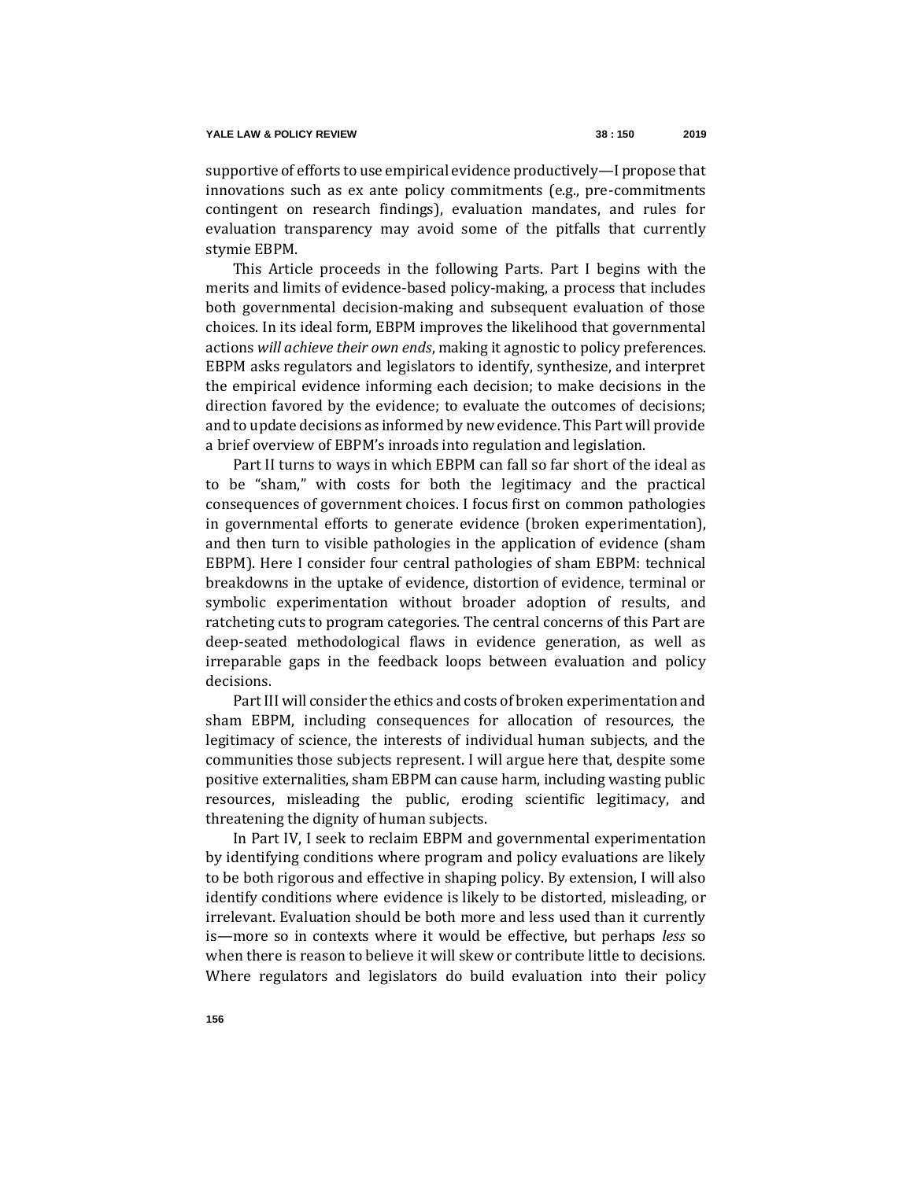supportive of efforts to use empirical evidence productively—I propose that innovations such as ex ante policy commitments (e.g., pre-commitments contingent on research findings), evaluation mandates, and rules for evaluation transparency may avoid some of the pitfalls that currently stymie EBPM.

This Article proceeds in the following Parts. Part I begins with the merits and limits of evidence-based policy-making, a process that includes both governmental decision-making and subsequent evaluation of those choices. In its ideal form, EBPM improves the likelihood that governmental actions *will achieve their own ends*, making it agnostic to policy preferences. EBPM asks regulators and legislators to identify, synthesize, and interpret the empirical evidence informing each decision; to make decisions in the direction favored by the evidence; to evaluate the outcomes of decisions; and to update decisions as informed by new evidence. This Part will provide a brief overview of EBPM's inroads into regulation and legislation.

Part II turns to ways in which EBPM can fall so far short of the ideal as to be "sham," with costs for both the legitimacy and the practical consequences of government choices. I focus first on common pathologies in governmental efforts to generate evidence (broken experimentation), and then turn to visible pathologies in the application of evidence (sham EBPM). Here I consider four central pathologies of sham EBPM: technical breakdowns in the uptake of evidence, distortion of evidence, terminal or symbolic experimentation without broader adoption of results, and ratcheting cuts to program categories. The central concerns of this Part are deep-seated methodological flaws in evidence generation, as well as irreparable gaps in the feedback loops between evaluation and policy decisions.

Part III will consider the ethics and costs of broken experimentation and sham EBPM, including consequences for allocation of resources, the legitimacy of science, the interests of individual human subjects, and the communities those subjects represent. I will argue here that, despite some positive externalities, sham EBPM can cause harm, including wasting public resources, misleading the public, eroding scientific legitimacy, and threatening the dignity of human subjects.

In Part IV, I seek to reclaim EBPM and governmental experimentation by identifying conditions where program and policy evaluations are likely to be both rigorous and effective in shaping policy. By extension, I will also identify conditions where evidence is likely to be distorted, misleading, or irrelevant. Evaluation should be both more and less used than it currently is—more so in contexts where it would be effective, but perhaps *less* so when there is reason to believe it will skew or contribute little to decisions. Where regulators and legislators do build evaluation into their policy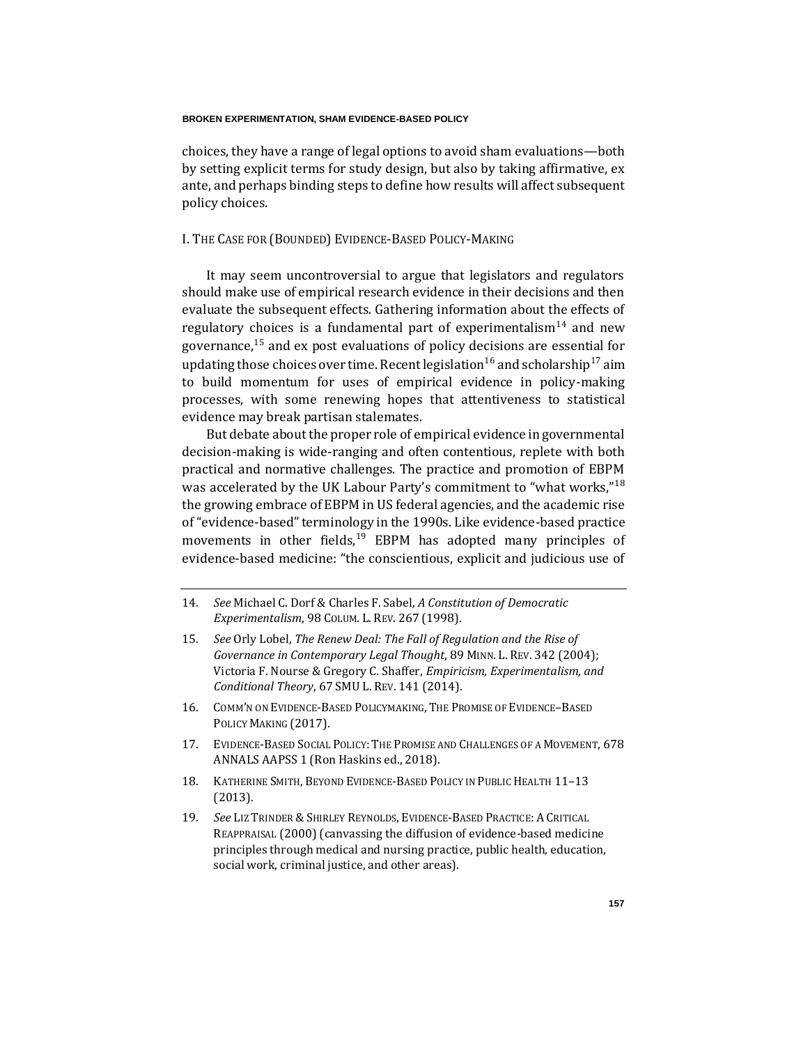choices, they have a range of legal options to avoid sham evaluations—both by setting explicit terms for study design, but also by taking affirmative, ex ante, and perhaps binding steps to define how results will affect subsequent policy choices.

## I. The Case for (Bounded) Evidence-Based Policy-Making

It may seem uncontroversial to argue that legislators and regulators should make use of empirical research evidence in their decisions and then evaluate the subsequent effects. Gathering information about the effects of regulatory choices is a fundamental part of experimentalism[14] and new governance,[15] and ex post evaluations of policy decisions are essential for updating those choices over time. Recent legislation[16] and scholarship[17] aim to build momentum for uses of empirical evidence in policy-making processes, with some renewing hopes that attentiveness to statistical evidence may break partisan stalemates.

But debate about the proper role of empirical evidence in governmental decision-making is wide-ranging and often contentious, replete with both practical and normative challenges. The practice and promotion of EBPM was accelerated by the UK Labour Party's commitment to "what works,"[18] the growing embrace of EBPM in US federal agencies, and the academic rise of "evidence-based" terminology in the 1990s. Like evidence-based practice movements in other fields,[19] EBPM has adopted many principles of evidence-based medicine: "the conscientious, explicit and judicious use of

---

14. *See* Michael C. Dorf & Charles F. Sabel, *A Constitution of Democratic Experimentalism*, 98 Colum. L. Rev. 267 (1998).

15. *See* Orly Lobel, *The Renew Deal: The Fall of Regulation and the Rise of Governance in Contemporary Legal Thought*, 89 Minn. L. Rev. 342 (2004); Victoria F. Nourse & Gregory C. Shaffer, *Empiricism, Experimentalism, and Conditional Theory*, 67 SMU L. Rev. 141 (2014).

16. Comm'n on Evidence-Based Policymaking, The Promise of Evidence–Based Policy Making (2017).

17. Evidence-Based Social Policy: The Promise and Challenges of a Movement, 678 ANNALS AAPSS 1 (Ron Haskins ed., 2018).

18. Katherine Smith, Beyond Evidence-Based Policy in Public Health 11–13 (2013).

19. *See* Liz Trinder & Shirley Reynolds, Evidence-Based Practice: A Critical Reappraisal (2000) (canvassing the diffusion of evidence-based medicine principles through medical and nursing practice, public health, education, social work, criminal justice, and other areas).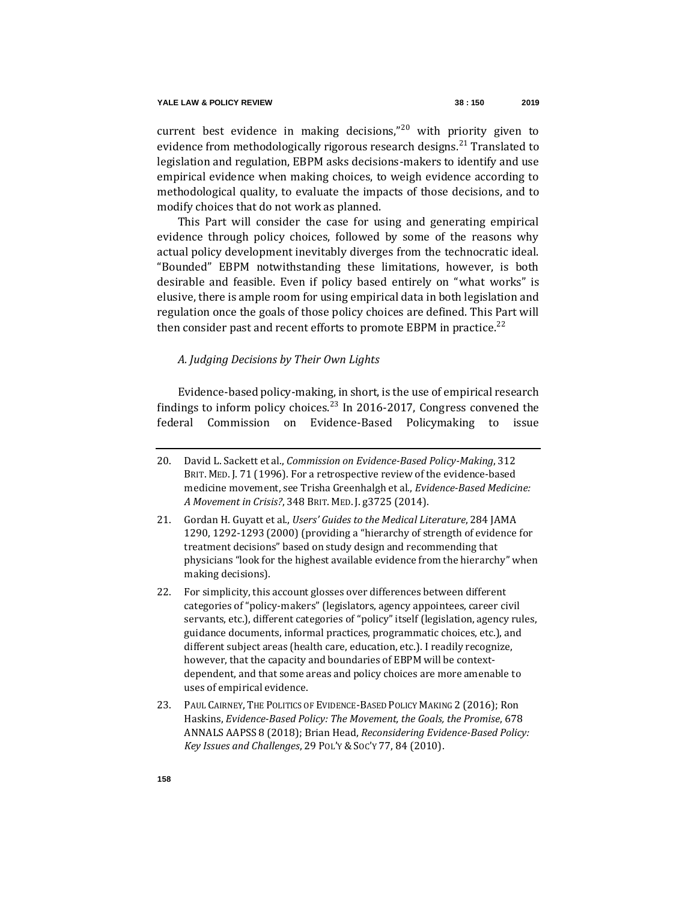current best evidence in making decisions,"[20] with priority given to evidence from methodologically rigorous research designs.[21] Translated to legislation and regulation, EBPM asks decisions-makers to identify and use empirical evidence when making choices, to weigh evidence according to methodological quality, to evaluate the impacts of those decisions, and to modify choices that do not work as planned.

This Part will consider the case for using and generating empirical evidence through policy choices, followed by some of the reasons why actual policy development inevitably diverges from the technocratic ideal. "Bounded" EBPM notwithstanding these limitations, however, is both desirable and feasible. Even if policy based entirely on "what works" is elusive, there is ample room for using empirical data in both legislation and regulation once the goals of those policy choices are defined. This Part will then consider past and recent efforts to promote EBPM in practice.[22]

### *A. Judging Decisions by Their Own Lights*

Evidence-based policy-making, in short, is the use of empirical research findings to inform policy choices.[23] In 2016-2017, Congress convened the federal Commission on Evidence-Based Policymaking to issue

---

20. David L. Sackett et al., *Commission on Evidence-Based Policy-Making*, 312 BRIT. MED. J. 71 (1996). For a retrospective review of the evidence-based medicine movement, see Trisha Greenhalgh et al., *Evidence-Based Medicine: A Movement in Crisis?*, 348 BRIT. MED. J. g3725 (2014).

21. Gordan H. Guyatt et al., *Users' Guides to the Medical Literature*, 284 JAMA 1290, 1292-1293 (2000) (providing a "hierarchy of strength of evidence for treatment decisions" based on study design and recommending that physicians "look for the highest available evidence from the hierarchy" when making decisions).

22. For simplicity, this account glosses over differences between different categories of "policy-makers" (legislators, agency appointees, career civil servants, etc.), different categories of "policy" itself (legislation, agency rules, guidance documents, informal practices, programmatic choices, etc.), and different subject areas (health care, education, etc.). I readily recognize, however, that the capacity and boundaries of EBPM will be context-dependent, and that some areas and policy choices are more amenable to uses of empirical evidence.

23. PAUL CAIRNEY, THE POLITICS OF EVIDENCE-BASED POLICY MAKING 2 (2016); Ron Haskins, *Evidence-Based Policy: The Movement, the Goals, the Promise*, 678 ANNALS AAPSS 8 (2018); Brian Head, *Reconsidering Evidence-Based Policy: Key Issues and Challenges*, 29 POL'Y & SOC'Y 77, 84 (2010).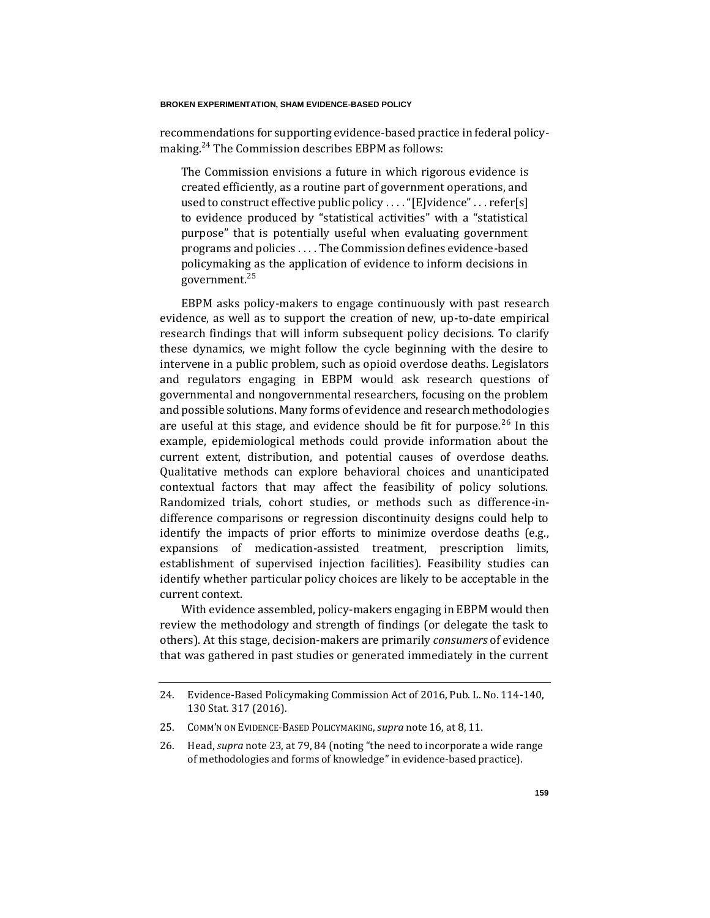recommendations for supporting evidence-based practice in federal policy-making.[24] The Commission describes EBPM as follows:

> The Commission envisions a future in which rigorous evidence is created efficiently, as a routine part of government operations, and used to construct effective public policy . . . . "[E]vidence" . . . refer[s] to evidence produced by "statistical activities" with a "statistical purpose" that is potentially useful when evaluating government programs and policies . . . . The Commission defines evidence-based policymaking as the application of evidence to inform decisions in government.[25]

EBPM asks policy-makers to engage continuously with past research evidence, as well as to support the creation of new, up-to-date empirical research findings that will inform subsequent policy decisions. To clarify these dynamics, we might follow the cycle beginning with the desire to intervene in a public problem, such as opioid overdose deaths. Legislators and regulators engaging in EBPM would ask research questions of governmental and nongovernmental researchers, focusing on the problem and possible solutions. Many forms of evidence and research methodologies are useful at this stage, and evidence should be fit for purpose.[26] In this example, epidemiological methods could provide information about the current extent, distribution, and potential causes of overdose deaths. Qualitative methods can explore behavioral choices and unanticipated contextual factors that may affect the feasibility of policy solutions. Randomized trials, cohort studies, or methods such as difference-in-difference comparisons or regression discontinuity designs could help to identify the impacts of prior efforts to minimize overdose deaths (e.g., expansions of medication-assisted treatment, prescription limits, establishment of supervised injection facilities). Feasibility studies can identify whether particular policy choices are likely to be acceptable in the current context.

With evidence assembled, policy-makers engaging in EBPM would then review the methodology and strength of findings (or delegate the task to others). At this stage, decision-makers are primarily *consumers* of evidence that was gathered in past studies or generated immediately in the current

---

24. Evidence-Based Policymaking Commission Act of 2016, Pub. L. No. 114-140, 130 Stat. 317 (2016).

25. COMM'N ON EVIDENCE-BASED POLICYMAKING, *supra* note 16, at 8, 11.

26. Head, *supra* note 23, at 79, 84 (noting "the need to incorporate a wide range of methodologies and forms of knowledge" in evidence-based practice).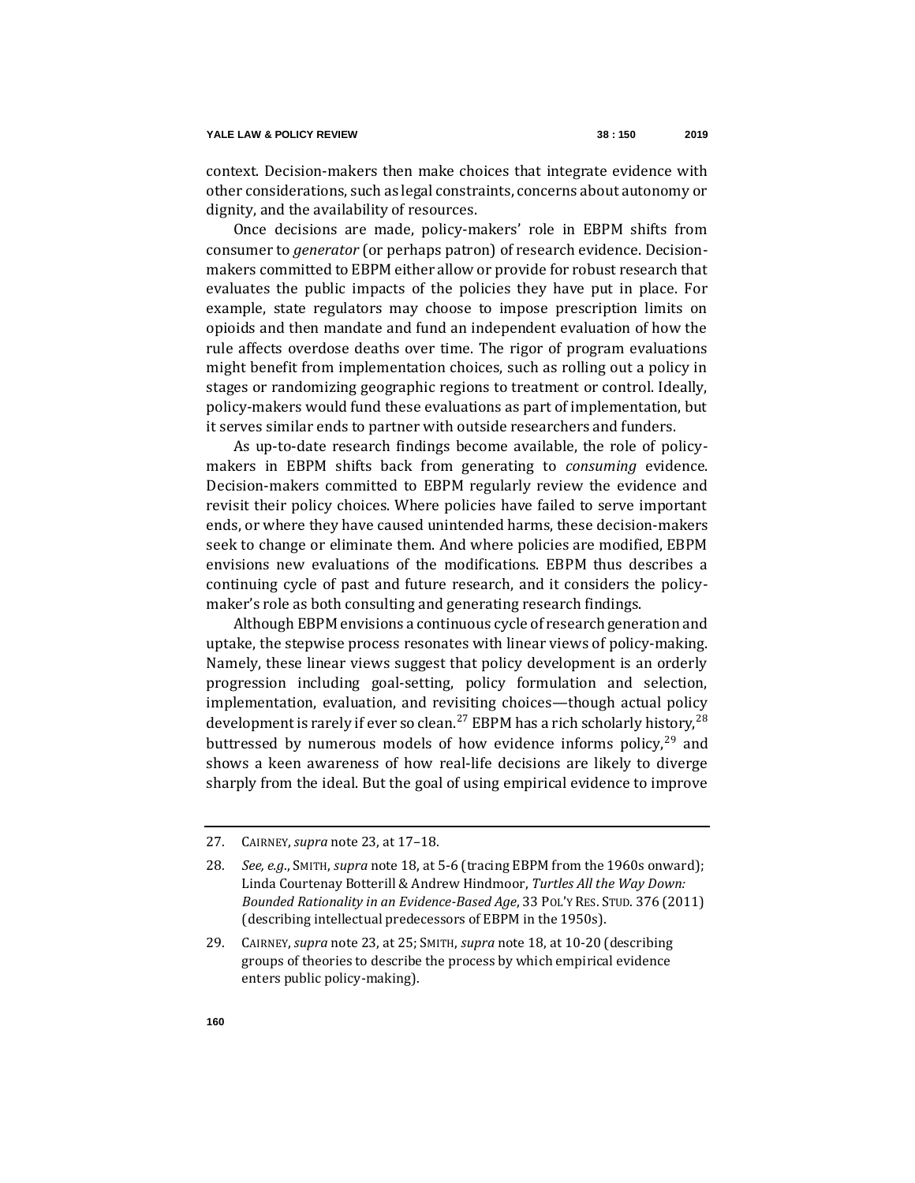context. Decision-makers then make choices that integrate evidence with other considerations, such as legal constraints, concerns about autonomy or dignity, and the availability of resources.

Once decisions are made, policy-makers' role in EBPM shifts from consumer to *generator* (or perhaps patron) of research evidence. Decision-makers committed to EBPM either allow or provide for robust research that evaluates the public impacts of the policies they have put in place. For example, state regulators may choose to impose prescription limits on opioids and then mandate and fund an independent evaluation of how the rule affects overdose deaths over time. The rigor of program evaluations might benefit from implementation choices, such as rolling out a policy in stages or randomizing geographic regions to treatment or control. Ideally, policy-makers would fund these evaluations as part of implementation, but it serves similar ends to partner with outside researchers and funders.

As up-to-date research findings become available, the role of policy-makers in EBPM shifts back from generating to *consuming* evidence. Decision-makers committed to EBPM regularly review the evidence and revisit their policy choices. Where policies have failed to serve important ends, or where they have caused unintended harms, these decision-makers seek to change or eliminate them. And where policies are modified, EBPM envisions new evaluations of the modifications. EBPM thus describes a continuing cycle of past and future research, and it considers the policy-maker's role as both consulting and generating research findings.

Although EBPM envisions a continuous cycle of research generation and uptake, the stepwise process resonates with linear views of policy-making. Namely, these linear views suggest that policy development is an orderly progression including goal-setting, policy formulation and selection, implementation, evaluation, and revisiting choices—though actual policy development is rarely if ever so clean.[27] EBPM has a rich scholarly history,[28] buttressed by numerous models of how evidence informs policy,[29] and shows a keen awareness of how real-life decisions are likely to diverge sharply from the ideal. But the goal of using empirical evidence to improve

---

27. CAIRNEY, *supra* note 23, at 17–18.

28. *See, e.g.*, SMITH, *supra* note 18, at 5-6 (tracing EBPM from the 1960s onward); Linda Courtenay Botterill & Andrew Hindmoor, *Turtles All the Way Down: Bounded Rationality in an Evidence-Based Age*, 33 POL'Y RES. STUD. 376 (2011) (describing intellectual predecessors of EBPM in the 1950s).

29. CAIRNEY, *supra* note 23, at 25; SMITH, *supra* note 18, at 10-20 (describing groups of theories to describe the process by which empirical evidence enters public policy-making).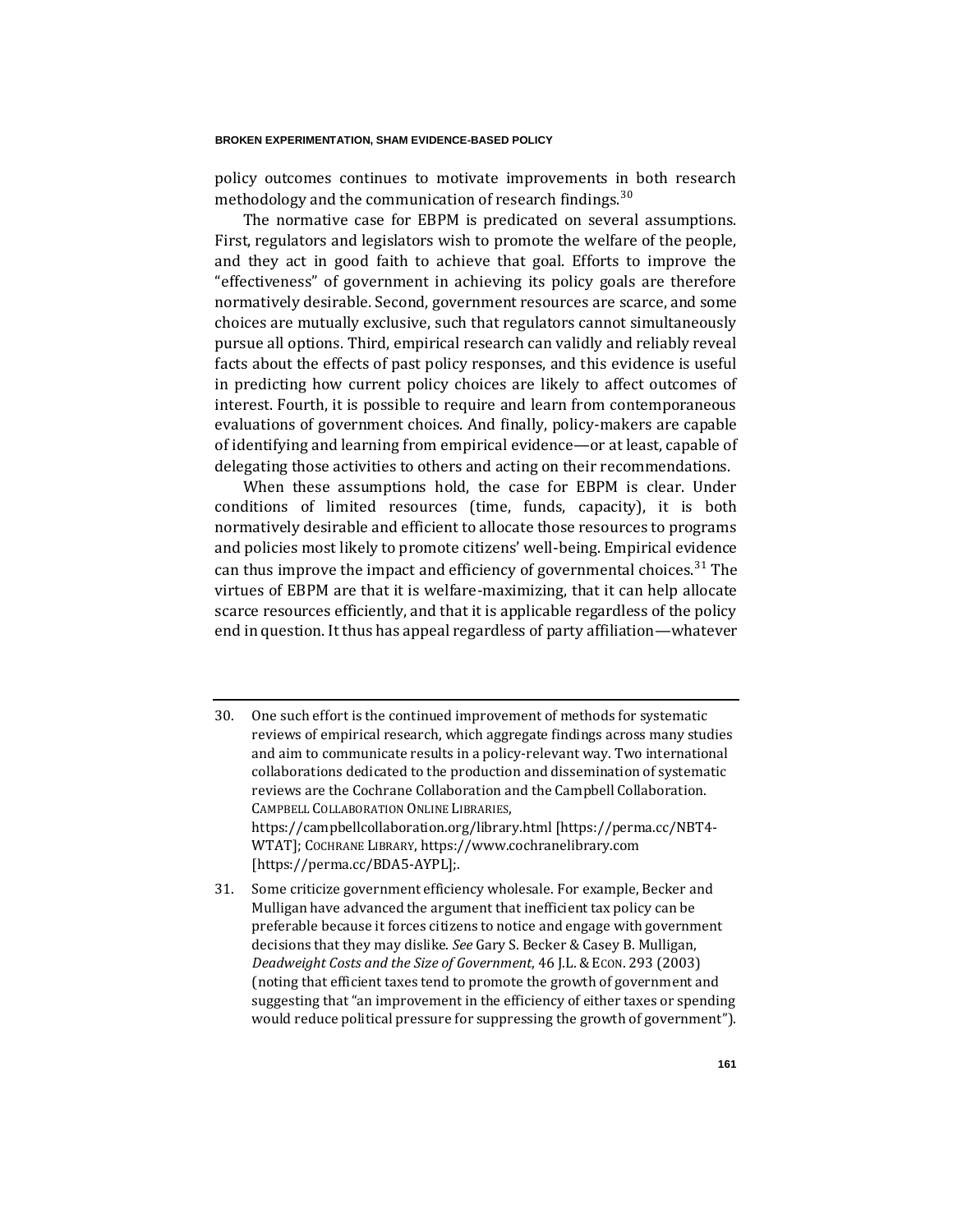policy outcomes continues to motivate improvements in both research methodology and the communication of research findings.[30]

The normative case for EBPM is predicated on several assumptions. First, regulators and legislators wish to promote the welfare of the people, and they act in good faith to achieve that goal. Efforts to improve the "effectiveness" of government in achieving its policy goals are therefore normatively desirable. Second, government resources are scarce, and some choices are mutually exclusive, such that regulators cannot simultaneously pursue all options. Third, empirical research can validly and reliably reveal facts about the effects of past policy responses, and this evidence is useful in predicting how current policy choices are likely to affect outcomes of interest. Fourth, it is possible to require and learn from contemporaneous evaluations of government choices. And finally, policy-makers are capable of identifying and learning from empirical evidence—or at least, capable of delegating those activities to others and acting on their recommendations.

When these assumptions hold, the case for EBPM is clear. Under conditions of limited resources (time, funds, capacity), it is both normatively desirable and efficient to allocate those resources to programs and policies most likely to promote citizens' well-being. Empirical evidence can thus improve the impact and efficiency of governmental choices.[31] The virtues of EBPM are that it is welfare-maximizing, that it can help allocate scarce resources efficiently, and that it is applicable regardless of the policy end in question. It thus has appeal regardless of party affiliation—whatever

---

30. One such effort is the continued improvement of methods for systematic reviews of empirical research, which aggregate findings across many studies and aim to communicate results in a policy-relevant way. Two international collaborations dedicated to the production and dissemination of systematic reviews are the Cochrane Collaboration and the Campbell Collaboration. CAMPBELL COLLABORATION ONLINE LIBRARIES, https://campbellcollaboration.org/library.html [https://perma.cc/NBT4-WTAT]; COCHRANE LIBRARY, https://www.cochranelibrary.com [https://perma.cc/BDA5-AYPL];.

31. Some criticize government efficiency wholesale. For example, Becker and Mulligan have advanced the argument that inefficient tax policy can be preferable because it forces citizens to notice and engage with government decisions that they may dislike. *See* Gary S. Becker & Casey B. Mulligan, *Deadweight Costs and the Size of Government*, 46 J.L. & ECON. 293 (2003) (noting that efficient taxes tend to promote the growth of government and suggesting that "an improvement in the efficiency of either taxes or spending would reduce political pressure for suppressing the growth of government").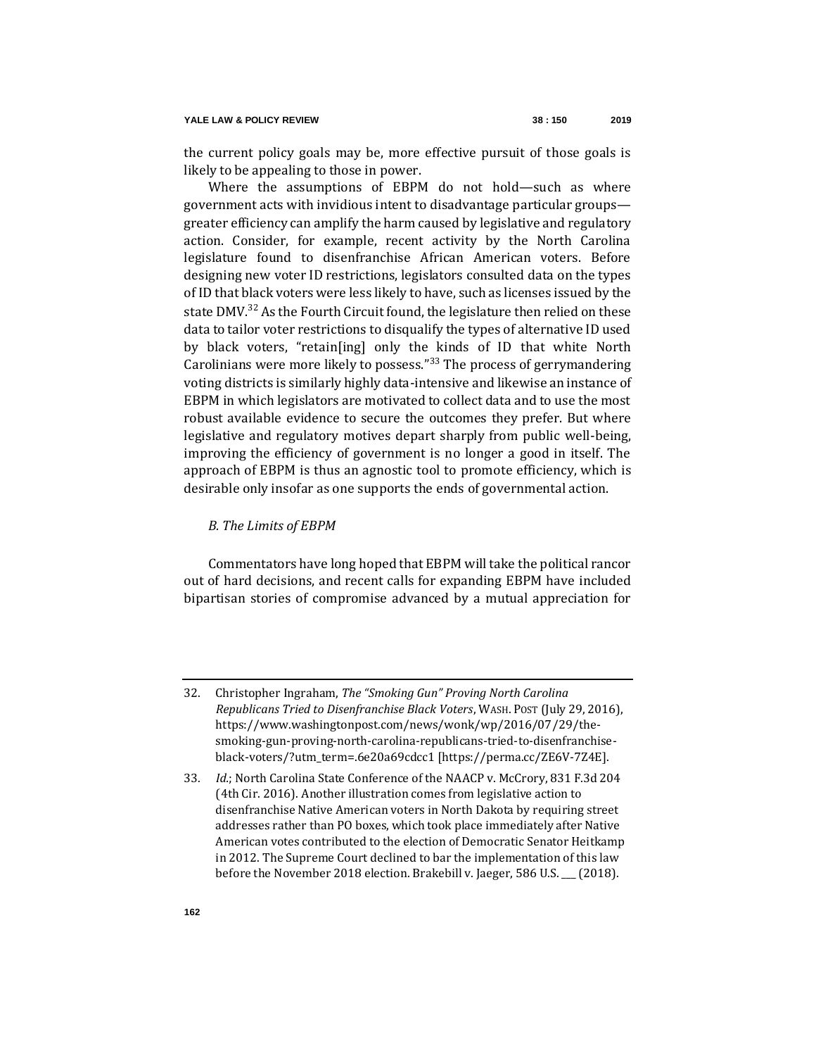the current policy goals may be, more effective pursuit of those goals is likely to be appealing to those in power.

Where the assumptions of EBPM do not hold—such as where government acts with invidious intent to disadvantage particular groups—greater efficiency can amplify the harm caused by legislative and regulatory action. Consider, for example, recent activity by the North Carolina legislature found to disenfranchise African American voters. Before designing new voter ID restrictions, legislators consulted data on the types of ID that black voters were less likely to have, such as licenses issued by the state DMV.[32] As the Fourth Circuit found, the legislature then relied on these data to tailor voter restrictions to disqualify the types of alternative ID used by black voters, "retain[ing] only the kinds of ID that white North Carolinians were more likely to possess."[33] The process of gerrymandering voting districts is similarly highly data-intensive and likewise an instance of EBPM in which legislators are motivated to collect data and to use the most robust available evidence to secure the outcomes they prefer. But where legislative and regulatory motives depart sharply from public well-being, improving the efficiency of government is no longer a good in itself. The approach of EBPM is thus an agnostic tool to promote efficiency, which is desirable only insofar as one supports the ends of governmental action.

### *B. The Limits of EBPM*

Commentators have long hoped that EBPM will take the political rancor out of hard decisions, and recent calls for expanding EBPM have included bipartisan stories of compromise advanced by a mutual appreciation for

---

32. Christopher Ingraham, *The "Smoking Gun" Proving North Carolina Republicans Tried to Disenfranchise Black Voters*, WASH. POST (July 29, 2016), https://www.washingtonpost.com/news/wonk/wp/2016/07/29/the-smoking-gun-proving-north-carolina-republicans-tried-to-disenfranchise-black-voters/?utm_term=.6e20a69cdcc1 [https://perma.cc/ZE6V-7Z4E].

33. *Id.*; North Carolina State Conference of the NAACP v. McCrory, 831 F.3d 204 (4th Cir. 2016). Another illustration comes from legislative action to disenfranchise Native American voters in North Dakota by requiring street addresses rather than PO boxes, which took place immediately after Native American votes contributed to the election of Democratic Senator Heitkamp in 2012. The Supreme Court declined to bar the implementation of this law before the November 2018 election. Brakebill v. Jaeger, 586 U.S. ___ (2018).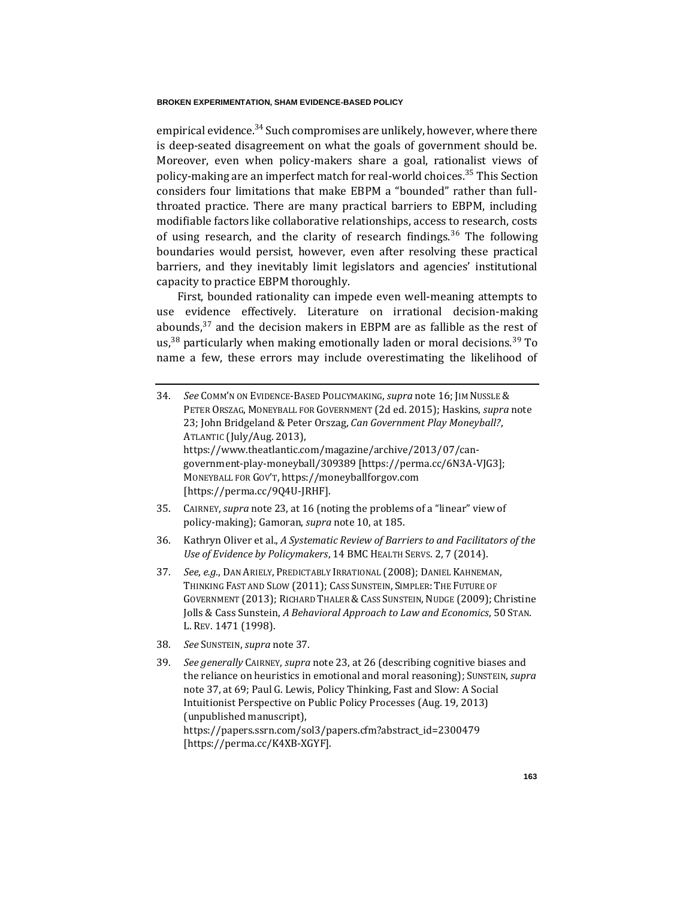empirical evidence.[34] Such compromises are unlikely, however, where there is deep-seated disagreement on what the goals of government should be. Moreover, even when policy-makers share a goal, rationalist views of policy-making are an imperfect match for real-world choices.[35] This Section considers four limitations that make EBPM a "bounded" rather than full-throated practice. There are many practical barriers to EBPM, including modifiable factors like collaborative relationships, access to research, costs of using research, and the clarity of research findings.[36] The following boundaries would persist, however, even after resolving these practical barriers, and they inevitably limit legislators and agencies' institutional capacity to practice EBPM thoroughly.

First, bounded rationality can impede even well-meaning attempts to use evidence effectively. Literature on irrational decision-making abounds,[37] and the decision makers in EBPM are as fallible as the rest of us,[38] particularly when making emotionally laden or moral decisions.[39] To name a few, these errors may include overestimating the likelihood of

---

34. *See* COMM'N ON EVIDENCE-BASED POLICYMAKING, *supra* note 16; JIM NUSSLE & PETER ORSZAG, MONEYBALL FOR GOVERNMENT (2d ed. 2015); Haskins, *supra* note 23; John Bridgeland & Peter Orszag, *Can Government Play Moneyball?*, ATLANTIC (July/Aug. 2013), https://www.theatlantic.com/magazine/archive/2013/07/can-government-play-moneyball/309389 [https://perma.cc/6N3A-VJG3]; MONEYBALL FOR GOV'T, https://moneyballforgov.com [https://perma.cc/9Q4U-JRHF].

35. CAIRNEY, *supra* note 23, at 16 (noting the problems of a "linear" view of policy-making); Gamoran, *supra* note 10, at 185.

36. Kathryn Oliver et al., *A Systematic Review of Barriers to and Facilitators of the Use of Evidence by Policymakers*, 14 BMC HEALTH SERVS. 2, 7 (2014).

37. *See*, *e.g.*, DAN ARIELY, PREDICTABLY IRRATIONAL (2008); DANIEL KAHNEMAN, THINKING FAST AND SLOW (2011); CASS SUNSTEIN, SIMPLER: THE FUTURE OF GOVERNMENT (2013); RICHARD THALER & CASS SUNSTEIN, NUDGE (2009); Christine Jolls & Cass Sunstein, *A Behavioral Approach to Law and Economics*, 50 STAN. L. REV. 1471 (1998).

38. *See* SUNSTEIN, *supra* note 37.

39. *See generally* CAIRNEY, *supra* note 23, at 26 (describing cognitive biases and the reliance on heuristics in emotional and moral reasoning); SUNSTEIN, *supra* note 37, at 69; Paul G. Lewis, Policy Thinking, Fast and Slow: A Social Intuitionist Perspective on Public Policy Processes (Aug. 19, 2013) (unpublished manuscript), https://papers.ssrn.com/sol3/papers.cfm?abstract_id=2300479 [https://perma.cc/K4XB-XGYF].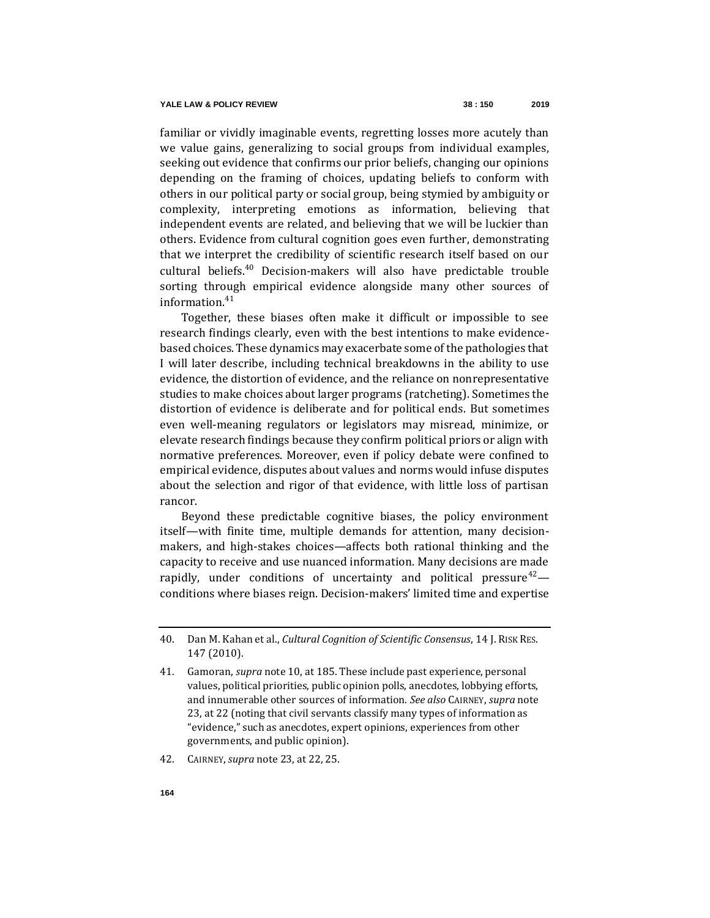familiar or vividly imaginable events, regretting losses more acutely than we value gains, generalizing to social groups from individual examples, seeking out evidence that confirms our prior beliefs, changing our opinions depending on the framing of choices, updating beliefs to conform with others in our political party or social group, being stymied by ambiguity or complexity, interpreting emotions as information, believing that independent events are related, and believing that we will be luckier than others. Evidence from cultural cognition goes even further, demonstrating that we interpret the credibility of scientific research itself based on our cultural beliefs.[40] Decision-makers will also have predictable trouble sorting through empirical evidence alongside many other sources of information.[41]

Together, these biases often make it difficult or impossible to see research findings clearly, even with the best intentions to make evidence-based choices. These dynamics may exacerbate some of the pathologies that I will later describe, including technical breakdowns in the ability to use evidence, the distortion of evidence, and the reliance on nonrepresentative studies to make choices about larger programs (ratcheting). Sometimes the distortion of evidence is deliberate and for political ends. But sometimes even well-meaning regulators or legislators may misread, minimize, or elevate research findings because they confirm political priors or align with normative preferences. Moreover, even if policy debate were confined to empirical evidence, disputes about values and norms would infuse disputes about the selection and rigor of that evidence, with little loss of partisan rancor.

Beyond these predictable cognitive biases, the policy environment itself—with finite time, multiple demands for attention, many decision-makers, and high-stakes choices—affects both rational thinking and the capacity to receive and use nuanced information. Many decisions are made rapidly, under conditions of uncertainty and political pressure[42]—conditions where biases reign. Decision-makers' limited time and expertise

---

40. Dan M. Kahan et al., *Cultural Cognition of Scientific Consensus*, 14 J. RISK RES. 147 (2010).

41. Gamoran, *supra* note 10, at 185. These include past experience, personal values, political priorities, public opinion polls, anecdotes, lobbying efforts, and innumerable other sources of information. *See also* CAIRNEY, *supra* note 23, at 22 (noting that civil servants classify many types of information as "evidence," such as anecdotes, expert opinions, experiences from other governments, and public opinion).

42. CAIRNEY, *supra* note 23, at 22, 25.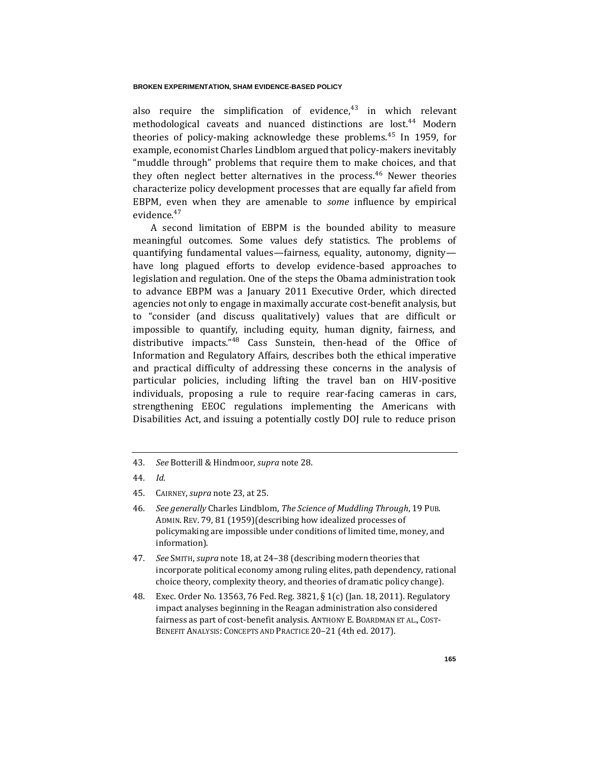also require the simplification of evidence,[43] in which relevant methodological caveats and nuanced distinctions are lost.[44] Modern theories of policy-making acknowledge these problems.[45] In 1959, for example, economist Charles Lindblom argued that policy-makers inevitably "muddle through" problems that require them to make choices, and that they often neglect better alternatives in the process.[46] Newer theories characterize policy development processes that are equally far afield from EBPM, even when they are amenable to *some* influence by empirical evidence.[47]

A second limitation of EBPM is the bounded ability to measure meaningful outcomes. Some values defy statistics. The problems of quantifying fundamental values—fairness, equality, autonomy, dignity—have long plagued efforts to develop evidence-based approaches to legislation and regulation. One of the steps the Obama administration took to advance EBPM was a January 2011 Executive Order, which directed agencies not only to engage in maximally accurate cost-benefit analysis, but to "consider (and discuss qualitatively) values that are difficult or impossible to quantify, including equity, human dignity, fairness, and distributive impacts."[48] Cass Sunstein, then-head of the Office of Information and Regulatory Affairs, describes both the ethical imperative and practical difficulty of addressing these concerns in the analysis of particular policies, including lifting the travel ban on HIV-positive individuals, proposing a rule to require rear-facing cameras in cars, strengthening EEOC regulations implementing the Americans with Disabilities Act, and issuing a potentially costly DOJ rule to reduce prison

---

43. *See* Botterill & Hindmoor, *supra* note 28.

44. *Id.*

45. CAIRNEY, *supra* note 23, at 25.

46. *See generally* Charles Lindblom, *The Science of Muddling Through*, 19 PUB. ADMIN. REV. 79, 81 (1959)(describing how idealized processes of policymaking are impossible under conditions of limited time, money, and information).

47. *See* SMITH, *supra* note 18, at 24–38 (describing modern theories that incorporate political economy among ruling elites, path dependency, rational choice theory, complexity theory, and theories of dramatic policy change).

48. Exec. Order No. 13563, 76 Fed. Reg. 3821, § 1(c) (Jan. 18, 2011). Regulatory impact analyses beginning in the Reagan administration also considered fairness as part of cost-benefit analysis. ANTHONY E. BOARDMAN ET AL., COST-BENEFIT ANALYSIS: CONCEPTS AND PRACTICE 20–21 (4th ed. 2017).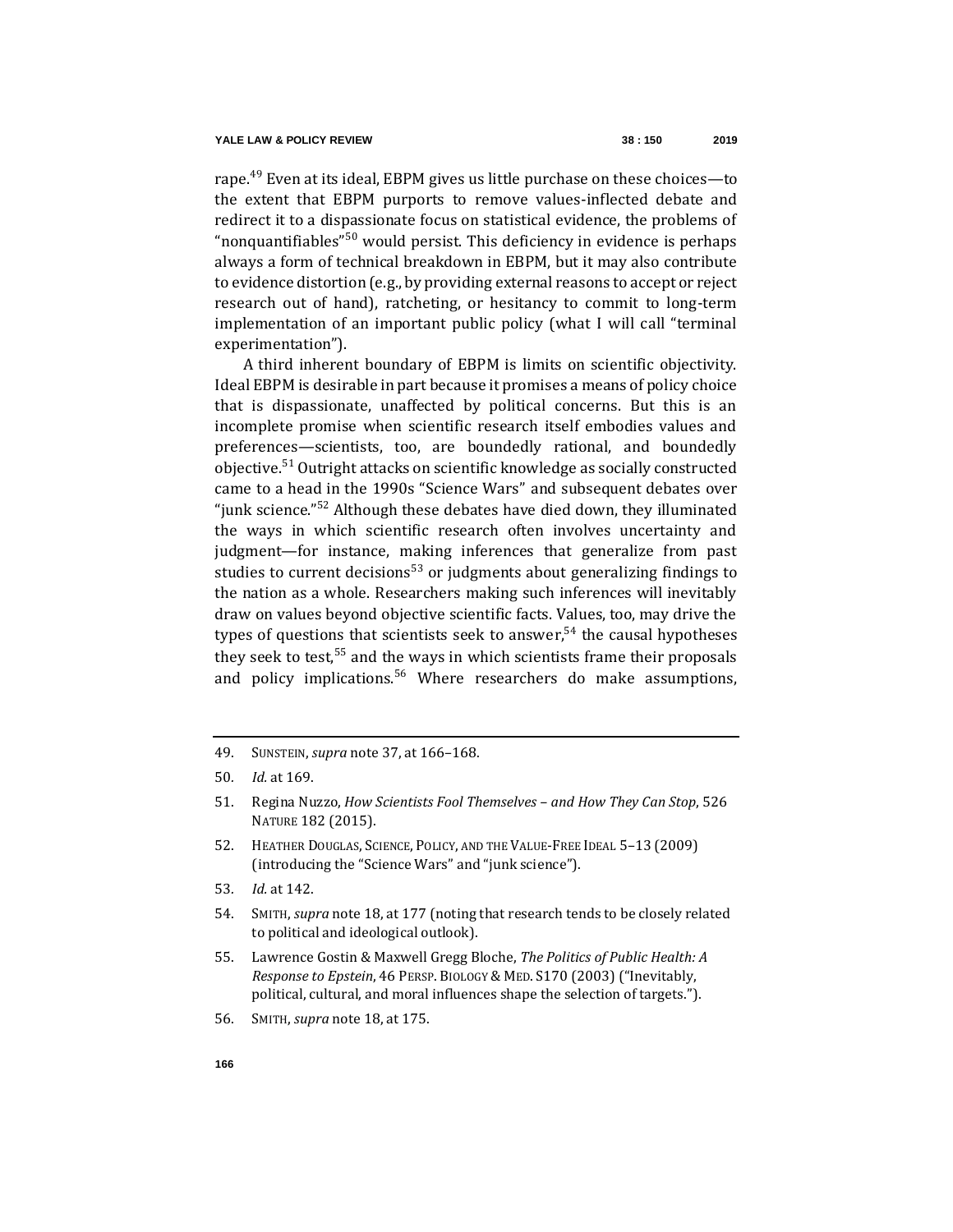rape.[49] Even at its ideal, EBPM gives us little purchase on these choices—to the extent that EBPM purports to remove values-inflected debate and redirect it to a dispassionate focus on statistical evidence, the problems of "nonquantifiables"[50] would persist. This deficiency in evidence is perhaps always a form of technical breakdown in EBPM, but it may also contribute to evidence distortion (e.g., by providing external reasons to accept or reject research out of hand), ratcheting, or hesitancy to commit to long-term implementation of an important public policy (what I will call "terminal experimentation").

A third inherent boundary of EBPM is limits on scientific objectivity. Ideal EBPM is desirable in part because it promises a means of policy choice that is dispassionate, unaffected by political concerns. But this is an incomplete promise when scientific research itself embodies values and preferences—scientists, too, are boundedly rational, and boundedly objective.[51] Outright attacks on scientific knowledge as socially constructed came to a head in the 1990s "Science Wars" and subsequent debates over "junk science."[52] Although these debates have died down, they illuminated the ways in which scientific research often involves uncertainty and judgment—for instance, making inferences that generalize from past studies to current decisions[53] or judgments about generalizing findings to the nation as a whole. Researchers making such inferences will inevitably draw on values beyond objective scientific facts. Values, too, may drive the types of questions that scientists seek to answer,[54] the causal hypotheses they seek to test,[55] and the ways in which scientists frame their proposals and policy implications.[56] Where researchers do make assumptions,

---

49. SUNSTEIN, *supra* note 37, at 166–168.

50. *Id.* at 169.

51. Regina Nuzzo, *How Scientists Fool Themselves – and How They Can Stop*, 526 NATURE 182 (2015).

52. HEATHER DOUGLAS, SCIENCE, POLICY, AND THE VALUE-FREE IDEAL 5–13 (2009) (introducing the "Science Wars" and "junk science").

53. *Id.* at 142.

54. SMITH, *supra* note 18, at 177 (noting that research tends to be closely related to political and ideological outlook).

55. Lawrence Gostin & Maxwell Gregg Bloche, *The Politics of Public Health: A Response to Epstein*, 46 PERSP. BIOLOGY & MED. S170 (2003) ("Inevitably, political, cultural, and moral influences shape the selection of targets.").

56. SMITH, *supra* note 18, at 175.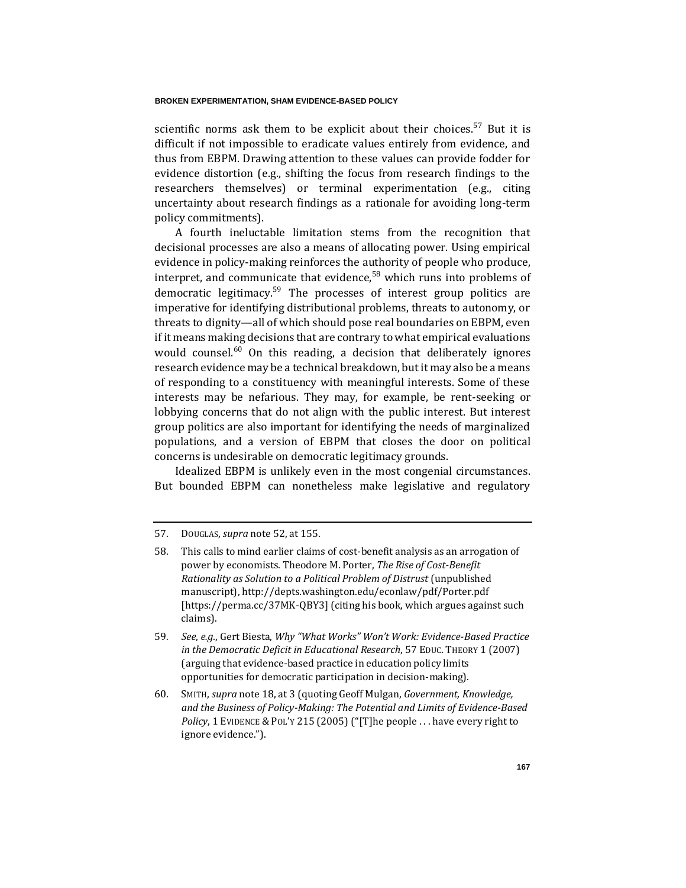scientific norms ask them to be explicit about their choices.[57] But it is difficult if not impossible to eradicate values entirely from evidence, and thus from EBPM. Drawing attention to these values can provide fodder for evidence distortion (e.g., shifting the focus from research findings to the researchers themselves) or terminal experimentation (e.g., citing uncertainty about research findings as a rationale for avoiding long-term policy commitments).

A fourth ineluctable limitation stems from the recognition that decisional processes are also a means of allocating power. Using empirical evidence in policy-making reinforces the authority of people who produce, interpret, and communicate that evidence,[58] which runs into problems of democratic legitimacy.[59] The processes of interest group politics are imperative for identifying distributional problems, threats to autonomy, or threats to dignity—all of which should pose real boundaries on EBPM, even if it means making decisions that are contrary to what empirical evaluations would counsel.[60] On this reading, a decision that deliberately ignores research evidence may be a technical breakdown, but it may also be a means of responding to a constituency with meaningful interests. Some of these interests may be nefarious. They may, for example, be rent-seeking or lobbying concerns that do not align with the public interest. But interest group politics are also important for identifying the needs of marginalized populations, and a version of EBPM that closes the door on political concerns is undesirable on democratic legitimacy grounds.

Idealized EBPM is unlikely even in the most congenial circumstances. But bounded EBPM can nonetheless make legislative and regulatory

---

57. DOUGLAS, *supra* note 52, at 155.

58. This calls to mind earlier claims of cost-benefit analysis as an arrogation of power by economists. Theodore M. Porter, *The Rise of Cost-Benefit Rationality as Solution to a Political Problem of Distrust* (unpublished manuscript), http://depts.washington.edu/econlaw/pdf/Porter.pdf [https://perma.cc/37MK-QBY3] (citing his book, which argues against such claims).

59. *See, e.g.*, Gert Biesta, *Why "What Works" Won't Work: Evidence-Based Practice in the Democratic Deficit in Educational Research*, 57 EDUC. THEORY 1 (2007) (arguing that evidence-based practice in education policy limits opportunities for democratic participation in decision-making).

60. SMITH, *supra* note 18, at 3 (quoting Geoff Mulgan, *Government, Knowledge, and the Business of Policy-Making: The Potential and Limits of Evidence-Based Policy*, 1 EVIDENCE & POL'Y 215 (2005) ("[T]he people . . . have every right to ignore evidence.").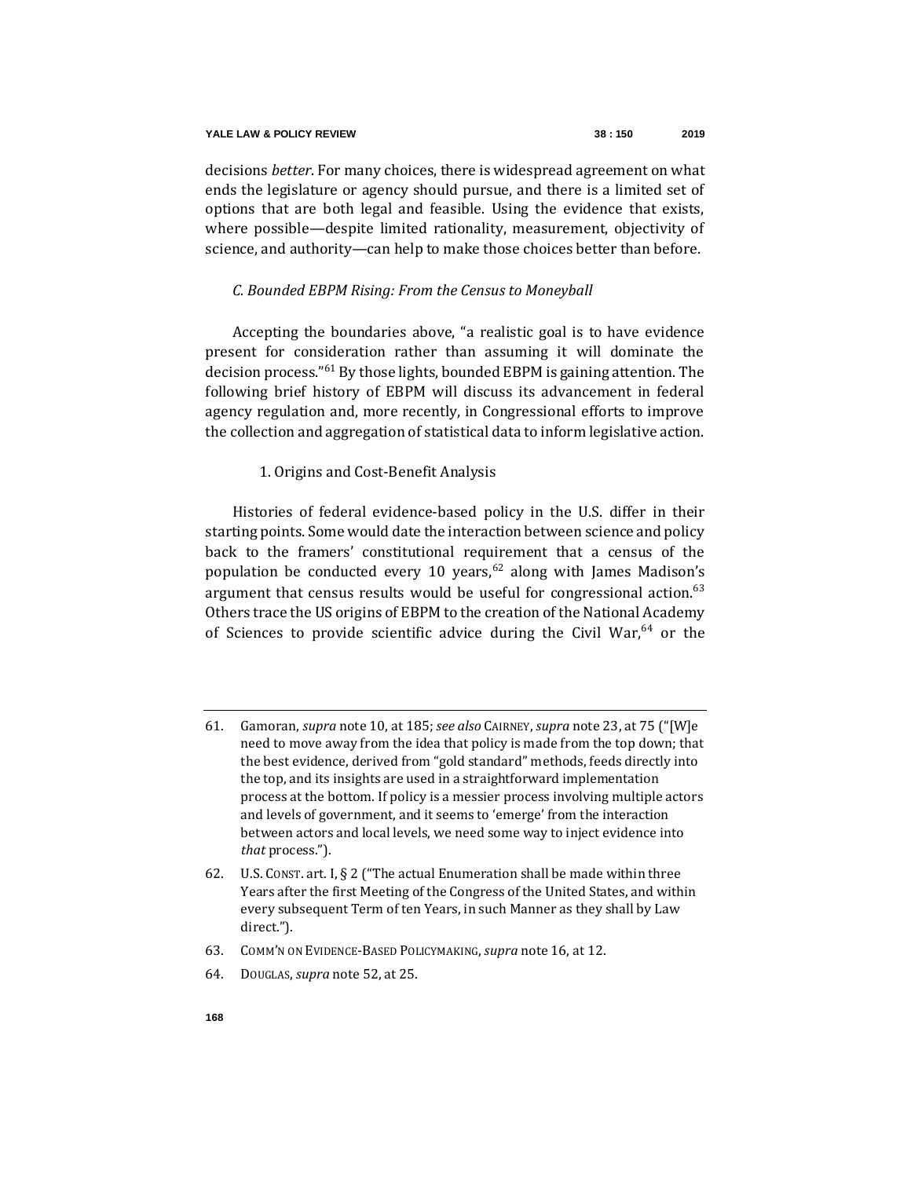decisions *better*. For many choices, there is widespread agreement on what ends the legislature or agency should pursue, and there is a limited set of options that are both legal and feasible. Using the evidence that exists, where possible—despite limited rationality, measurement, objectivity of science, and authority—can help to make those choices better than before.

### *C. Bounded EBPM Rising: From the Census to Moneyball*

Accepting the boundaries above, "a realistic goal is to have evidence present for consideration rather than assuming it will dominate the decision process."[61] By those lights, bounded EBPM is gaining attention. The following brief history of EBPM will discuss its advancement in federal agency regulation and, more recently, in Congressional efforts to improve the collection and aggregation of statistical data to inform legislative action.

#### 1. Origins and Cost-Benefit Analysis

Histories of federal evidence-based policy in the U.S. differ in their starting points. Some would date the interaction between science and policy back to the framers' constitutional requirement that a census of the population be conducted every 10 years,[62] along with James Madison's argument that census results would be useful for congressional action.[63] Others trace the US origins of EBPM to the creation of the National Academy of Sciences to provide scientific advice during the Civil War,[64] or the

---

61. Gamoran, *supra* note 10, at 185; *see also* CAIRNEY, *supra* note 23, at 75 ("[W]e need to move away from the idea that policy is made from the top down; that the best evidence, derived from "gold standard" methods, feeds directly into the top, and its insights are used in a straightforward implementation process at the bottom. If policy is a messier process involving multiple actors and levels of government, and it seems to 'emerge' from the interaction between actors and local levels, we need some way to inject evidence into *that* process.").

62. U.S. CONST. art. I, § 2 ("The actual Enumeration shall be made within three Years after the first Meeting of the Congress of the United States, and within every subsequent Term of ten Years, in such Manner as they shall by Law direct.").

63. COMM'N ON EVIDENCE-BASED POLICYMAKING, *supra* note 16, at 12.

64. DOUGLAS, *supra* note 52, at 25.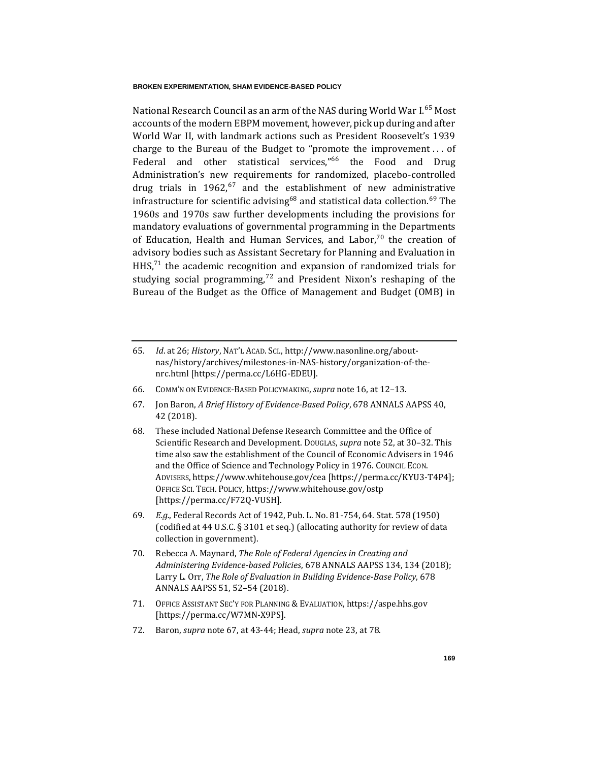National Research Council as an arm of the NAS during World War I.[65] Most accounts of the modern EBPM movement, however, pick up during and after World War II, with landmark actions such as President Roosevelt's 1939 charge to the Bureau of the Budget to "promote the improvement . . . of Federal and other statistical services,"[66] the Food and Drug Administration's new requirements for randomized, placebo-controlled drug trials in 1962,[67] and the establishment of new administrative infrastructure for scientific advising[68] and statistical data collection.[69] The 1960s and 1970s saw further developments including the provisions for mandatory evaluations of governmental programming in the Departments of Education, Health and Human Services, and Labor,[70] the creation of advisory bodies such as Assistant Secretary for Planning and Evaluation in HHS,[71] the academic recognition and expansion of randomized trials for studying social programming,[72] and President Nixon's reshaping of the Bureau of the Budget as the Office of Management and Budget (OMB) in

---

65. *Id*. at 26; *History*, NAT'L ACAD. SCI., http://www.nasonline.org/about-nas/history/archives/milestones-in-NAS-history/organization-of-the-nrc.html [https://perma.cc/L6HG-EDEU].

66. COMM'N ON EVIDENCE-BASED POLICYMAKING, *supra* note 16, at 12–13.

67. Jon Baron, *A Brief History of Evidence-Based Policy*, 678 ANNALS AAPSS 40, 42 (2018).

68. These included National Defense Research Committee and the Office of Scientific Research and Development. DOUGLAS, *supra* note 52, at 30–32. This time also saw the establishment of the Council of Economic Advisers in 1946 and the Office of Science and Technology Policy in 1976. COUNCIL ECON. ADVISERS, https://www.whitehouse.gov/cea [https://perma.cc/KYU3-T4P4]; OFFICE SCI. TECH. POLICY, https://www.whitehouse.gov/ostp [https://perma.cc/F72Q-VUSH].

69. *E.g.*, Federal Records Act of 1942, Pub. L. No. 81-754, 64. Stat. 578 (1950) (codified at 44 U.S.C. § 3101 et seq.) (allocating authority for review of data collection in government).

70. Rebecca A. Maynard, *The Role of Federal Agencies in Creating and Administering Evidence-based Policies*, 678 ANNALS AAPSS 134, 134 (2018); Larry L. Orr, *The Role of Evaluation in Building Evidence-Base Policy*, 678 ANNALS AAPSS 51, 52–54 (2018).

71. OFFICE ASSISTANT SEC'Y FOR PLANNING & EVALUATION, https://aspe.hhs.gov [https://perma.cc/W7MN-X9PS].

72. Baron, *supra* note 67, at 43-44; Head, *supra* note 23, at 78.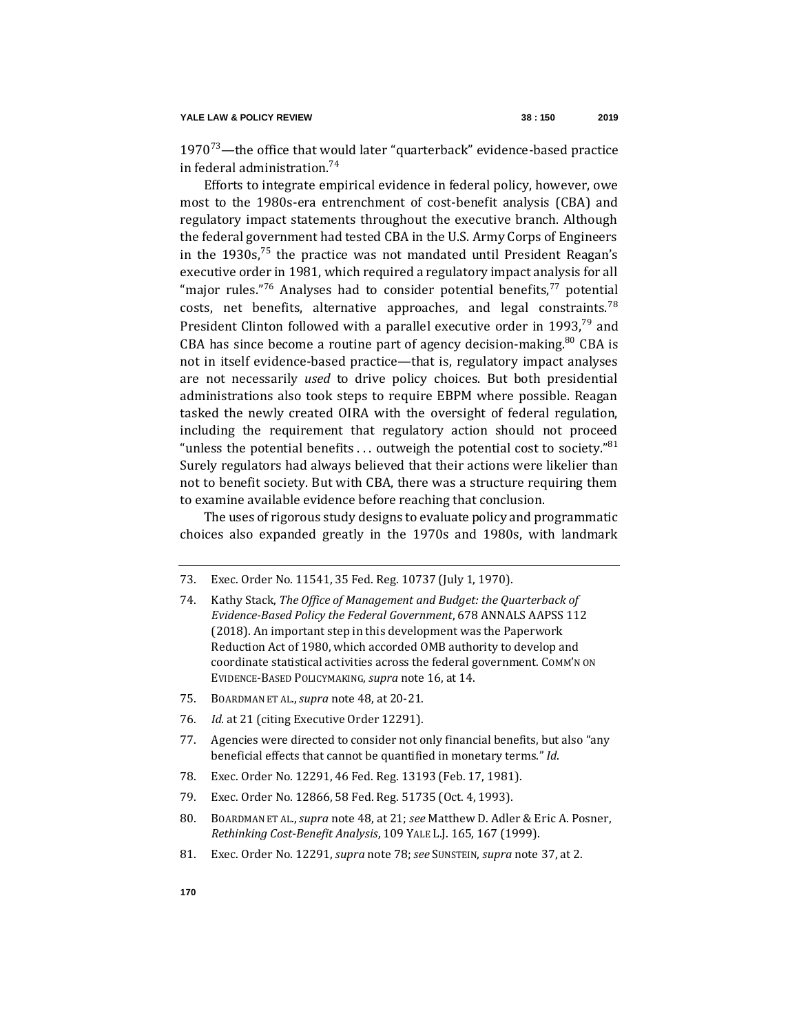1970[73]—the office that would later "quarterback" evidence-based practice in federal administration.[74]

Efforts to integrate empirical evidence in federal policy, however, owe most to the 1980s-era entrenchment of cost-benefit analysis (CBA) and regulatory impact statements throughout the executive branch. Although the federal government had tested CBA in the U.S. Army Corps of Engineers in the 1930s,[75] the practice was not mandated until President Reagan's executive order in 1981, which required a regulatory impact analysis for all "major rules."[76] Analyses had to consider potential benefits,[77] potential costs, net benefits, alternative approaches, and legal constraints.[78] President Clinton followed with a parallel executive order in 1993,[79] and CBA has since become a routine part of agency decision-making.[80] CBA is not in itself evidence-based practice—that is, regulatory impact analyses are not necessarily *used* to drive policy choices. But both presidential administrations also took steps to require EBPM where possible. Reagan tasked the newly created OIRA with the oversight of federal regulation, including the requirement that regulatory action should not proceed "unless the potential benefits . . . outweigh the potential cost to society."[81] Surely regulators had always believed that their actions were likelier than not to benefit society. But with CBA, there was a structure requiring them to examine available evidence before reaching that conclusion.

The uses of rigorous study designs to evaluate policy and programmatic choices also expanded greatly in the 1970s and 1980s, with landmark

---

73. Exec. Order No. 11541, 35 Fed. Reg. 10737 (July 1, 1970).

74. Kathy Stack, *The Office of Management and Budget: the Quarterback of Evidence-Based Policy the Federal Government*, 678 ANNALS AAPSS 112 (2018). An important step in this development was the Paperwork Reduction Act of 1980, which accorded OMB authority to develop and coordinate statistical activities across the federal government. COMM'N ON EVIDENCE-BASED POLICYMAKING, *supra* note 16, at 14.

75. BOARDMAN ET AL., *supra* note 48, at 20-21.

76. *Id.* at 21 (citing Executive Order 12291).

77. Agencies were directed to consider not only financial benefits, but also "any beneficial effects that cannot be quantified in monetary terms." *Id.*

78. Exec. Order No. 12291, 46 Fed. Reg. 13193 (Feb. 17, 1981).

79. Exec. Order No. 12866, 58 Fed. Reg. 51735 (Oct. 4, 1993).

80. BOARDMAN ET AL., *supra* note 48, at 21; *see* Matthew D. Adler & Eric A. Posner, *Rethinking Cost-Benefit Analysis*, 109 YALE L.J. 165, 167 (1999).

81. Exec. Order No. 12291, *supra* note 78; *see* SUNSTEIN, *supra* note 37, at 2.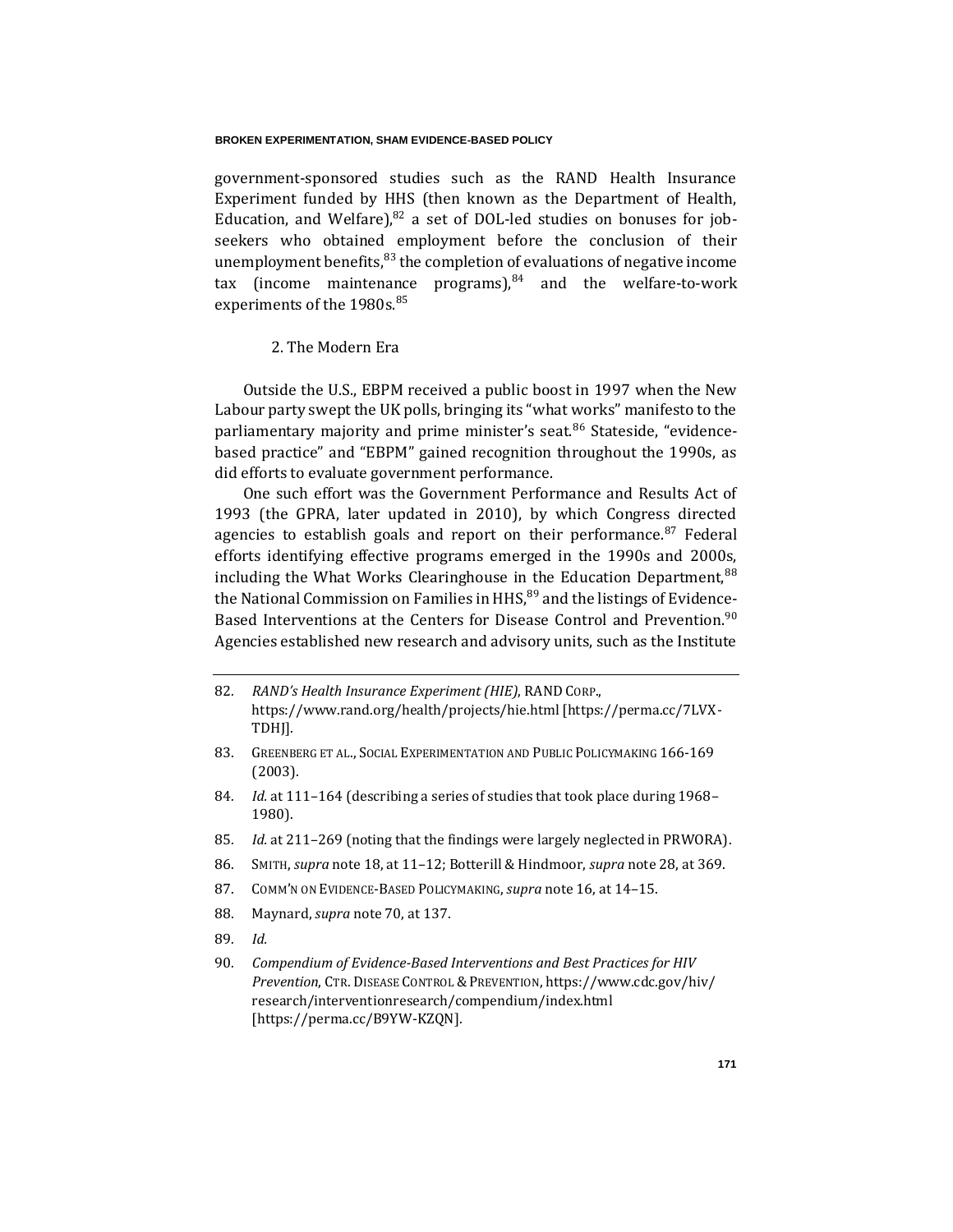government-sponsored studies such as the RAND Health Insurance Experiment funded by HHS (then known as the Department of Health, Education, and Welfare),[82] a set of DOL-led studies on bonuses for job-seekers who obtained employment before the conclusion of their unemployment benefits,[83] the completion of evaluations of negative income tax (income maintenance programs),[84] and the welfare-to-work experiments of the 1980s.[85]

### 2. The Modern Era

Outside the U.S., EBPM received a public boost in 1997 when the New Labour party swept the UK polls, bringing its "what works" manifesto to the parliamentary majority and prime minister's seat.[86] Stateside, "evidence-based practice" and "EBPM" gained recognition throughout the 1990s, as did efforts to evaluate government performance.

One such effort was the Government Performance and Results Act of 1993 (the GPRA, later updated in 2010), by which Congress directed agencies to establish goals and report on their performance.[87] Federal efforts identifying effective programs emerged in the 1990s and 2000s, including the What Works Clearinghouse in the Education Department,[88] the National Commission on Families in HHS,[89] and the listings of Evidence-Based Interventions at the Centers for Disease Control and Prevention.[90] Agencies established new research and advisory units, such as the Institute

---

82. *RAND's Health Insurance Experiment (HIE)*, RAND CORP., https://www.rand.org/health/projects/hie.html [https://perma.cc/7LVX-TDHJ].

83. GREENBERG ET AL., SOCIAL EXPERIMENTATION AND PUBLIC POLICYMAKING 166-169 (2003).

84. *Id.* at 111–164 (describing a series of studies that took place during 1968–1980).

85. *Id.* at 211–269 (noting that the findings were largely neglected in PRWORA).

86. SMITH, *supra* note 18, at 11–12; Botterill & Hindmoor, *supra* note 28, at 369.

87. COMM'N ON EVIDENCE-BASED POLICYMAKING, *supra* note 16, at 14–15.

88. Maynard, *supra* note 70, at 137.

89. *Id.*

90. *Compendium of Evidence-Based Interventions and Best Practices for HIV Prevention*, CTR. DISEASE CONTROL & PREVENTION, https://www.cdc.gov/hiv/research/interventionresearch/compendium/index.html [https://perma.cc/B9YW-KZQN].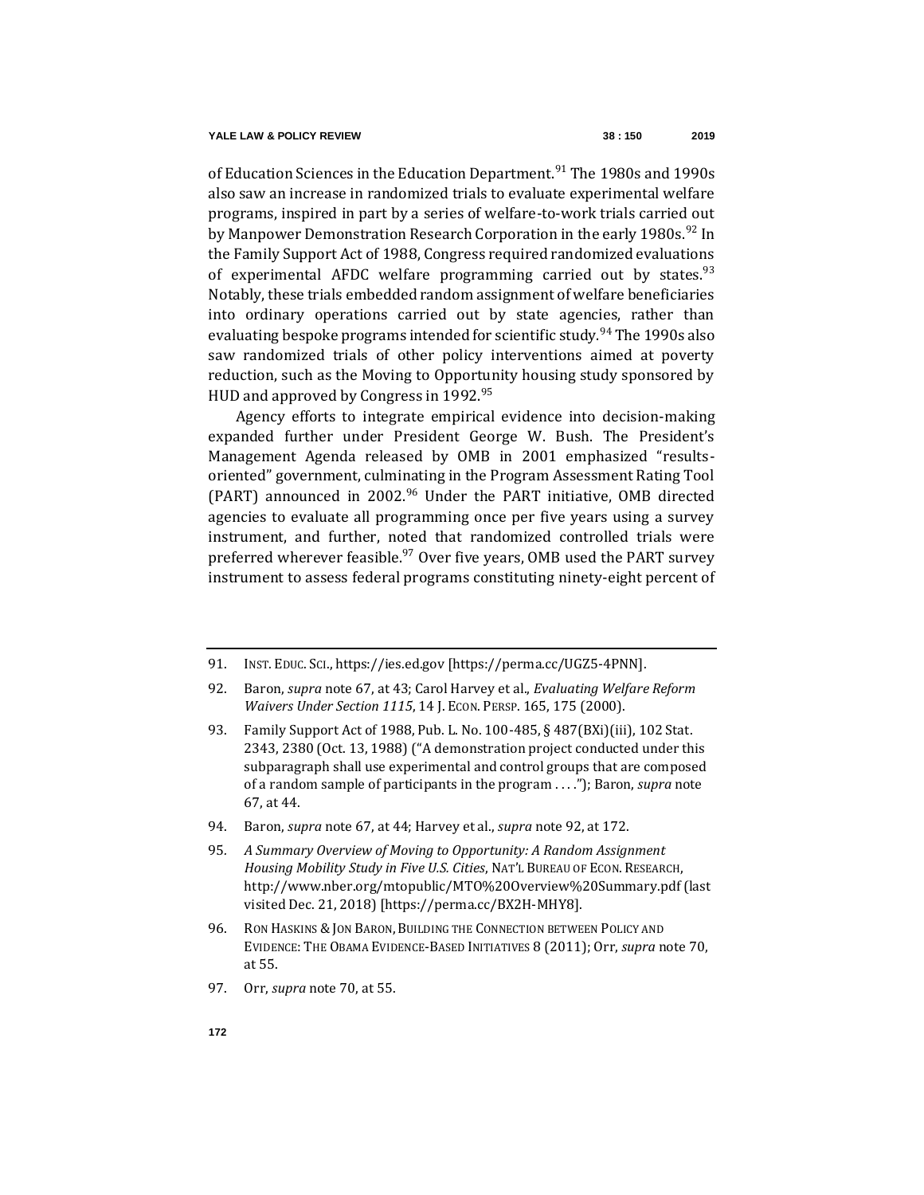of Education Sciences in the Education Department.[91] The 1980s and 1990s also saw an increase in randomized trials to evaluate experimental welfare programs, inspired in part by a series of welfare-to-work trials carried out by Manpower Demonstration Research Corporation in the early 1980s.[92] In the Family Support Act of 1988, Congress required randomized evaluations of experimental AFDC welfare programming carried out by states.[93] Notably, these trials embedded random assignment of welfare beneficiaries into ordinary operations carried out by state agencies, rather than evaluating bespoke programs intended for scientific study.[94] The 1990s also saw randomized trials of other policy interventions aimed at poverty reduction, such as the Moving to Opportunity housing study sponsored by HUD and approved by Congress in 1992.[95]

Agency efforts to integrate empirical evidence into decision-making expanded further under President George W. Bush. The President's Management Agenda released by OMB in 2001 emphasized "results-oriented" government, culminating in the Program Assessment Rating Tool (PART) announced in 2002.[96] Under the PART initiative, OMB directed agencies to evaluate all programming once per five years using a survey instrument, and further, noted that randomized controlled trials were preferred wherever feasible.[97] Over five years, OMB used the PART survey instrument to assess federal programs constituting ninety-eight percent of

---

91. INST. EDUC. SCI., https://ies.ed.gov [https://perma.cc/UGZ5-4PNN].

92. Baron, *supra* note 67, at 43; Carol Harvey et al., *Evaluating Welfare Reform Waivers Under Section 1115*, 14 J. ECON. PERSP. 165, 175 (2000).

93. Family Support Act of 1988, Pub. L. No. 100-485, § 487(BXi)(iii), 102 Stat. 2343, 2380 (Oct. 13, 1988) ("A demonstration project conducted under this subparagraph shall use experimental and control groups that are composed of a random sample of participants in the program . . . ."); Baron, *supra* note 67, at 44.

94. Baron, *supra* note 67, at 44; Harvey et al., *supra* note 92, at 172.

95. *A Summary Overview of Moving to Opportunity: A Random Assignment Housing Mobility Study in Five U.S. Cities*, NAT'L BUREAU OF ECON. RESEARCH, http://www.nber.org/mtopublic/MTO%20Overview%20Summary.pdf (last visited Dec. 21, 2018) [https://perma.cc/BX2H-MHY8].

96. RON HASKINS & JON BARON, BUILDING THE CONNECTION BETWEEN POLICY AND EVIDENCE: THE OBAMA EVIDENCE-BASED INITIATIVES 8 (2011); Orr, *supra* note 70, at 55.

97. Orr, *supra* note 70, at 55.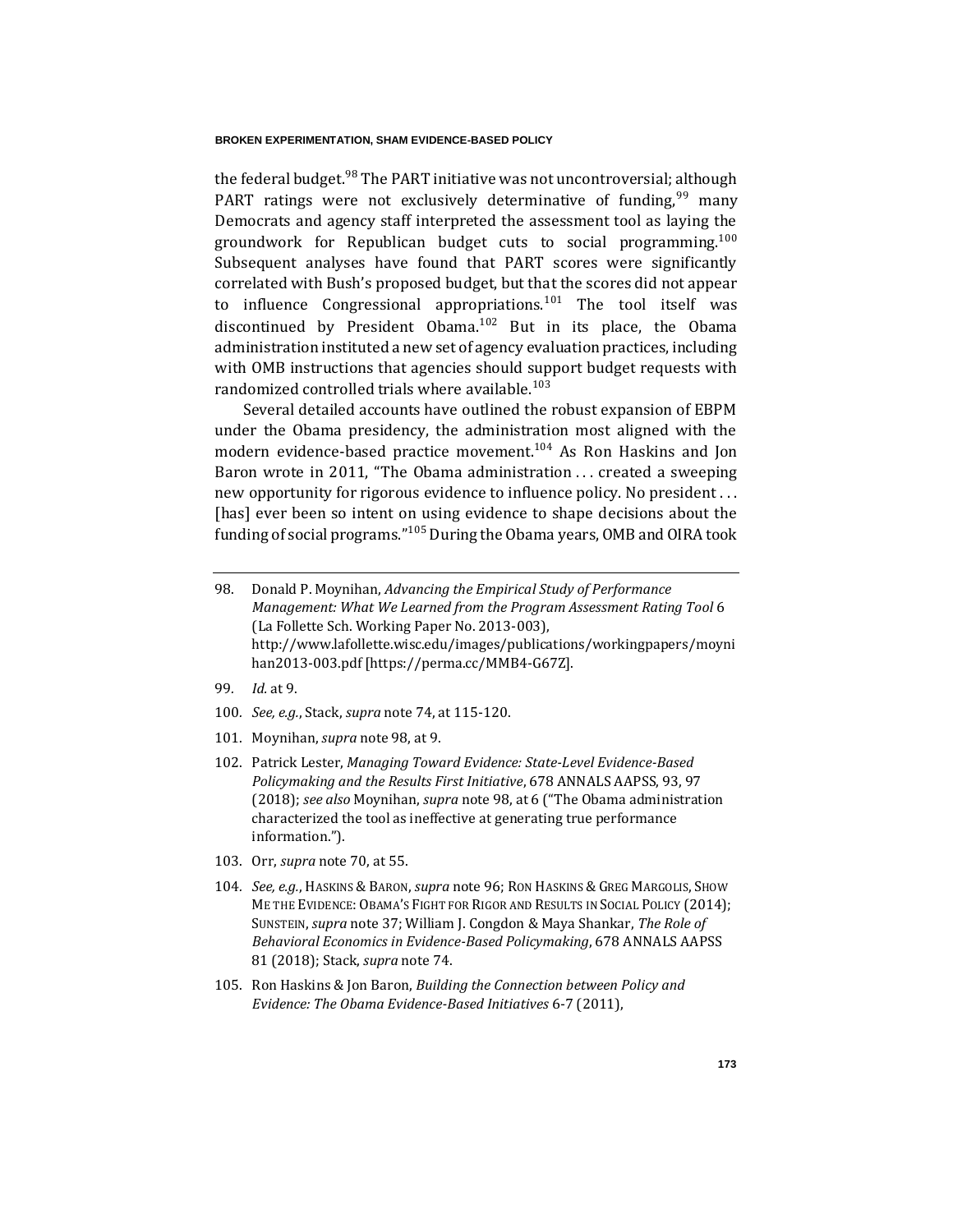the federal budget.[98] The PART initiative was not uncontroversial; although PART ratings were not exclusively determinative of funding,[99] many Democrats and agency staff interpreted the assessment tool as laying the groundwork for Republican budget cuts to social programming.[100] Subsequent analyses have found that PART scores were significantly correlated with Bush's proposed budget, but that the scores did not appear to influence Congressional appropriations.[101] The tool itself was discontinued by President Obama.[102] But in its place, the Obama administration instituted a new set of agency evaluation practices, including with OMB instructions that agencies should support budget requests with randomized controlled trials where available.[103]

Several detailed accounts have outlined the robust expansion of EBPM under the Obama presidency, the administration most aligned with the modern evidence-based practice movement.[104] As Ron Haskins and Jon Baron wrote in 2011, "The Obama administration . . . created a sweeping new opportunity for rigorous evidence to influence policy. No president . . . [has] ever been so intent on using evidence to shape decisions about the funding of social programs."[105] During the Obama years, OMB and OIRA took

---

98. Donald P. Moynihan, *Advancing the Empirical Study of Performance Management: What We Learned from the Program Assessment Rating Tool* 6 (La Follette Sch. Working Paper No. 2013-003), http://www.lafollette.wisc.edu/images/publications/workingpapers/moynihan2013-003.pdf [https://perma.cc/MMB4-G67Z].

99. *Id.* at 9.

100. *See, e.g.*, Stack, *supra* note 74, at 115-120.

101. Moynihan, *supra* note 98, at 9.

102. Patrick Lester, *Managing Toward Evidence: State-Level Evidence-Based Policymaking and the Results First Initiative*, 678 ANNALS AAPSS, 93, 97 (2018); *see also* Moynihan, *supra* note 98, at 6 ("The Obama administration characterized the tool as ineffective at generating true performance information.").

103. Orr, *supra* note 70, at 55.

104. *See, e.g.*, HASKINS & BARON, *supra* note 96; RON HASKINS & GREG MARGOLIS, SHOW ME THE EVIDENCE: OBAMA'S FIGHT FOR RIGOR AND RESULTS IN SOCIAL POLICY (2014); SUNSTEIN, *supra* note 37; William J. Congdon & Maya Shankar, *The Role of Behavioral Economics in Evidence-Based Policymaking*, 678 ANNALS AAPSS 81 (2018); Stack, *supra* note 74.

105. Ron Haskins & Jon Baron, *Building the Connection between Policy and Evidence: The Obama Evidence-Based Initiatives* 6-7 (2011),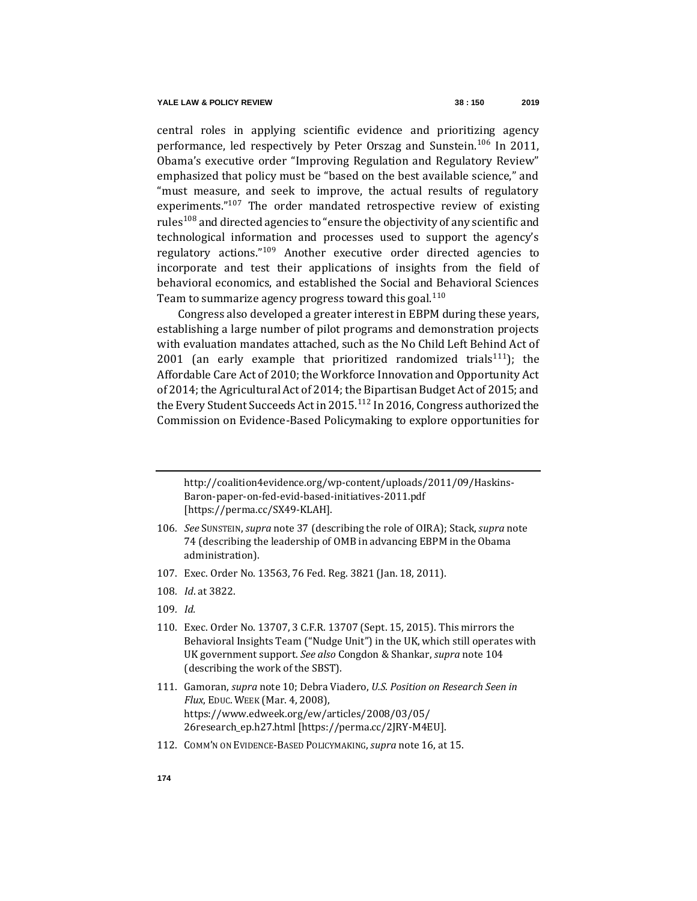central roles in applying scientific evidence and prioritizing agency performance, led respectively by Peter Orszag and Sunstein.[106] In 2011, Obama's executive order "Improving Regulation and Regulatory Review" emphasized that policy must be "based on the best available science," and "must measure, and seek to improve, the actual results of regulatory experiments."[107] The order mandated retrospective review of existing rules[108] and directed agencies to "ensure the objectivity of any scientific and technological information and processes used to support the agency's regulatory actions."[109] Another executive order directed agencies to incorporate and test their applications of insights from the field of behavioral economics, and established the Social and Behavioral Sciences Team to summarize agency progress toward this goal.[110]

Congress also developed a greater interest in EBPM during these years, establishing a large number of pilot programs and demonstration projects with evaluation mandates attached, such as the No Child Left Behind Act of 2001 (an early example that prioritized randomized trials[111]); the Affordable Care Act of 2010; the Workforce Innovation and Opportunity Act of 2014; the Agricultural Act of 2014; the Bipartisan Budget Act of 2015; and the Every Student Succeeds Act in 2015.[112] In 2016, Congress authorized the Commission on Evidence-Based Policymaking to explore opportunities for

---

http://coalition4evidence.org/wp-content/uploads/2011/09/Haskins-Baron-paper-on-fed-evid-based-initiatives-2011.pdf [https://perma.cc/SX49-KLAH].

106. *See* SUNSTEIN, *supra* note 37 (describing the role of OIRA); Stack, *supra* note 74 (describing the leadership of OMB in advancing EBPM in the Obama administration).

107. Exec. Order No. 13563, 76 Fed. Reg. 3821 (Jan. 18, 2011).

108. *Id*. at 3822.

109. *Id.*

110. Exec. Order No. 13707, 3 C.F.R. 13707 (Sept. 15, 2015). This mirrors the Behavioral Insights Team ("Nudge Unit") in the UK, which still operates with UK government support. *See also* Congdon & Shankar, *supra* note 104 (describing the work of the SBST).

111. Gamoran, *supra* note 10; Debra Viadero, *U.S. Position on Research Seen in Flux*, EDUC. WEEK (Mar. 4, 2008), https://www.edweek.org/ew/articles/2008/03/05/26research_ep.h27.html [https://perma.cc/2JRY-M4EU].

112. COMM'N ON EVIDENCE-BASED POLICYMAKING, *supra* note 16, at 15.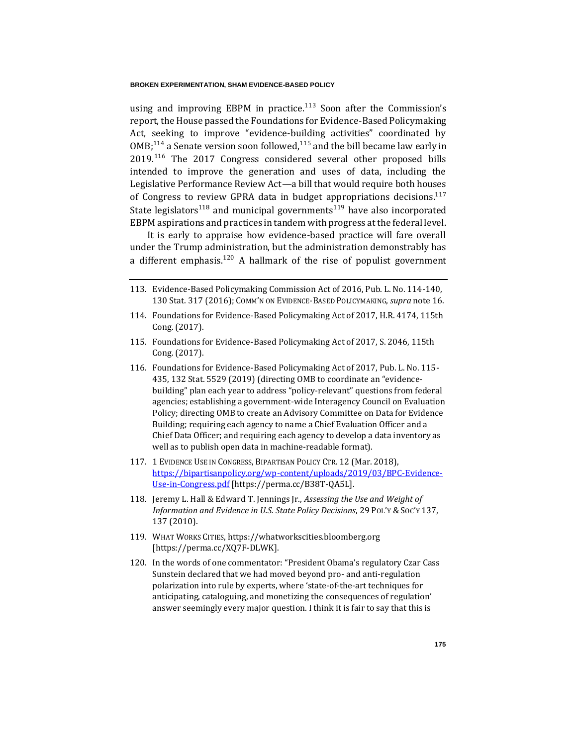using and improving EBPM in practice.[113] Soon after the Commission's report, the House passed the Foundations for Evidence-Based Policymaking Act, seeking to improve "evidence-building activities" coordinated by OMB;[114] a Senate version soon followed,[115] and the bill became law early in 2019.[116] The 2017 Congress considered several other proposed bills intended to improve the generation and uses of data, including the Legislative Performance Review Act—a bill that would require both houses of Congress to review GPRA data in budget appropriations decisions.[117] State legislators[118] and municipal governments[119] have also incorporated EBPM aspirations and practices in tandem with progress at the federal level.

It is early to appraise how evidence-based practice will fare overall under the Trump administration, but the administration demonstrably has a different emphasis.[120] A hallmark of the rise of populist government

---

113. Evidence-Based Policymaking Commission Act of 2016, Pub. L. No. 114-140, 130 Stat. 317 (2016); COMM'N ON EVIDENCE-BASED POLICYMAKING, *supra* note 16.

114. Foundations for Evidence-Based Policymaking Act of 2017, H.R. 4174, 115th Cong. (2017).

115. Foundations for Evidence-Based Policymaking Act of 2017, S. 2046, 115th Cong. (2017).

116. Foundations for Evidence-Based Policymaking Act of 2017, Pub. L. No. 115-435, 132 Stat. 5529 (2019) (directing OMB to coordinate an "evidence-building" plan each year to address "policy-relevant" questions from federal agencies; establishing a government-wide Interagency Council on Evaluation Policy; directing OMB to create an Advisory Committee on Data for Evidence Building; requiring each agency to name a Chief Evaluation Officer and a Chief Data Officer; and requiring each agency to develop a data inventory as well as to publish open data in machine-readable format).

117. 1 EVIDENCE USE IN CONGRESS, BIPARTISAN POLICY CTR. 12 (Mar. 2018), https://bipartisanpolicy.org/wp-content/uploads/2019/03/BPC-Evidence-Use-in-Congress.pdf [https://perma.cc/B38T-QA5L].

118. Jeremy L. Hall & Edward T. Jennings Jr., *Assessing the Use and Weight of Information and Evidence in U.S. State Policy Decisions*, 29 POL'Y & SOC'Y 137, 137 (2010).

119. WHAT WORKS CITIES, https://whatworkscities.bloomberg.org [https://perma.cc/XQ7F-DLWK].

120. In the words of one commentator: "President Obama's regulatory Czar Cass Sunstein declared that we had moved beyond pro- and anti-regulation polarization into rule by experts, where 'state-of-the-art techniques for anticipating, cataloguing, and monetizing the consequences of regulation' answer seemingly every major question. I think it is fair to say that this is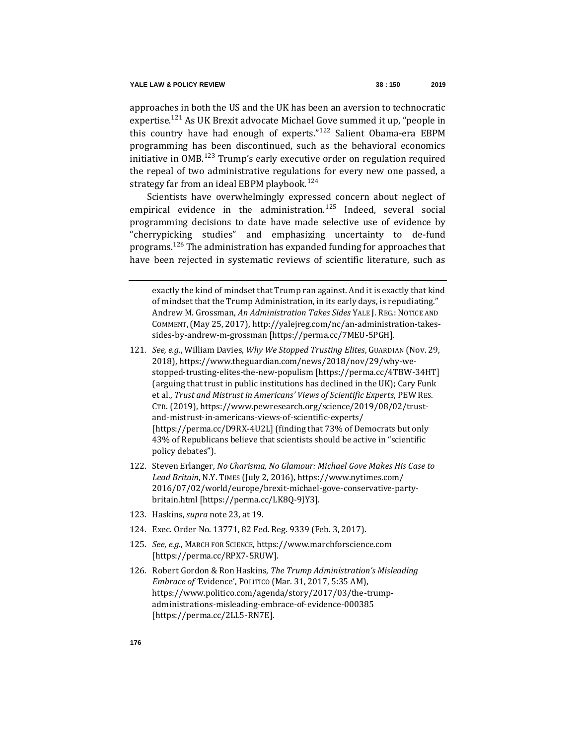approaches in both the US and the UK has been an aversion to technocratic expertise.[121] As UK Brexit advocate Michael Gove summed it up, "people in this country have had enough of experts."[122] Salient Obama-era EBPM programming has been discontinued, such as the behavioral economics initiative in OMB.[123] Trump's early executive order on regulation required the repeal of two administrative regulations for every new one passed, a strategy far from an ideal EBPM playbook.[124]

Scientists have overwhelmingly expressed concern about neglect of empirical evidence in the administration.[125] Indeed, several social programming decisions to date have made selective use of evidence by "cherrypicking studies" and emphasizing uncertainty to de-fund programs.[126] The administration has expanded funding for approaches that have been rejected in systematic reviews of scientific literature, such as

---

exactly the kind of mindset that Trump ran against. And it is exactly that kind of mindset that the Trump Administration, in its early days, is repudiating." Andrew M. Grossman, *An Administration Takes Sides* YALE J. REG.: NOTICE AND COMMENT, (May 25, 2017), http://yalejreg.com/nc/an-administration-takes-sides-by-andrew-m-grossman [https://perma.cc/7MEU-5PGH].

121. *See, e.g.*, William Davies, *Why We Stopped Trusting Elites*, GUARDIAN (Nov. 29, 2018), https://www.theguardian.com/news/2018/nov/29/why-we-stopped-trusting-elites-the-new-populism [https://perma.cc/4TBW-34HT] (arguing that trust in public institutions has declined in the UK); Cary Funk et al., *Trust and Mistrust in Americans' Views of Scientific Experts*, PEW RES. CTR. (2019), https://www.pewresearch.org/science/2019/08/02/trust-and-mistrust-in-americans-views-of-scientific-experts/ [https://perma.cc/D9RX-4U2L] (finding that 73% of Democrats but only 43% of Republicans believe that scientists should be active in "scientific policy debates").

122. Steven Erlanger, *No Charisma, No Glamour: Michael Gove Makes His Case to Lead Britain*, N.Y. TIMES (July 2, 2016), https://www.nytimes.com/2016/07/02/world/europe/brexit-michael-gove-conservative-party-britain.html [https://perma.cc/LK8Q-9JY3].

123. Haskins, *supra* note 23, at 19.

124. Exec. Order No. 13771, 82 Fed. Reg. 9339 (Feb. 3, 2017).

125. *See*, *e.g.*, MARCH FOR SCIENCE, https://www.marchforscience.com [https://perma.cc/RPX7-5RUW].

126. Robert Gordon & Ron Haskins, *The Trump Administration's Misleading Embrace of 'Evidence'*, POLITICO (Mar. 31, 2017, 5:35 AM), https://www.politico.com/agenda/story/2017/03/the-trump-administrations-misleading-embrace-of-evidence-000385 [https://perma.cc/2LL5-RN7E].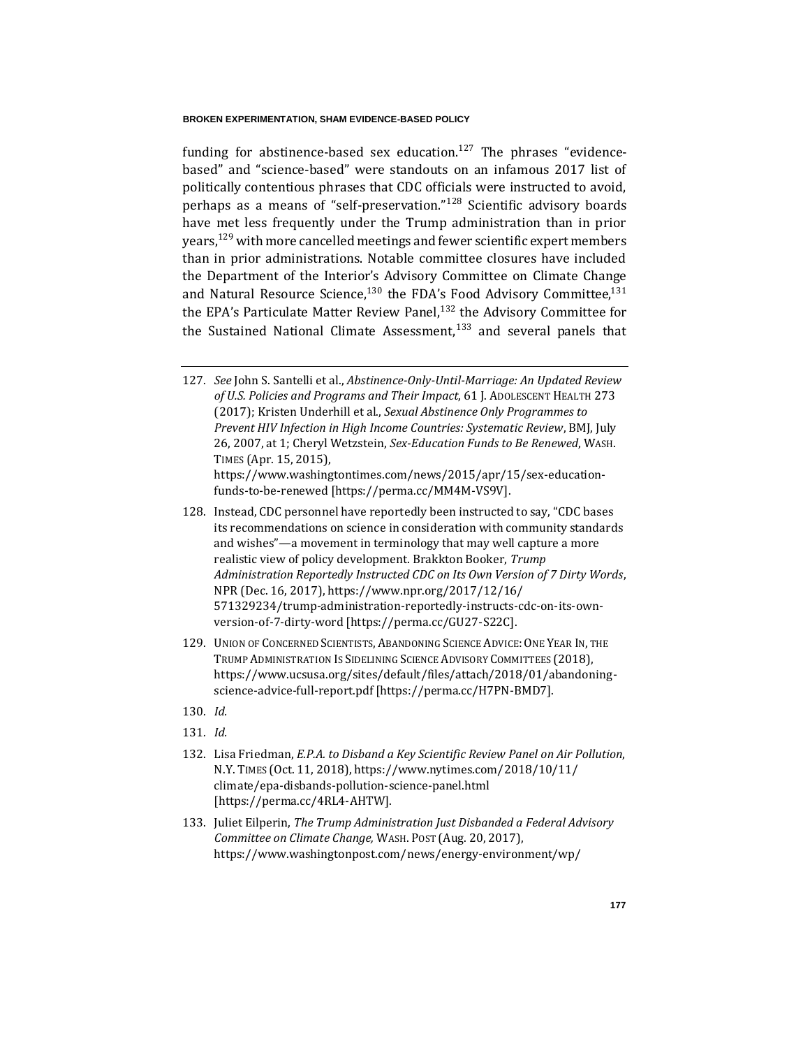funding for abstinence-based sex education.[127] The phrases "evidence-based" and "science-based" were standouts on an infamous 2017 list of politically contentious phrases that CDC officials were instructed to avoid, perhaps as a means of "self-preservation."[128] Scientific advisory boards have met less frequently under the Trump administration than in prior years,[129] with more cancelled meetings and fewer scientific expert members than in prior administrations. Notable committee closures have included the Department of the Interior's Advisory Committee on Climate Change and Natural Resource Science,[130] the FDA's Food Advisory Committee,[131] the EPA's Particulate Matter Review Panel,[132] the Advisory Committee for the Sustained National Climate Assessment,[133] and several panels that

---

127. *See* John S. Santelli et al., *Abstinence-Only-Until-Marriage: An Updated Review of U.S. Policies and Programs and Their Impact*, 61 J. ADOLESCENT HEALTH 273 (2017); Kristen Underhill et al., *Sexual Abstinence Only Programmes to Prevent HIV Infection in High Income Countries: Systematic Review*, BMJ, July 26, 2007, at 1; Cheryl Wetzstein, *Sex-Education Funds to Be Renewed*, WASH. TIMES (Apr. 15, 2015), https://www.washingtontimes.com/news/2015/apr/15/sex-education-funds-to-be-renewed [https://perma.cc/MM4M-VS9V].

128. Instead, CDC personnel have reportedly been instructed to say, "CDC bases its recommendations on science in consideration with community standards and wishes"—a movement in terminology that may well capture a more realistic view of policy development. Brakkton Booker, *Trump Administration Reportedly Instructed CDC on Its Own Version of 7 Dirty Words*, NPR (Dec. 16, 2017), https://www.npr.org/2017/12/16/571329234/trump-administration-reportedly-instructs-cdc-on-its-own-version-of-7-dirty-word [https://perma.cc/GU27-S22C].

129. UNION OF CONCERNED SCIENTISTS, ABANDONING SCIENCE ADVICE: ONE YEAR IN, THE TRUMP ADMINISTRATION IS SIDELINING SCIENCE ADVISORY COMMITTEES (2018), https://www.ucsusa.org/sites/default/files/attach/2018/01/abandoning-science-advice-full-report.pdf [https://perma.cc/H7PN-BMD7].

130. *Id.*

131. *Id.*

132. Lisa Friedman, *E.P.A. to Disband a Key Scientific Review Panel on Air Pollution*, N.Y. TIMES (Oct. 11, 2018), https://www.nytimes.com/2018/10/11/climate/epa-disbands-pollution-science-panel.html [https://perma.cc/4RL4-AHTW].

133. Juliet Eilperin, *The Trump Administration Just Disbanded a Federal Advisory Committee on Climate Change,* WASH. POST (Aug. 20, 2017), https://www.washingtonpost.com/news/energy-environment/wp/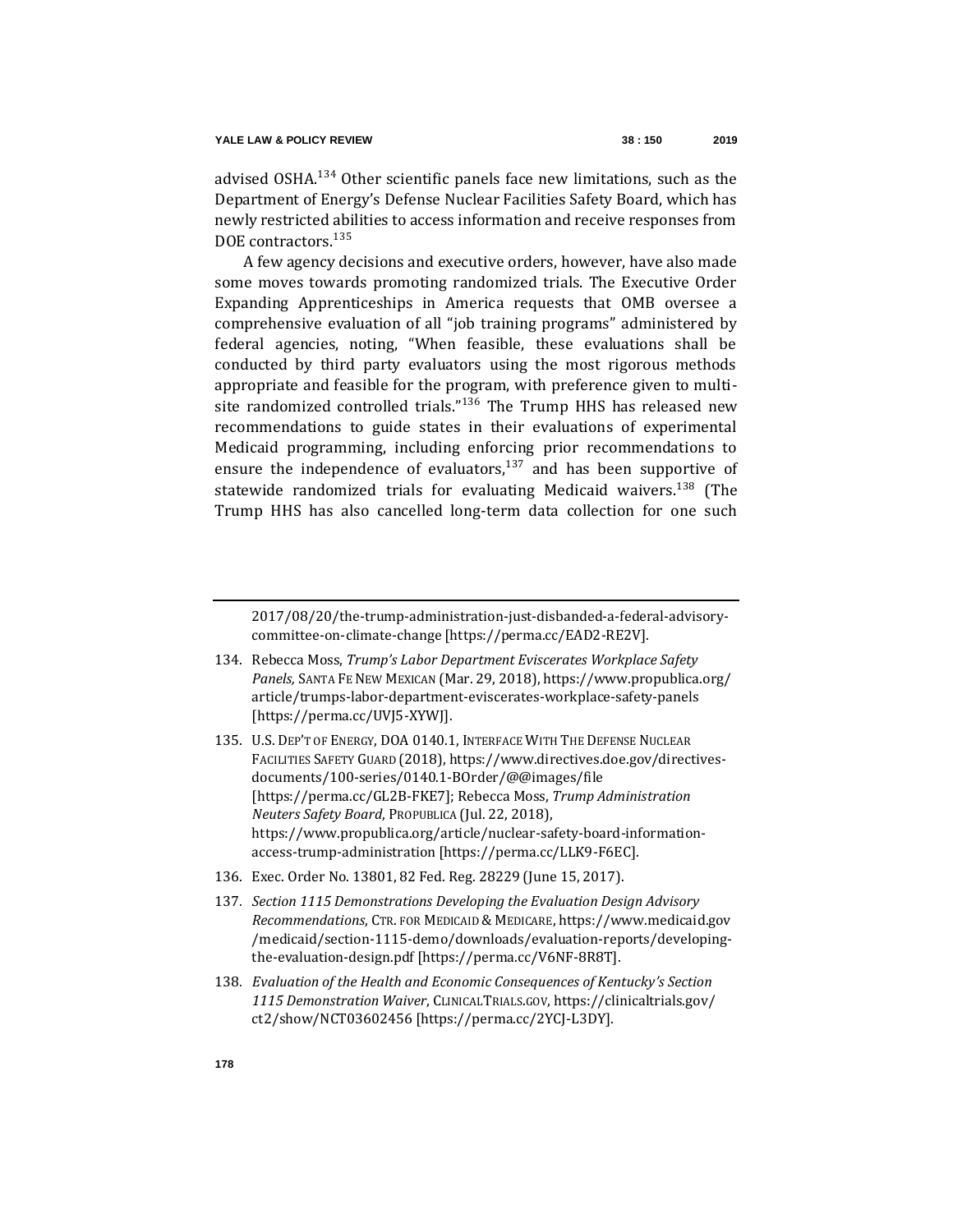advised OSHA.[134] Other scientific panels face new limitations, such as the Department of Energy's Defense Nuclear Facilities Safety Board, which has newly restricted abilities to access information and receive responses from DOE contractors.[135]

A few agency decisions and executive orders, however, have also made some moves towards promoting randomized trials. The Executive Order Expanding Apprenticeships in America requests that OMB oversee a comprehensive evaluation of all "job training programs" administered by federal agencies, noting, "When feasible, these evaluations shall be conducted by third party evaluators using the most rigorous methods appropriate and feasible for the program, with preference given to multi-site randomized controlled trials."[136] The Trump HHS has released new recommendations to guide states in their evaluations of experimental Medicaid programming, including enforcing prior recommendations to ensure the independence of evaluators,[137] and has been supportive of statewide randomized trials for evaluating Medicaid waivers.[138] (The Trump HHS has also cancelled long-term data collection for one such

---

2017/08/20/the-trump-administration-just-disbanded-a-federal-advisory-committee-on-climate-change [https://perma.cc/EAD2-RE2V].

134. Rebecca Moss, *Trump's Labor Department Eviscerates Workplace Safety Panels,* SANTA FE NEW MEXICAN (Mar. 29, 2018), https://www.propublica.org/article/trumps-labor-department-eviscerates-workplace-safety-panels [https://perma.cc/UVJ5-XYWJ].

135. U.S. DEP'T OF ENERGY, DOA 0140.1, INTERFACE WITH THE DEFENSE NUCLEAR FACILITIES SAFETY GUARD (2018), https://www.directives.doe.gov/directives-documents/100-series/0140.1-BOrder/@@images/file [https://perma.cc/GL2B-FKE7]; Rebecca Moss, *Trump Administration Neuters Safety Board*, PROPUBLICA (Jul. 22, 2018), https://www.propublica.org/article/nuclear-safety-board-information-access-trump-administration [https://perma.cc/LLK9-F6EC].

136. Exec. Order No. 13801, 82 Fed. Reg. 28229 (June 15, 2017).

137. *Section 1115 Demonstrations Developing the Evaluation Design Advisory Recommendations*, CTR. FOR MEDICAID & MEDICARE, https://www.medicaid.gov/medicaid/section-1115-demo/downloads/evaluation-reports/developing-the-evaluation-design.pdf [https://perma.cc/V6NF-8R8T].

138. *Evaluation of the Health and Economic Consequences of Kentucky's Section 1115 Demonstration Waiver*, CLINICALTRIALS.GOV, https://clinicaltrials.gov/ct2/show/NCT03602456 [https://perma.cc/2YCJ-L3DY].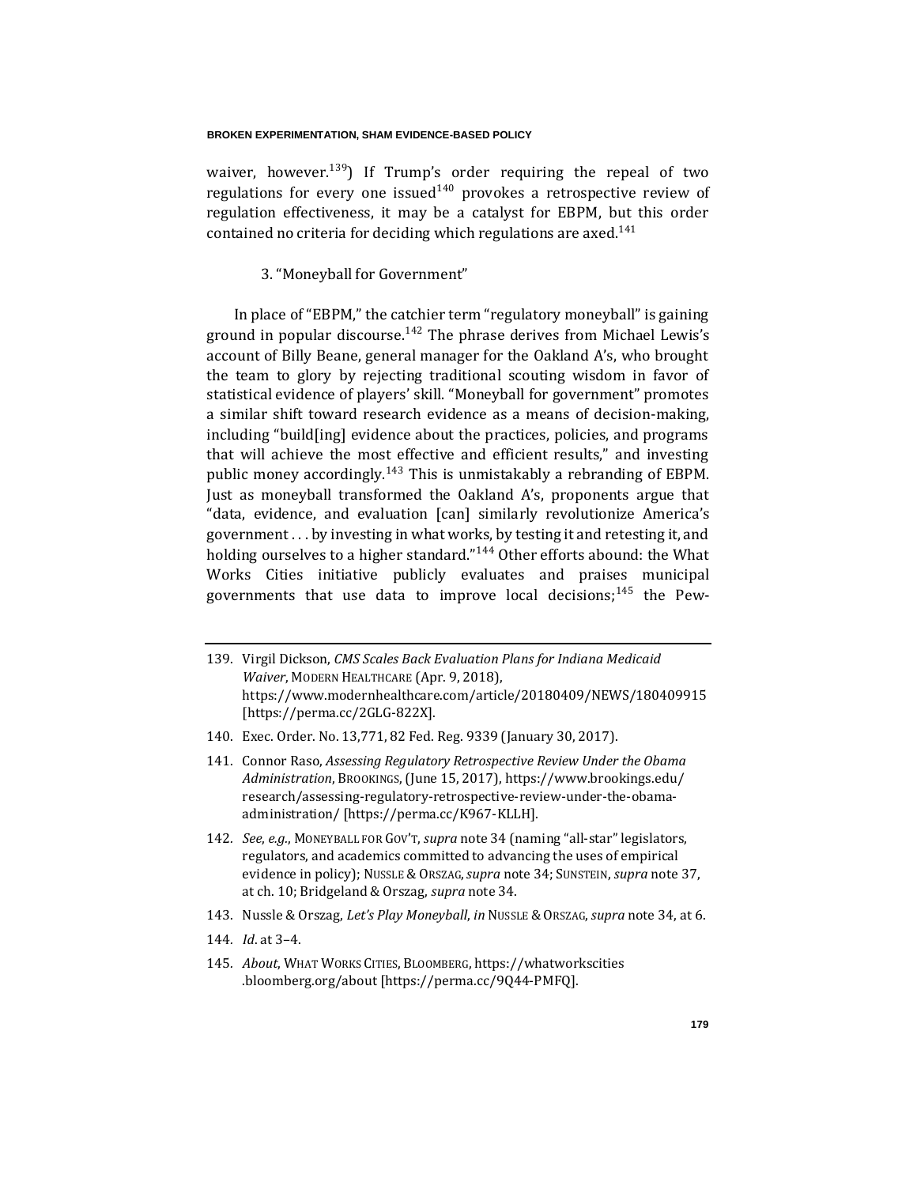waiver, however.[139]) If Trump's order requiring the repeal of two regulations for every one issued[140] provokes a retrospective review of regulation effectiveness, it may be a catalyst for EBPM, but this order contained no criteria for deciding which regulations are axed.[141]

### 3. "Moneyball for Government"

In place of "EBPM," the catchier term "regulatory moneyball" is gaining ground in popular discourse.[142] The phrase derives from Michael Lewis's account of Billy Beane, general manager for the Oakland A's, who brought the team to glory by rejecting traditional scouting wisdom in favor of statistical evidence of players' skill. "Moneyball for government" promotes a similar shift toward research evidence as a means of decision-making, including "build[ing] evidence about the practices, policies, and programs that will achieve the most effective and efficient results," and investing public money accordingly.[143] This is unmistakably a rebranding of EBPM. Just as moneyball transformed the Oakland A's, proponents argue that "data, evidence, and evaluation [can] similarly revolutionize America's government . . . by investing in what works, by testing it and retesting it, and holding ourselves to a higher standard."[144] Other efforts abound: the What Works Cities initiative publicly evaluates and praises municipal governments that use data to improve local decisions;[145] the Pew-

---

139. Virgil Dickson, *CMS Scales Back Evaluation Plans for Indiana Medicaid Waiver*, MODERN HEALTHCARE (Apr. 9, 2018), https://www.modernhealthcare.com/article/20180409/NEWS/180409915 [https://perma.cc/2GLG-822X].

140. Exec. Order. No. 13,771, 82 Fed. Reg. 9339 (January 30, 2017).

141. Connor Raso, *Assessing Regulatory Retrospective Review Under the Obama Administration*, BROOKINGS, (June 15, 2017), https://www.brookings.edu/research/assessing-regulatory-retrospective-review-under-the-obama-administration/ [https://perma.cc/K967-KLLH].

142. *See*, *e.g.*, MONEYBALL FOR GOV'T, *supra* note 34 (naming "all-star" legislators, regulators, and academics committed to advancing the uses of empirical evidence in policy); NUSSLE & ORSZAG, *supra* note 34; SUNSTEIN, *supra* note 37, at ch. 10; Bridgeland & Orszag, *supra* note 34.

143. Nussle & Orszag, *Let's Play Moneyball*, *in* NUSSLE & ORSZAG, *supra* note 34, at 6.

144. *Id*. at 3–4.

145. *About*, WHAT WORKS CITIES, BLOOMBERG, https://whatworkscities.bloomberg.org/about [https://perma.cc/9Q44-PMFQ].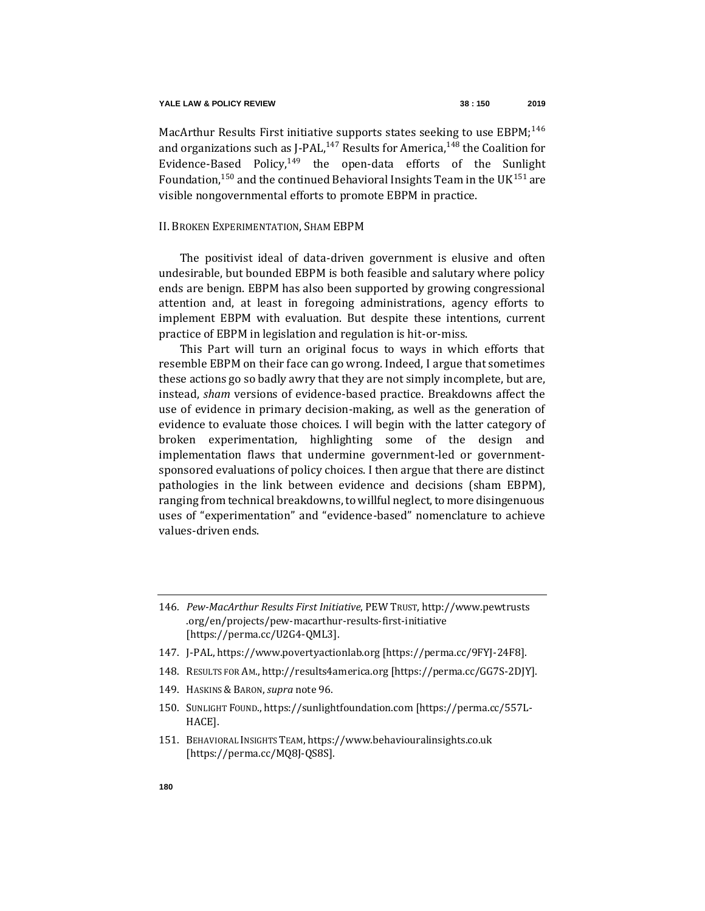MacArthur Results First initiative supports states seeking to use EBPM;[146] and organizations such as J-PAL,[147] Results for America,[148] the Coalition for Evidence-Based Policy,[149] the open-data efforts of the Sunlight Foundation,[150] and the continued Behavioral Insights Team in the UK[151] are visible nongovernmental efforts to promote EBPM in practice.

## II. Broken Experimentation, Sham EBPM

The positivist ideal of data-driven government is elusive and often undesirable, but bounded EBPM is both feasible and salutary where policy ends are benign. EBPM has also been supported by growing congressional attention and, at least in foregoing administrations, agency efforts to implement EBPM with evaluation. But despite these intentions, current practice of EBPM in legislation and regulation is hit-or-miss.

This Part will turn an original focus to ways in which efforts that resemble EBPM on their face can go wrong. Indeed, I argue that sometimes these actions go so badly awry that they are not simply incomplete, but are, instead, *sham* versions of evidence-based practice. Breakdowns affect the use of evidence in primary decision-making, as well as the generation of evidence to evaluate those choices. I will begin with the latter category of broken experimentation, highlighting some of the design and implementation flaws that undermine government-led or government-sponsored evaluations of policy choices. I then argue that there are distinct pathologies in the link between evidence and decisions (sham EBPM), ranging from technical breakdowns, to willful neglect, to more disingenuous uses of "experimentation" and "evidence-based" nomenclature to achieve values-driven ends.

---

146. *Pew-MacArthur Results First Initiative*, PEW TRUST, http://www.pewtrusts.org/en/projects/pew-macarthur-results-first-initiative [https://perma.cc/U2G4-QML3].

147. J-PAL, https://www.povertyactionlab.org [https://perma.cc/9FYJ-24F8].

148. RESULTS FOR AM., http://results4america.org [https://perma.cc/GG7S-2DJY].

149. HASKINS & BARON, *supra* note 96.

150. SUNLIGHT FOUND., https://sunlightfoundation.com [https://perma.cc/557L-HACE].

151. BEHAVIORAL INSIGHTS TEAM, https://www.behaviouralinsights.co.uk [https://perma.cc/MQ8J-QS8S].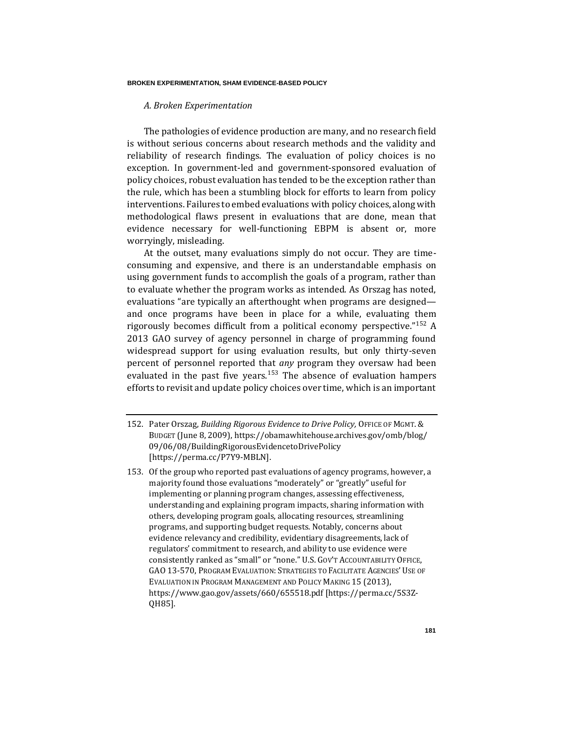### *A. Broken Experimentation*

The pathologies of evidence production are many, and no research field is without serious concerns about research methods and the validity and reliability of research findings. The evaluation of policy choices is no exception. In government-led and government-sponsored evaluation of policy choices, robust evaluation has tended to be the exception rather than the rule, which has been a stumbling block for efforts to learn from policy interventions. Failures to embed evaluations with policy choices, along with methodological flaws present in evaluations that are done, mean that evidence necessary for well-functioning EBPM is absent or, more worryingly, misleading.

At the outset, many evaluations simply do not occur. They are time-consuming and expensive, and there is an understandable emphasis on using government funds to accomplish the goals of a program, rather than to evaluate whether the program works as intended. As Orszag has noted, evaluations "are typically an afterthought when programs are designed—and once programs have been in place for a while, evaluating them rigorously becomes difficult from a political economy perspective."[152] A 2013 GAO survey of agency personnel in charge of programming found widespread support for using evaluation results, but only thirty-seven percent of personnel reported that *any* program they oversaw had been evaluated in the past five years.[153] The absence of evaluation hampers efforts to revisit and update policy choices over time, which is an important

---

152. Pater Orszag, *Building Rigorous Evidence to Drive Policy,* OFFICE OF MGMT. & BUDGET (June 8, 2009), https://obamawhitehouse.archives.gov/omb/blog/09/06/08/BuildingRigorousEvidencetoDrivePolicy [https://perma.cc/P7Y9-MBLN].

153. Of the group who reported past evaluations of agency programs, however, a majority found those evaluations "moderately" or "greatly" useful for implementing or planning program changes, assessing effectiveness, understanding and explaining program impacts, sharing information with others, developing program goals, allocating resources, streamlining programs, and supporting budget requests. Notably, concerns about evidence relevancy and credibility, evidentiary disagreements, lack of regulators' commitment to research, and ability to use evidence were consistently ranked as "small" or "none." U.S. GOV'T ACCOUNTABILITY OFFICE, GAO 13-570, PROGRAM EVALUATION: STRATEGIES TO FACILITATE AGENCIES' USE OF EVALUATION IN PROGRAM MANAGEMENT AND POLICY MAKING 15 (2013), https://www.gao.gov/assets/660/655518.pdf [https://perma.cc/5S3Z-QH85].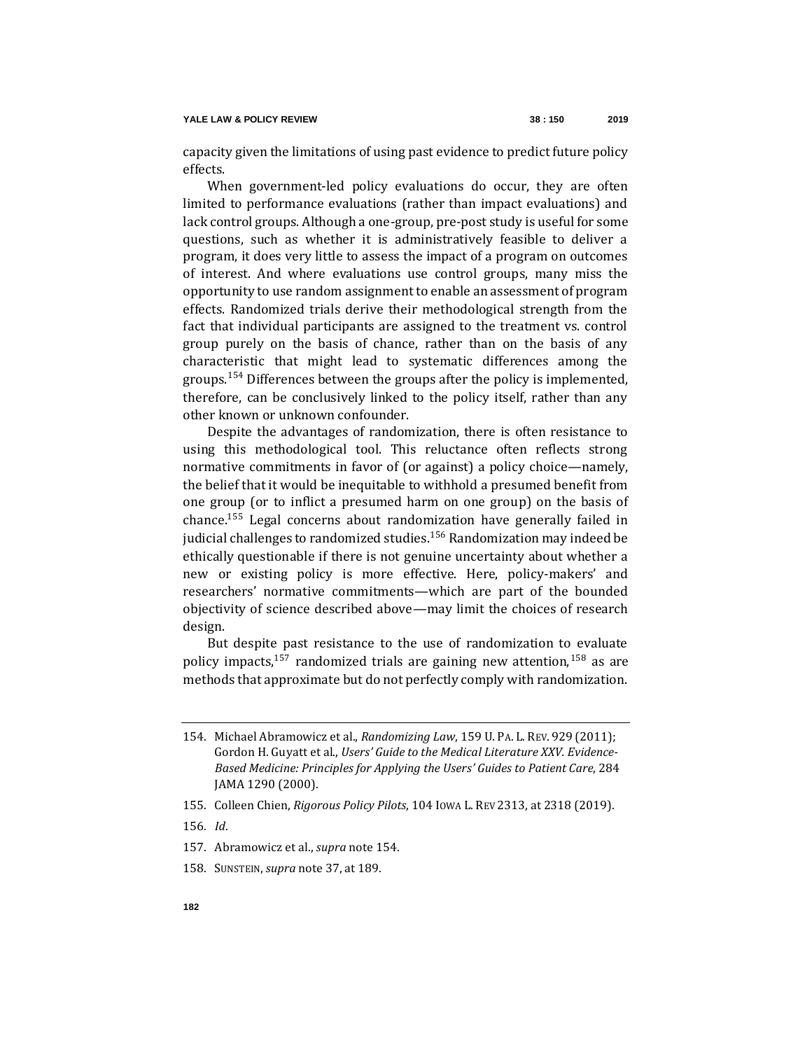capacity given the limitations of using past evidence to predict future policy effects.

When government-led policy evaluations do occur, they are often limited to performance evaluations (rather than impact evaluations) and lack control groups. Although a one-group, pre-post study is useful for some questions, such as whether it is administratively feasible to deliver a program, it does very little to assess the impact of a program on outcomes of interest. And where evaluations use control groups, many miss the opportunity to use random assignment to enable an assessment of program effects. Randomized trials derive their methodological strength from the fact that individual participants are assigned to the treatment vs. control group purely on the basis of chance, rather than on the basis of any characteristic that might lead to systematic differences among the groups.[154] Differences between the groups after the policy is implemented, therefore, can be conclusively linked to the policy itself, rather than any other known or unknown confounder.

Despite the advantages of randomization, there is often resistance to using this methodological tool. This reluctance often reflects strong normative commitments in favor of (or against) a policy choice—namely, the belief that it would be inequitable to withhold a presumed benefit from one group (or to inflict a presumed harm on one group) on the basis of chance.[155] Legal concerns about randomization have generally failed in judicial challenges to randomized studies.[156] Randomization may indeed be ethically questionable if there is not genuine uncertainty about whether a new or existing policy is more effective. Here, policy-makers' and researchers' normative commitments—which are part of the bounded objectivity of science described above—may limit the choices of research design.

But despite past resistance to the use of randomization to evaluate policy impacts,[157] randomized trials are gaining new attention,[158] as are methods that approximate but do not perfectly comply with randomization.

---

154. Michael Abramowicz et al., *Randomizing Law*, 159 U. PA. L. REV. 929 (2011); Gordon H. Guyatt et al., *Users' Guide to the Medical Literature XXV. Evidence-Based Medicine: Principles for Applying the Users' Guides to Patient Care*, 284 JAMA 1290 (2000).

155. Colleen Chien, *Rigorous Policy Pilots*, 104 IOWA L. REV 2313, at 2318 (2019).

156. *Id*.

157. Abramowicz et al., *supra* note 154.

158. SUNSTEIN, *supra* note 37, at 189.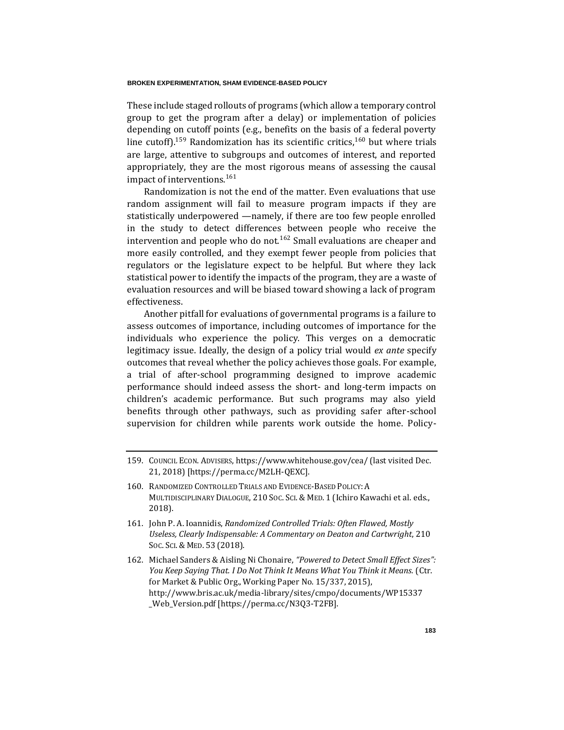These include staged rollouts of programs (which allow a temporary control group to get the program after a delay) or implementation of policies depending on cutoff points (e.g., benefits on the basis of a federal poverty line cutoff).[159] Randomization has its scientific critics,[160] but where trials are large, attentive to subgroups and outcomes of interest, and reported appropriately, they are the most rigorous means of assessing the causal impact of interventions.[161]

Randomization is not the end of the matter. Even evaluations that use random assignment will fail to measure program impacts if they are statistically underpowered —namely, if there are too few people enrolled in the study to detect differences between people who receive the intervention and people who do not.[162] Small evaluations are cheaper and more easily controlled, and they exempt fewer people from policies that regulators or the legislature expect to be helpful. But where they lack statistical power to identify the impacts of the program, they are a waste of evaluation resources and will be biased toward showing a lack of program effectiveness.

Another pitfall for evaluations of governmental programs is a failure to assess outcomes of importance, including outcomes of importance for the individuals who experience the policy. This verges on a democratic legitimacy issue. Ideally, the design of a policy trial would *ex ante* specify outcomes that reveal whether the policy achieves those goals. For example, a trial of after-school programming designed to improve academic performance should indeed assess the short- and long-term impacts on children's academic performance. But such programs may also yield benefits through other pathways, such as providing safer after-school supervision for children while parents work outside the home. Policy-

---

159. COUNCIL ECON. ADVISERS, https://www.whitehouse.gov/cea/ (last visited Dec. 21, 2018) [https://perma.cc/M2LH-QEXC].

160. RANDOMIZED CONTROLLED TRIALS AND EVIDENCE-BASED POLICY: A MULTIDISCIPLINARY DIALOGUE, 210 SOC. SCI. & MED. 1 (Ichiro Kawachi et al. eds., 2018).

161. John P. A. Ioannidis, *Randomized Controlled Trials: Often Flawed, Mostly Useless, Clearly Indispensable: A Commentary on Deaton and Cartwright*, 210 SOC. SCI. & MED. 53 (2018).

162. Michael Sanders & Aisling Ni Chonaire, *"Powered to Detect Small Effect Sizes": You Keep Saying That. I Do Not Think It Means What You Think it Means.* (Ctr. for Market & Public Org., Working Paper No. 15/337, 2015), http://www.bris.ac.uk/media-library/sites/cmpo/documents/WP15337_Web_Version.pdf [https://perma.cc/N3Q3-T2FB].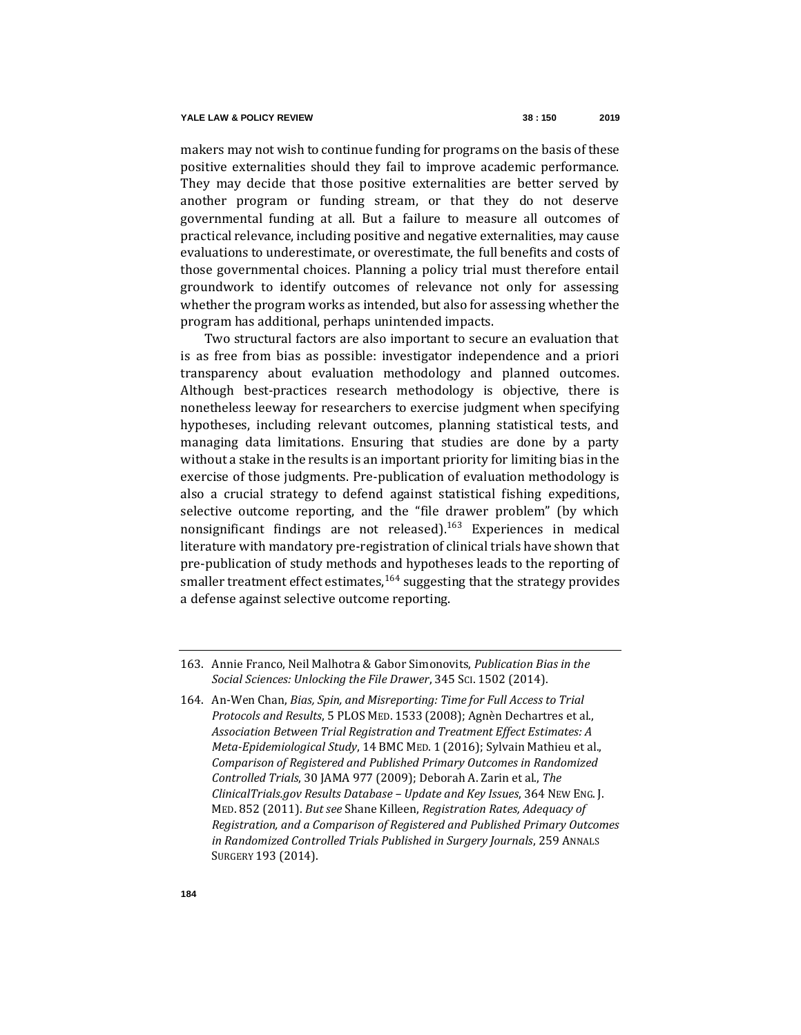makers may not wish to continue funding for programs on the basis of these positive externalities should they fail to improve academic performance. They may decide that those positive externalities are better served by another program or funding stream, or that they do not deserve governmental funding at all. But a failure to measure all outcomes of practical relevance, including positive and negative externalities, may cause evaluations to underestimate, or overestimate, the full benefits and costs of those governmental choices. Planning a policy trial must therefore entail groundwork to identify outcomes of relevance not only for assessing whether the program works as intended, but also for assessing whether the program has additional, perhaps unintended impacts.

Two structural factors are also important to secure an evaluation that is as free from bias as possible: investigator independence and a priori transparency about evaluation methodology and planned outcomes. Although best-practices research methodology is objective, there is nonetheless leeway for researchers to exercise judgment when specifying hypotheses, including relevant outcomes, planning statistical tests, and managing data limitations. Ensuring that studies are done by a party without a stake in the results is an important priority for limiting bias in the exercise of those judgments. Pre-publication of evaluation methodology is also a crucial strategy to defend against statistical fishing expeditions, selective outcome reporting, and the "file drawer problem" (by which nonsignificant findings are not released).[163] Experiences in medical literature with mandatory pre-registration of clinical trials have shown that pre-publication of study methods and hypotheses leads to the reporting of smaller treatment effect estimates,[164] suggesting that the strategy provides a defense against selective outcome reporting.

---

163. Annie Franco, Neil Malhotra & Gabor Simonovits, *Publication Bias in the Social Sciences: Unlocking the File Drawer*, 345 SCI. 1502 (2014).

164. An-Wen Chan, *Bias, Spin, and Misreporting: Time for Full Access to Trial Protocols and Results*, 5 PLOS MED. 1533 (2008); Agnès Dechartres et al., *Association Between Trial Registration and Treatment Effect Estimates: A Meta-Epidemiological Study*, 14 BMC MED. 1 (2016); Sylvain Mathieu et al., *Comparison of Registered and Published Primary Outcomes in Randomized Controlled Trials*, 30 JAMA 977 (2009); Deborah A. Zarin et al., *The ClinicalTrials.gov Results Database – Update and Key Issues*, 364 NEW ENG. J. MED. 852 (2011). *But see* Shane Killeen, *Registration Rates, Adequacy of Registration, and a Comparison of Registered and Published Primary Outcomes in Randomized Controlled Trials Published in Surgery Journals*, 259 ANNALS SURGERY 193 (2014).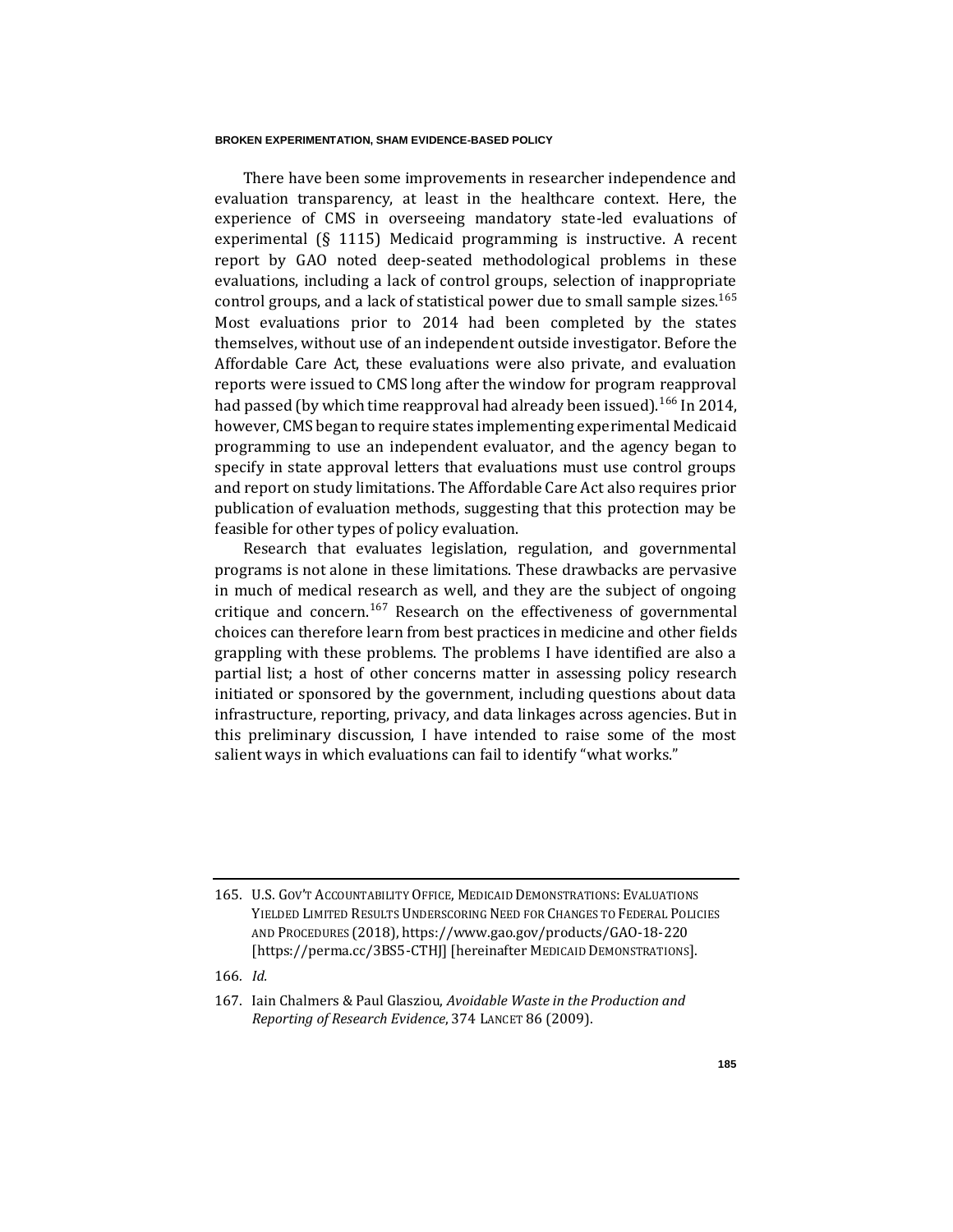There have been some improvements in researcher independence and evaluation transparency, at least in the healthcare context. Here, the experience of CMS in overseeing mandatory state-led evaluations of experimental (§ 1115) Medicaid programming is instructive. A recent report by GAO noted deep-seated methodological problems in these evaluations, including a lack of control groups, selection of inappropriate control groups, and a lack of statistical power due to small sample sizes.[165] Most evaluations prior to 2014 had been completed by the states themselves, without use of an independent outside investigator. Before the Affordable Care Act, these evaluations were also private, and evaluation reports were issued to CMS long after the window for program reapproval had passed (by which time reapproval had already been issued).[166] In 2014, however, CMS began to require states implementing experimental Medicaid programming to use an independent evaluator, and the agency began to specify in state approval letters that evaluations must use control groups and report on study limitations. The Affordable Care Act also requires prior publication of evaluation methods, suggesting that this protection may be feasible for other types of policy evaluation.

Research that evaluates legislation, regulation, and governmental programs is not alone in these limitations. These drawbacks are pervasive in much of medical research as well, and they are the subject of ongoing critique and concern.[167] Research on the effectiveness of governmental choices can therefore learn from best practices in medicine and other fields grappling with these problems. The problems I have identified are also a partial list; a host of other concerns matter in assessing policy research initiated or sponsored by the government, including questions about data infrastructure, reporting, privacy, and data linkages across agencies. But in this preliminary discussion, I have intended to raise some of the most salient ways in which evaluations can fail to identify "what works."

---

165. U.S. GOV'T ACCOUNTABILITY OFFICE, MEDICAID DEMONSTRATIONS: EVALUATIONS YIELDED LIMITED RESULTS UNDERSCORING NEED FOR CHANGES TO FEDERAL POLICIES AND PROCEDURES (2018), https://www.gao.gov/products/GAO-18-220 [https://perma.cc/3BS5-CTHJ] [hereinafter MEDICAID DEMONSTRATIONS].

166. *Id.*

167. Iain Chalmers & Paul Glasziou, *Avoidable Waste in the Production and Reporting of Research Evidence*, 374 LANCET 86 (2009).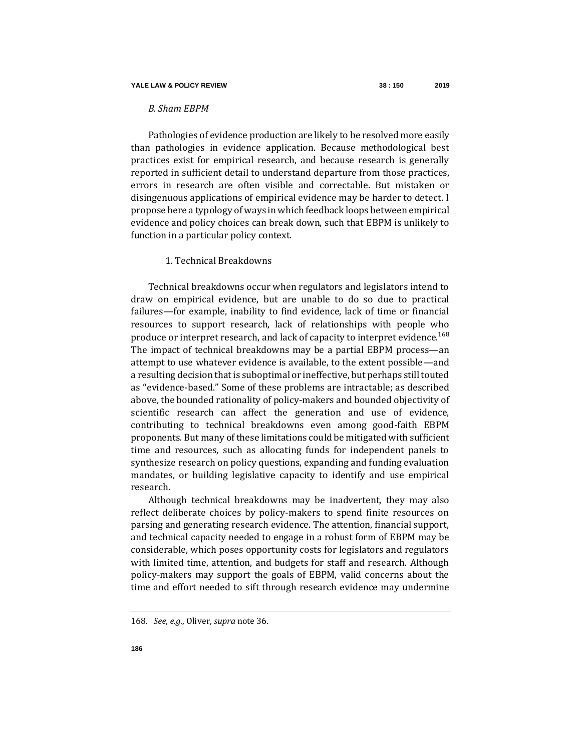### *B. Sham EBPM*

Pathologies of evidence production are likely to be resolved more easily than pathologies in evidence application. Because methodological best practices exist for empirical research, and because research is generally reported in sufficient detail to understand departure from those practices, errors in research are often visible and correctable. But mistaken or disingenuous applications of empirical evidence may be harder to detect. I propose here a typology of ways in which feedback loops between empirical evidence and policy choices can break down, such that EBPM is unlikely to function in a particular policy context.

#### 1. Technical Breakdowns

Technical breakdowns occur when regulators and legislators intend to draw on empirical evidence, but are unable to do so due to practical failures—for example, inability to find evidence, lack of time or financial resources to support research, lack of relationships with people who produce or interpret research, and lack of capacity to interpret evidence.[168] The impact of technical breakdowns may be a partial EBPM process—an attempt to use whatever evidence is available, to the extent possible—and a resulting decision that is suboptimal or ineffective, but perhaps still touted as "evidence-based." Some of these problems are intractable; as described above, the bounded rationality of policy-makers and bounded objectivity of scientific research can affect the generation and use of evidence, contributing to technical breakdowns even among good-faith EBPM proponents. But many of these limitations could be mitigated with sufficient time and resources, such as allocating funds for independent panels to synthesize research on policy questions, expanding and funding evaluation mandates, or building legislative capacity to identify and use empirical research.

Although technical breakdowns may be inadvertent, they may also reflect deliberate choices by policy-makers to spend finite resources on parsing and generating research evidence. The attention, financial support, and technical capacity needed to engage in a robust form of EBPM may be considerable, which poses opportunity costs for legislators and regulators with limited time, attention, and budgets for staff and research. Although policy-makers may support the goals of EBPM, valid concerns about the time and effort needed to sift through research evidence may undermine

---

168. *See*, *e.g.*, Oliver, *supra* note 36.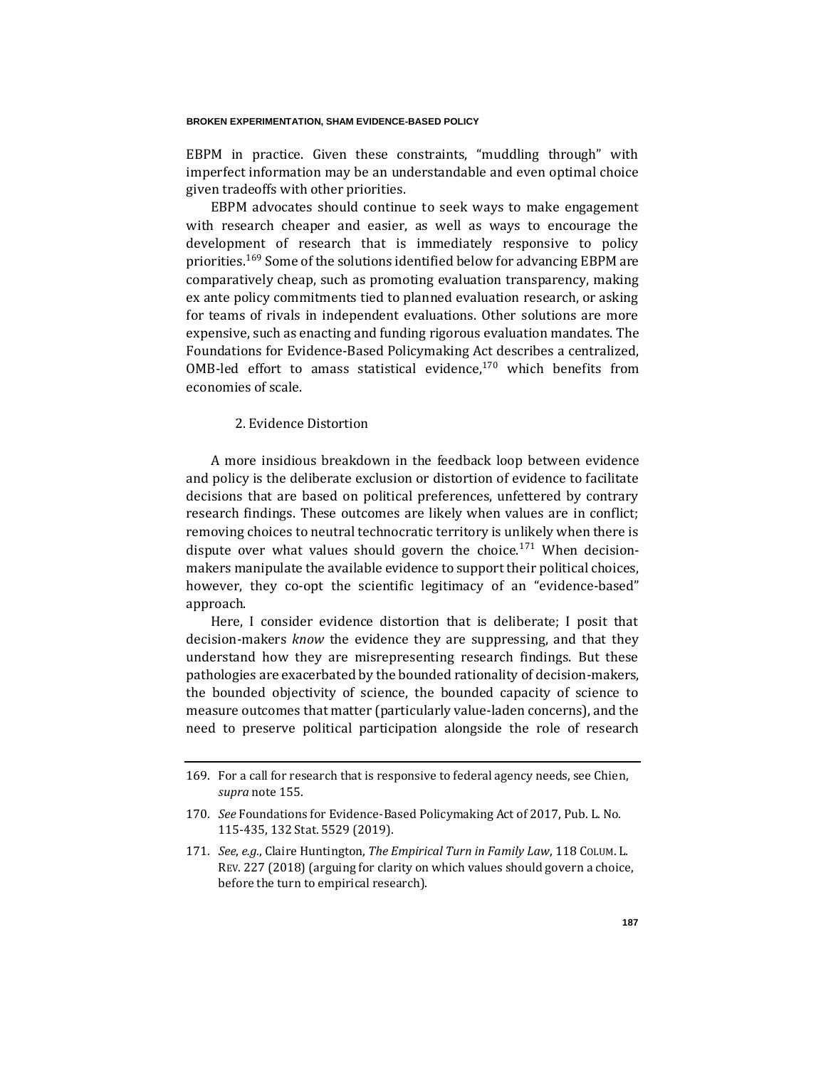EBPM in practice. Given these constraints, "muddling through" with imperfect information may be an understandable and even optimal choice given tradeoffs with other priorities.

EBPM advocates should continue to seek ways to make engagement with research cheaper and easier, as well as ways to encourage the development of research that is immediately responsive to policy priorities.[169] Some of the solutions identified below for advancing EBPM are comparatively cheap, such as promoting evaluation transparency, making ex ante policy commitments tied to planned evaluation research, or asking for teams of rivals in independent evaluations. Other solutions are more expensive, such as enacting and funding rigorous evaluation mandates. The Foundations for Evidence-Based Policymaking Act describes a centralized, OMB-led effort to amass statistical evidence,[170] which benefits from economies of scale.

### 2. Evidence Distortion

A more insidious breakdown in the feedback loop between evidence and policy is the deliberate exclusion or distortion of evidence to facilitate decisions that are based on political preferences, unfettered by contrary research findings. These outcomes are likely when values are in conflict; removing choices to neutral technocratic territory is unlikely when there is dispute over what values should govern the choice.[171] When decision-makers manipulate the available evidence to support their political choices, however, they co-opt the scientific legitimacy of an "evidence-based" approach.

Here, I consider evidence distortion that is deliberate; I posit that decision-makers *know* the evidence they are suppressing, and that they understand how they are misrepresenting research findings. But these pathologies are exacerbated by the bounded rationality of decision-makers, the bounded objectivity of science, the bounded capacity of science to measure outcomes that matter (particularly value-laden concerns), and the need to preserve political participation alongside the role of research

---

169. For a call for research that is responsive to federal agency needs, see Chien, *supra* note 155.

170. *See* Foundations for Evidence-Based Policymaking Act of 2017, Pub. L. No. 115-435, 132 Stat. 5529 (2019).

171. *See, e.g.*, Claire Huntington, *The Empirical Turn in Family Law*, 118 COLUM. L. REV. 227 (2018) (arguing for clarity on which values should govern a choice, before the turn to empirical research).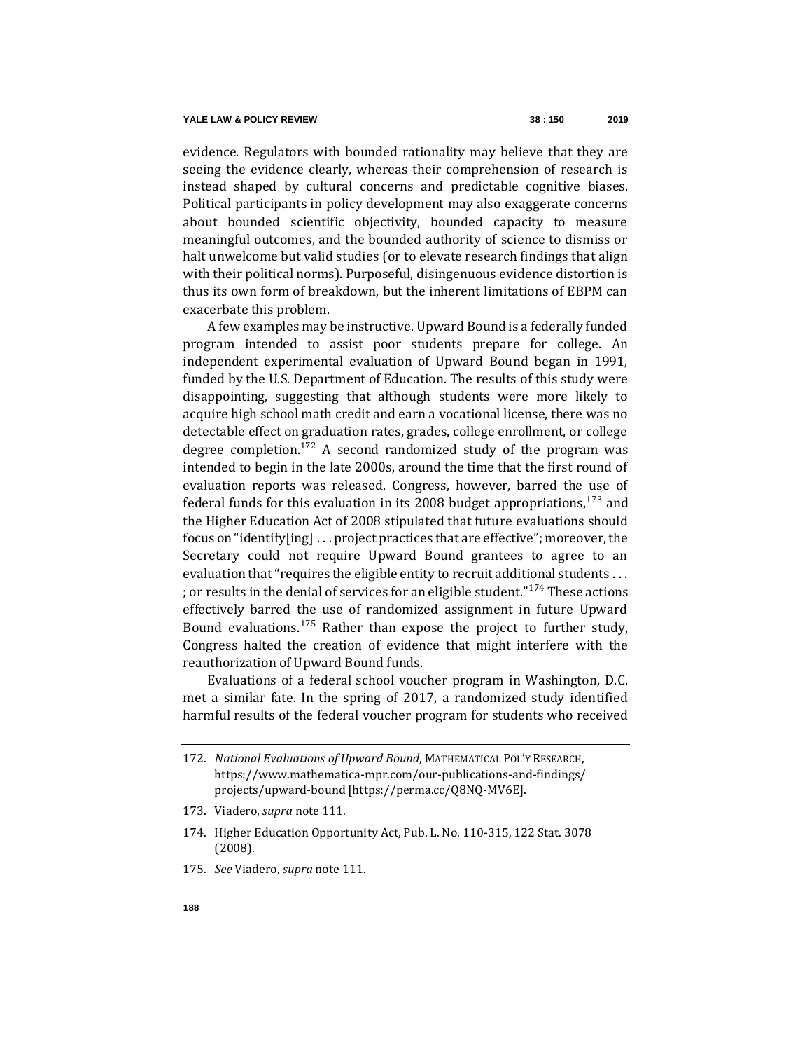evidence. Regulators with bounded rationality may believe that they are seeing the evidence clearly, whereas their comprehension of research is instead shaped by cultural concerns and predictable cognitive biases. Political participants in policy development may also exaggerate concerns about bounded scientific objectivity, bounded capacity to measure meaningful outcomes, and the bounded authority of science to dismiss or halt unwelcome but valid studies (or to elevate research findings that align with their political norms). Purposeful, disingenuous evidence distortion is thus its own form of breakdown, but the inherent limitations of EBPM can exacerbate this problem.

A few examples may be instructive. Upward Bound is a federally funded program intended to assist poor students prepare for college. An independent experimental evaluation of Upward Bound began in 1991, funded by the U.S. Department of Education. The results of this study were disappointing, suggesting that although students were more likely to acquire high school math credit and earn a vocational license, there was no detectable effect on graduation rates, grades, college enrollment, or college degree completion.[172] A second randomized study of the program was intended to begin in the late 2000s, around the time that the first round of evaluation reports was released. Congress, however, barred the use of federal funds for this evaluation in its 2008 budget appropriations,[173] and the Higher Education Act of 2008 stipulated that future evaluations should focus on "identify[ing] . . . project practices that are effective"; moreover, the Secretary could not require Upward Bound grantees to agree to an evaluation that "requires the eligible entity to recruit additional students . . . ; or results in the denial of services for an eligible student."[174] These actions effectively barred the use of randomized assignment in future Upward Bound evaluations.[175] Rather than expose the project to further study, Congress halted the creation of evidence that might interfere with the reauthorization of Upward Bound funds.

Evaluations of a federal school voucher program in Washington, D.C. met a similar fate. In the spring of 2017, a randomized study identified harmful results of the federal voucher program for students who received

---

172. *National Evaluations of Upward Bound*, MATHEMATICAL POL'Y RESEARCH, https://www.mathematica-mpr.com/our-publications-and-findings/projects/upward-bound [https://perma.cc/Q8NQ-MV6E].

173. Viadero, *supra* note 111.

174. Higher Education Opportunity Act, Pub. L. No. 110-315, 122 Stat. 3078 (2008).

175. *See* Viadero, *supra* note 111.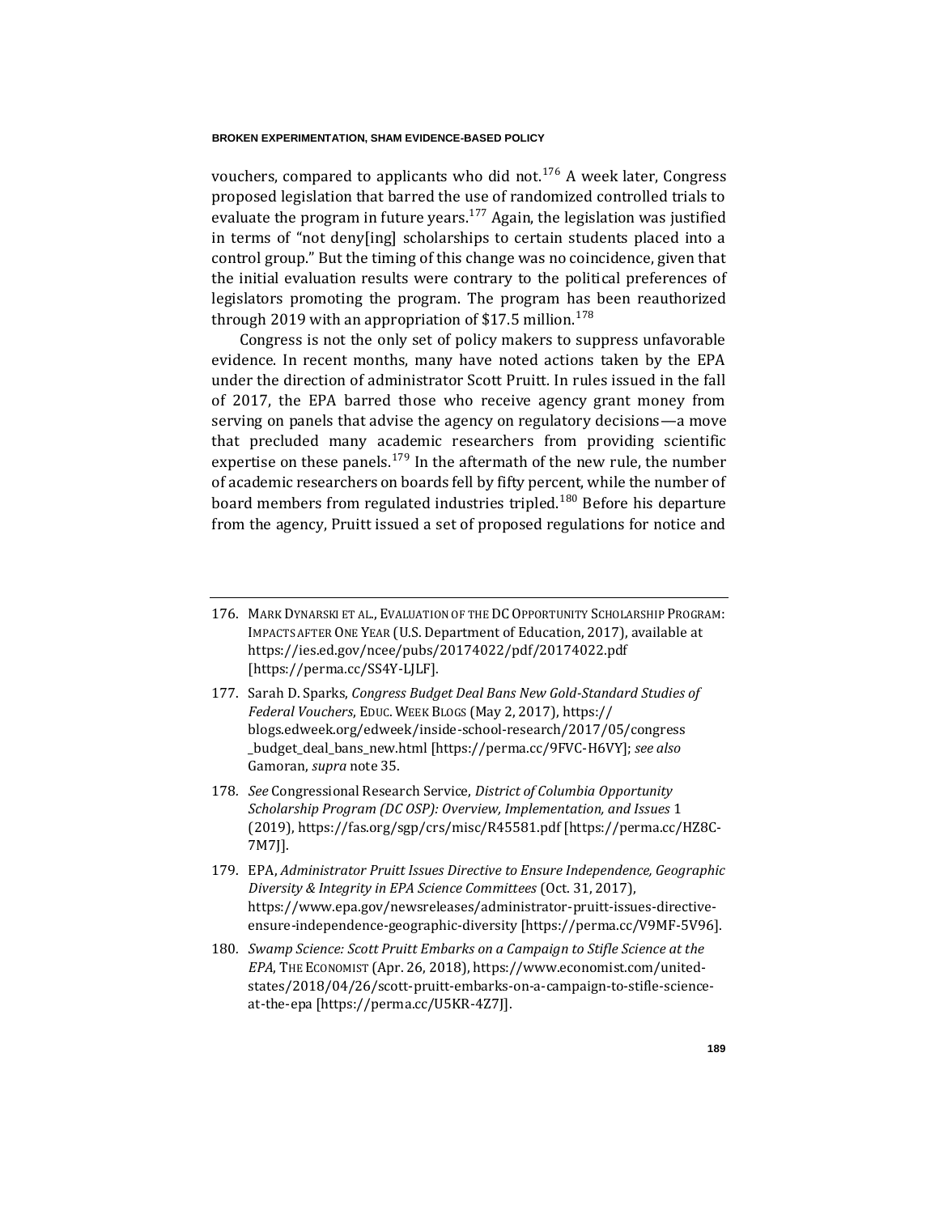vouchers, compared to applicants who did not.[176] A week later, Congress proposed legislation that barred the use of randomized controlled trials to evaluate the program in future years.[177] Again, the legislation was justified in terms of "not deny[ing] scholarships to certain students placed into a control group." But the timing of this change was no coincidence, given that the initial evaluation results were contrary to the political preferences of legislators promoting the program. The program has been reauthorized through 2019 with an appropriation of $17.5 million.[178]

Congress is not the only set of policy makers to suppress unfavorable evidence. In recent months, many have noted actions taken by the EPA under the direction of administrator Scott Pruitt. In rules issued in the fall of 2017, the EPA barred those who receive agency grant money from serving on panels that advise the agency on regulatory decisions—a move that precluded many academic researchers from providing scientific expertise on these panels.[179] In the aftermath of the new rule, the number of academic researchers on boards fell by fifty percent, while the number of board members from regulated industries tripled.[180] Before his departure from the agency, Pruitt issued a set of proposed regulations for notice and

---

176. MARK DYNARSKI ET AL., EVALUATION OF THE DC OPPORTUNITY SCHOLARSHIP PROGRAM: IMPACTS AFTER ONE YEAR (U.S. Department of Education, 2017), available at https://ies.ed.gov/ncee/pubs/20174022/pdf/20174022.pdf [https://perma.cc/SS4Y-LJLF].

177. Sarah D. Sparks, *Congress Budget Deal Bans New Gold-Standard Studies of Federal Vouchers*, EDUC. WEEK BLOGS (May 2, 2017), https://blogs.edweek.org/edweek/inside-school-research/2017/05/congress_budget_deal_bans_new.html [https://perma.cc/9FVC-H6VY]; *see also* Gamoran, *supra* note 35.

178. *See* Congressional Research Service, *District of Columbia Opportunity Scholarship Program (DC OSP): Overview, Implementation, and Issues* 1 (2019), https://fas.org/sgp/crs/misc/R45581.pdf [https://perma.cc/HZ8C-7M7J].

179. EPA, *Administrator Pruitt Issues Directive to Ensure Independence, Geographic Diversity & Integrity in EPA Science Committees* (Oct. 31, 2017), https://www.epa.gov/newsreleases/administrator-pruitt-issues-directive-ensure-independence-geographic-diversity [https://perma.cc/V9MF-5V96].

180. *Swamp Science: Scott Pruitt Embarks on a Campaign to Stifle Science at the EPA*, THE ECONOMIST (Apr. 26, 2018), https://www.economist.com/united-states/2018/04/26/scott-pruitt-embarks-on-a-campaign-to-stifle-science-at-the-epa [https://perma.cc/U5KR-4Z7J].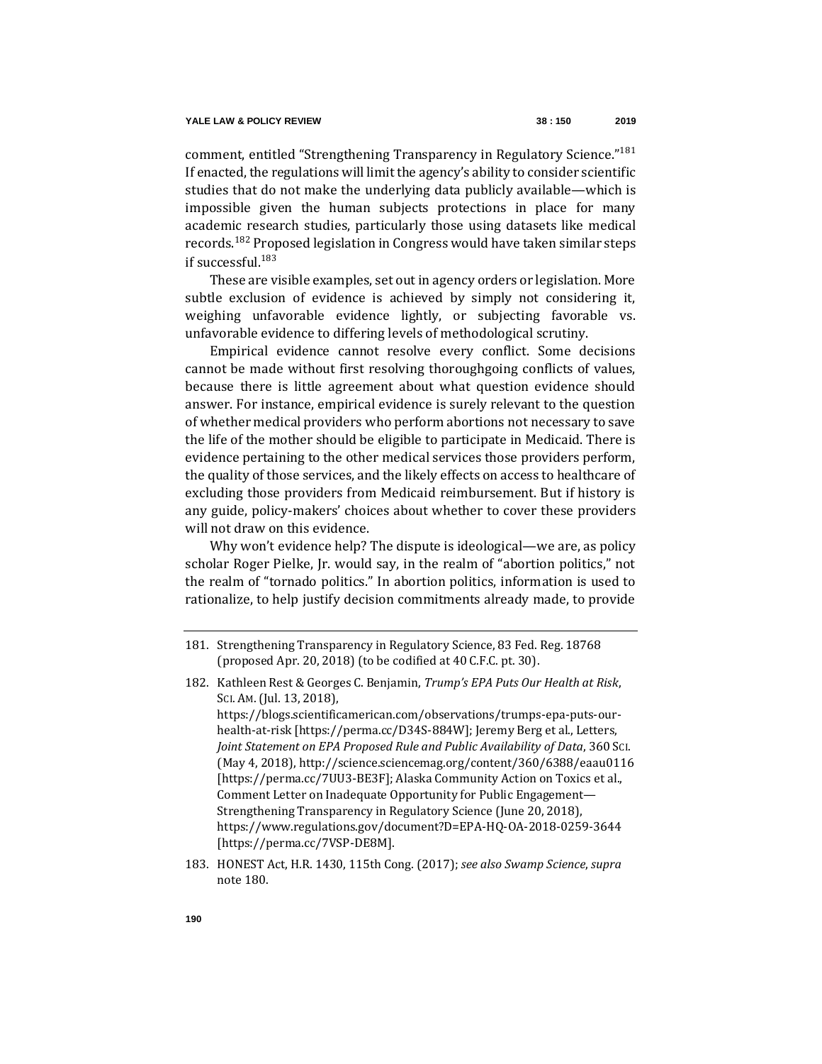comment, entitled "Strengthening Transparency in Regulatory Science."[181] If enacted, the regulations will limit the agency's ability to consider scientific studies that do not make the underlying data publicly available—which is impossible given the human subjects protections in place for many academic research studies, particularly those using datasets like medical records.[182] Proposed legislation in Congress would have taken similar steps if successful.[183]

These are visible examples, set out in agency orders or legislation. More subtle exclusion of evidence is achieved by simply not considering it, weighing unfavorable evidence lightly, or subjecting favorable vs. unfavorable evidence to differing levels of methodological scrutiny.

Empirical evidence cannot resolve every conflict. Some decisions cannot be made without first resolving thoroughgoing conflicts of values, because there is little agreement about what question evidence should answer. For instance, empirical evidence is surely relevant to the question of whether medical providers who perform abortions not necessary to save the life of the mother should be eligible to participate in Medicaid. There is evidence pertaining to the other medical services those providers perform, the quality of those services, and the likely effects on access to healthcare of excluding those providers from Medicaid reimbursement. But if history is any guide, policy-makers' choices about whether to cover these providers will not draw on this evidence.

Why won't evidence help? The dispute is ideological—we are, as policy scholar Roger Pielke, Jr. would say, in the realm of "abortion politics," not the realm of "tornado politics." In abortion politics, information is used to rationalize, to help justify decision commitments already made, to provide

---

181. Strengthening Transparency in Regulatory Science, 83 Fed. Reg. 18768 (proposed Apr. 20, 2018) (to be codified at 40 C.F.C. pt. 30).

182. Kathleen Rest & Georges C. Benjamin, *Trump's EPA Puts Our Health at Risk*, SCI. AM. (Jul. 13, 2018), https://blogs.scientificamerican.com/observations/trumps-epa-puts-our-health-at-risk [https://perma.cc/D34S-884W]; Jeremy Berg et al., Letters, *Joint Statement on EPA Proposed Rule and Public Availability of Data*, 360 SCI. (May 4, 2018), http://science.sciencemag.org/content/360/6388/eaau0116 [https://perma.cc/7UU3-BE3F]; Alaska Community Action on Toxics et al., Comment Letter on Inadequate Opportunity for Public Engagement—Strengthening Transparency in Regulatory Science (June 20, 2018), https://www.regulations.gov/document?D=EPA-HQ-OA-2018-0259-3644 [https://perma.cc/7VSP-DE8M].

183. HONEST Act, H.R. 1430, 115th Cong. (2017); *see also Swamp Science*, *supra* note 180.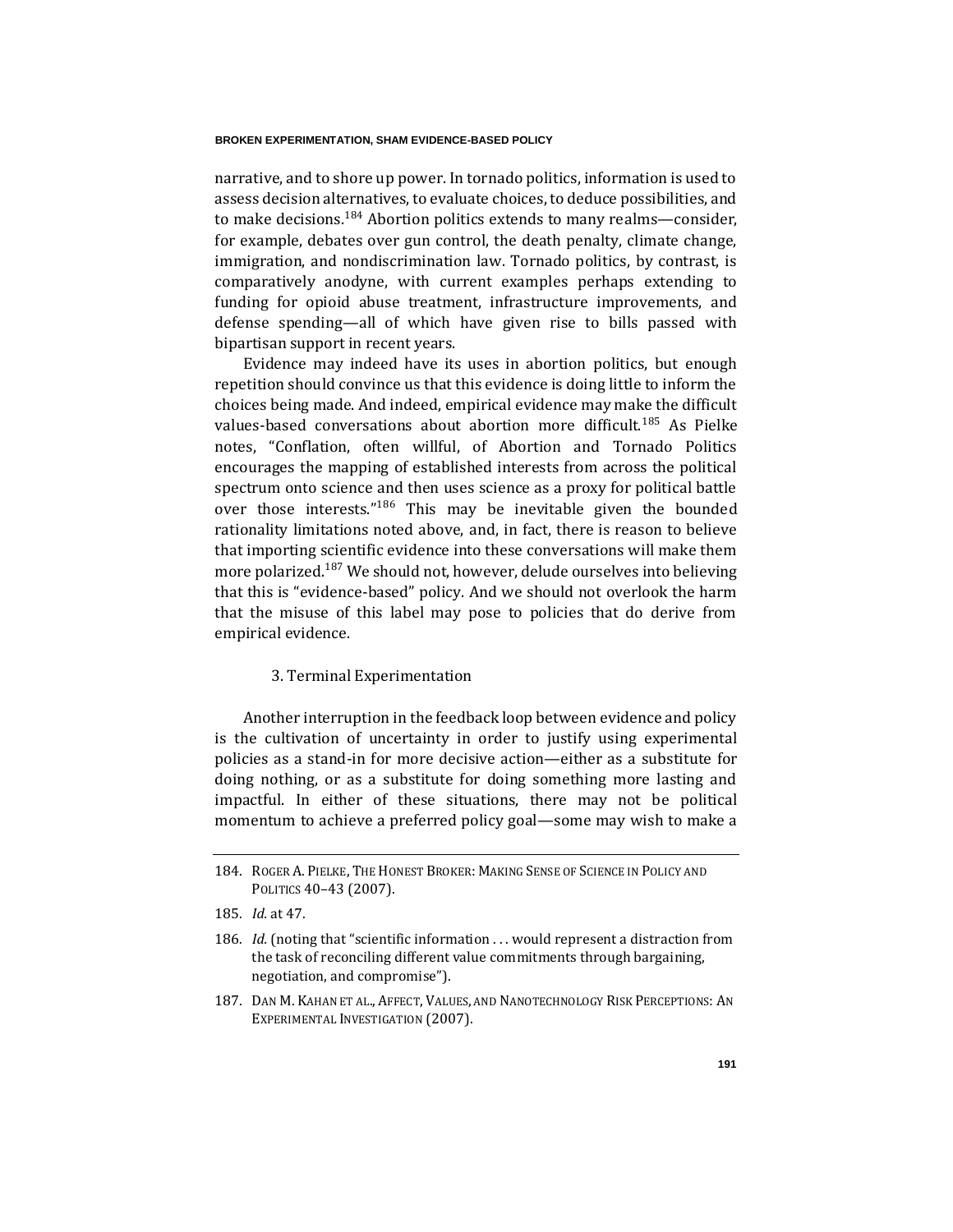narrative, and to shore up power. In tornado politics, information is used to assess decision alternatives, to evaluate choices, to deduce possibilities, and to make decisions.[184] Abortion politics extends to many realms—consider, for example, debates over gun control, the death penalty, climate change, immigration, and nondiscrimination law. Tornado politics, by contrast, is comparatively anodyne, with current examples perhaps extending to funding for opioid abuse treatment, infrastructure improvements, and defense spending—all of which have given rise to bills passed with bipartisan support in recent years.

Evidence may indeed have its uses in abortion politics, but enough repetition should convince us that this evidence is doing little to inform the choices being made. And indeed, empirical evidence may make the difficult values-based conversations about abortion more difficult.[185] As Pielke notes, "Conflation, often willful, of Abortion and Tornado Politics encourages the mapping of established interests from across the political spectrum onto science and then uses science as a proxy for political battle over those interests."[186] This may be inevitable given the bounded rationality limitations noted above, and, in fact, there is reason to believe that importing scientific evidence into these conversations will make them more polarized.[187] We should not, however, delude ourselves into believing that this is "evidence-based" policy. And we should not overlook the harm that the misuse of this label may pose to policies that do derive from empirical evidence.

### 3. Terminal Experimentation

Another interruption in the feedback loop between evidence and policy is the cultivation of uncertainty in order to justify using experimental policies as a stand-in for more decisive action—either as a substitute for doing nothing, or as a substitute for doing something more lasting and impactful. In either of these situations, there may not be political momentum to achieve a preferred policy goal—some may wish to make a

---

184. ROGER A. PIELKE, THE HONEST BROKER: MAKING SENSE OF SCIENCE IN POLICY AND POLITICS 40–43 (2007).

185. *Id.* at 47.

186. *Id.* (noting that "scientific information . . . would represent a distraction from the task of reconciling different value commitments through bargaining, negotiation, and compromise").

187. DAN M. KAHAN ET AL., AFFECT, VALUES, AND NANOTECHNOLOGY RISK PERCEPTIONS: AN EXPERIMENTAL INVESTIGATION (2007).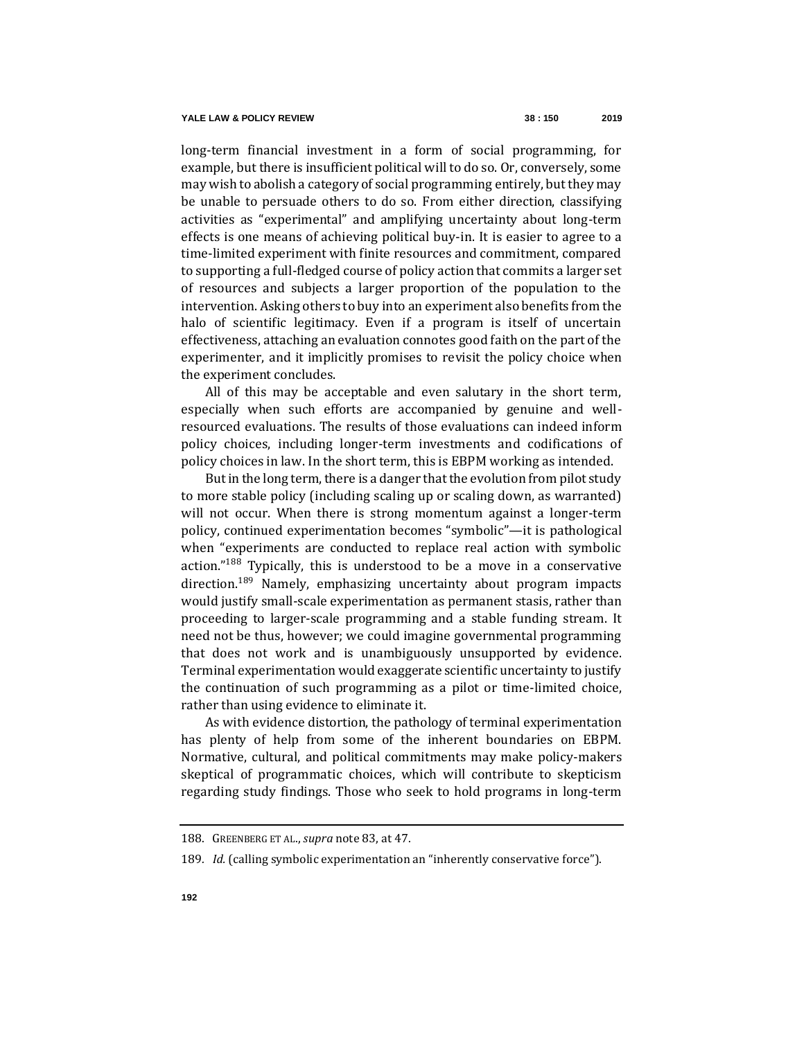long-term financial investment in a form of social programming, for example, but there is insufficient political will to do so. Or, conversely, some may wish to abolish a category of social programming entirely, but they may be unable to persuade others to do so. From either direction, classifying activities as "experimental" and amplifying uncertainty about long-term effects is one means of achieving political buy-in. It is easier to agree to a time-limited experiment with finite resources and commitment, compared to supporting a full-fledged course of policy action that commits a larger set of resources and subjects a larger proportion of the population to the intervention. Asking others to buy into an experiment also benefits from the halo of scientific legitimacy. Even if a program is itself of uncertain effectiveness, attaching an evaluation connotes good faith on the part of the experimenter, and it implicitly promises to revisit the policy choice when the experiment concludes.

All of this may be acceptable and even salutary in the short term, especially when such efforts are accompanied by genuine and well-resourced evaluations. The results of those evaluations can indeed inform policy choices, including longer-term investments and codifications of policy choices in law. In the short term, this is EBPM working as intended.

But in the long term, there is a danger that the evolution from pilot study to more stable policy (including scaling up or scaling down, as warranted) will not occur. When there is strong momentum against a longer-term policy, continued experimentation becomes "symbolic"—it is pathological when "experiments are conducted to replace real action with symbolic action."[188] Typically, this is understood to be a move in a conservative direction.[189] Namely, emphasizing uncertainty about program impacts would justify small-scale experimentation as permanent stasis, rather than proceeding to larger-scale programming and a stable funding stream. It need not be thus, however; we could imagine governmental programming that does not work and is unambiguously unsupported by evidence. Terminal experimentation would exaggerate scientific uncertainty to justify the continuation of such programming as a pilot or time-limited choice, rather than using evidence to eliminate it.

As with evidence distortion, the pathology of terminal experimentation has plenty of help from some of the inherent boundaries on EBPM. Normative, cultural, and political commitments may make policy-makers skeptical of programmatic choices, which will contribute to skepticism regarding study findings. Those who seek to hold programs in long-term

---

188. GREENBERG ET AL., *supra* note 83, at 47.

189. *Id.* (calling symbolic experimentation an "inherently conservative force").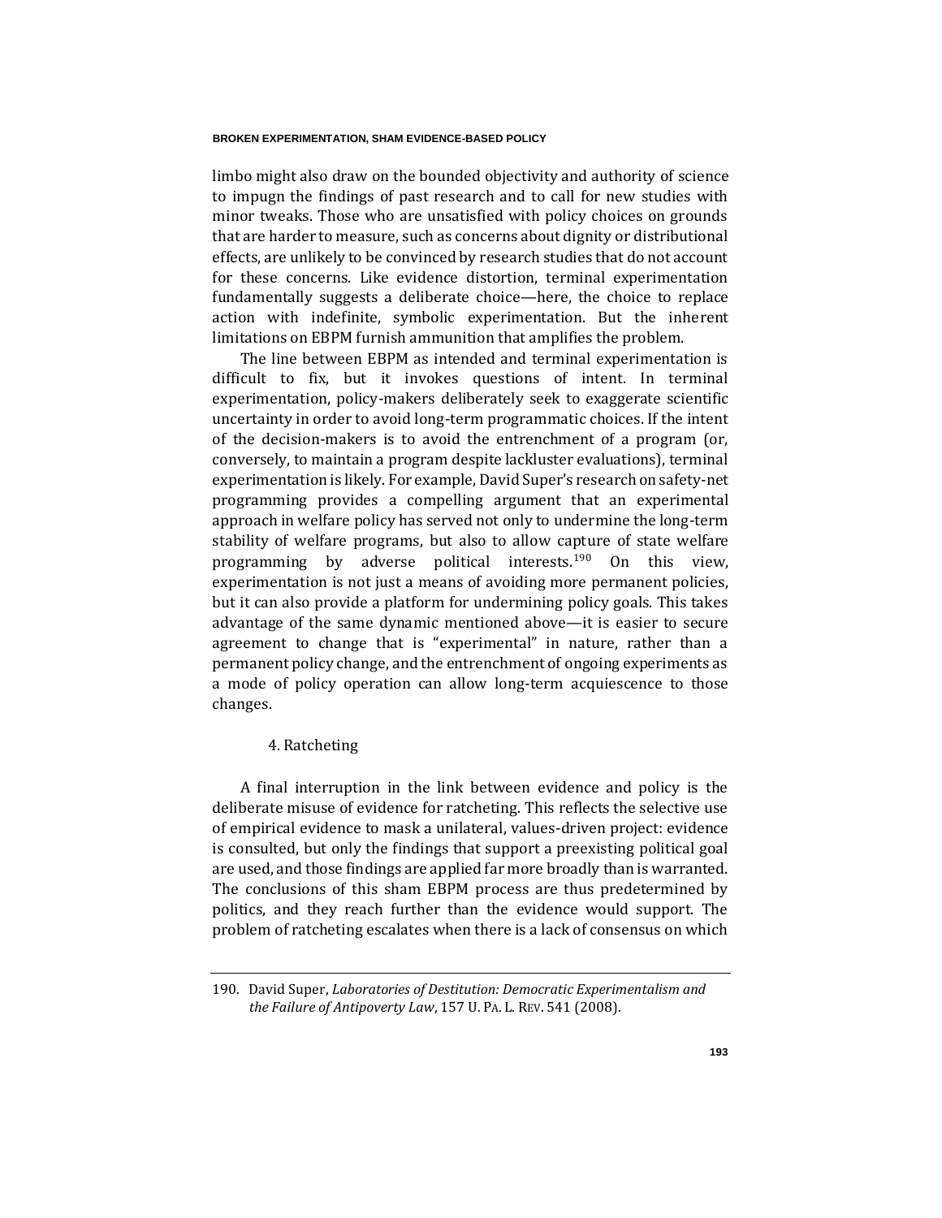limbo might also draw on the bounded objectivity and authority of science to impugn the findings of past research and to call for new studies with minor tweaks. Those who are unsatisfied with policy choices on grounds that are harder to measure, such as concerns about dignity or distributional effects, are unlikely to be convinced by research studies that do not account for these concerns. Like evidence distortion, terminal experimentation fundamentally suggests a deliberate choice—here, the choice to replace action with indefinite, symbolic experimentation. But the inherent limitations on EBPM furnish ammunition that amplifies the problem.

The line between EBPM as intended and terminal experimentation is difficult to fix, but it invokes questions of intent. In terminal experimentation, policy-makers deliberately seek to exaggerate scientific uncertainty in order to avoid long-term programmatic choices. If the intent of the decision-makers is to avoid the entrenchment of a program (or, conversely, to maintain a program despite lackluster evaluations), terminal experimentation is likely. For example, David Super's research on safety-net programming provides a compelling argument that an experimental approach in welfare policy has served not only to undermine the long-term stability of welfare programs, but also to allow capture of state welfare programming by adverse political interests.[190] On this view, experimentation is not just a means of avoiding more permanent policies, but it can also provide a platform for undermining policy goals. This takes advantage of the same dynamic mentioned above—it is easier to secure agreement to change that is "experimental" in nature, rather than a permanent policy change, and the entrenchment of ongoing experiments as a mode of policy operation can allow long-term acquiescence to those changes.

#### 4. Ratcheting

A final interruption in the link between evidence and policy is the deliberate misuse of evidence for ratcheting. This reflects the selective use of empirical evidence to mask a unilateral, values-driven project: evidence is consulted, but only the findings that support a preexisting political goal are used, and those findings are applied far more broadly than is warranted. The conclusions of this sham EBPM process are thus predetermined by politics, and they reach further than the evidence would support. The problem of ratcheting escalates when there is a lack of consensus on which

---

190. David Super, *Laboratories of Destitution: Democratic Experimentalism and the Failure of Antipoverty Law*, 157 U. PA. L. REV. 541 (2008).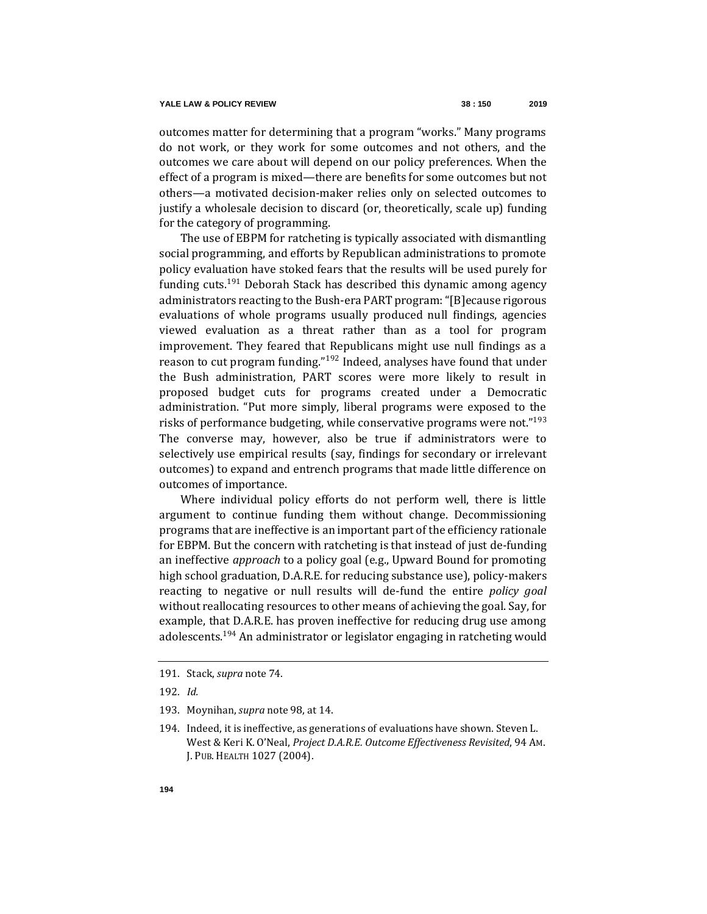outcomes matter for determining that a program "works." Many programs do not work, or they work for some outcomes and not others, and the outcomes we care about will depend on our policy preferences. When the effect of a program is mixed—there are benefits for some outcomes but not others—a motivated decision-maker relies only on selected outcomes to justify a wholesale decision to discard (or, theoretically, scale up) funding for the category of programming.

The use of EBPM for ratcheting is typically associated with dismantling social programming, and efforts by Republican administrations to promote policy evaluation have stoked fears that the results will be used purely for funding cuts.[191] Deborah Stack has described this dynamic among agency administrators reacting to the Bush-era PART program: "[B]ecause rigorous evaluations of whole programs usually produced null findings, agencies viewed evaluation as a threat rather than as a tool for program improvement. They feared that Republicans might use null findings as a reason to cut program funding."[192] Indeed, analyses have found that under the Bush administration, PART scores were more likely to result in proposed budget cuts for programs created under a Democratic administration. "Put more simply, liberal programs were exposed to the risks of performance budgeting, while conservative programs were not."[193] The converse may, however, also be true if administrators were to selectively use empirical results (say, findings for secondary or irrelevant outcomes) to expand and entrench programs that made little difference on outcomes of importance.

Where individual policy efforts do not perform well, there is little argument to continue funding them without change. Decommissioning programs that are ineffective is an important part of the efficiency rationale for EBPM. But the concern with ratcheting is that instead of just de-funding an ineffective *approach* to a policy goal (e.g., Upward Bound for promoting high school graduation, D.A.R.E. for reducing substance use), policy-makers reacting to negative or null results will de-fund the entire *policy goal* without reallocating resources to other means of achieving the goal. Say, for example, that D.A.R.E. has proven ineffective for reducing drug use among adolescents.[194] An administrator or legislator engaging in ratcheting would

---

191. Stack, *supra* note 74.

192. *Id.*

193. Moynihan, *supra* note 98, at 14.

194. Indeed, it is ineffective, as generations of evaluations have shown. Steven L. West & Keri K. O'Neal, *Project D.A.R.E. Outcome Effectiveness Revisited*, 94 AM. J. PUB. HEALTH 1027 (2004).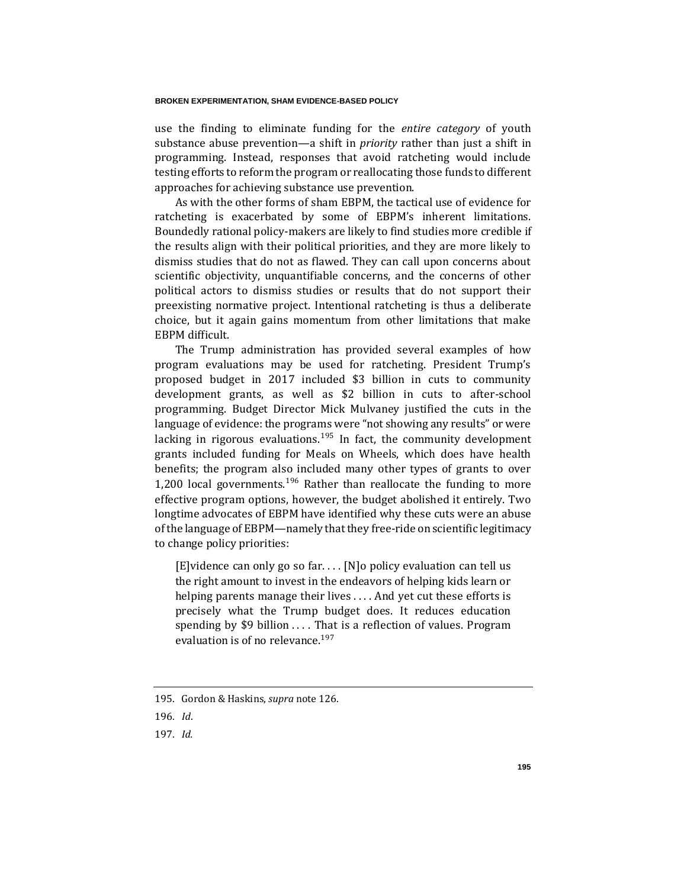use the finding to eliminate funding for the *entire category* of youth substance abuse prevention—a shift in *priority* rather than just a shift in programming. Instead, responses that avoid ratcheting would include testing efforts to reform the program or reallocating those funds to different approaches for achieving substance use prevention.

As with the other forms of sham EBPM, the tactical use of evidence for ratcheting is exacerbated by some of EBPM's inherent limitations. Boundedly rational policy-makers are likely to find studies more credible if the results align with their political priorities, and they are more likely to dismiss studies that do not as flawed. They can call upon concerns about scientific objectivity, unquantifiable concerns, and the concerns of other political actors to dismiss studies or results that do not support their preexisting normative project. Intentional ratcheting is thus a deliberate choice, but it again gains momentum from other limitations that make EBPM difficult.

The Trump administration has provided several examples of how program evaluations may be used for ratcheting. President Trump's proposed budget in 2017 included $3 billion in cuts to community development grants, as well as $2 billion in cuts to after-school programming. Budget Director Mick Mulvaney justified the cuts in the language of evidence: the programs were "not showing any results" or were lacking in rigorous evaluations.[195] In fact, the community development grants included funding for Meals on Wheels, which does have health benefits; the program also included many other types of grants to over 1,200 local governments.[196] Rather than reallocate the funding to more effective program options, however, the budget abolished it entirely. Two longtime advocates of EBPM have identified why these cuts were an abuse of the language of EBPM—namely that they free-ride on scientific legitimacy to change policy priorities:

> [E]vidence can only go so far. . . . [N]o policy evaluation can tell us the right amount to invest in the endeavors of helping kids learn or helping parents manage their lives . . . . And yet cut these efforts is precisely what the Trump budget does. It reduces education spending by $9 billion . . . . That is a reflection of values. Program evaluation is of no relevance.[197]

---

195. Gordon & Haskins, *supra* note 126.

196. *Id*.

197. *Id.*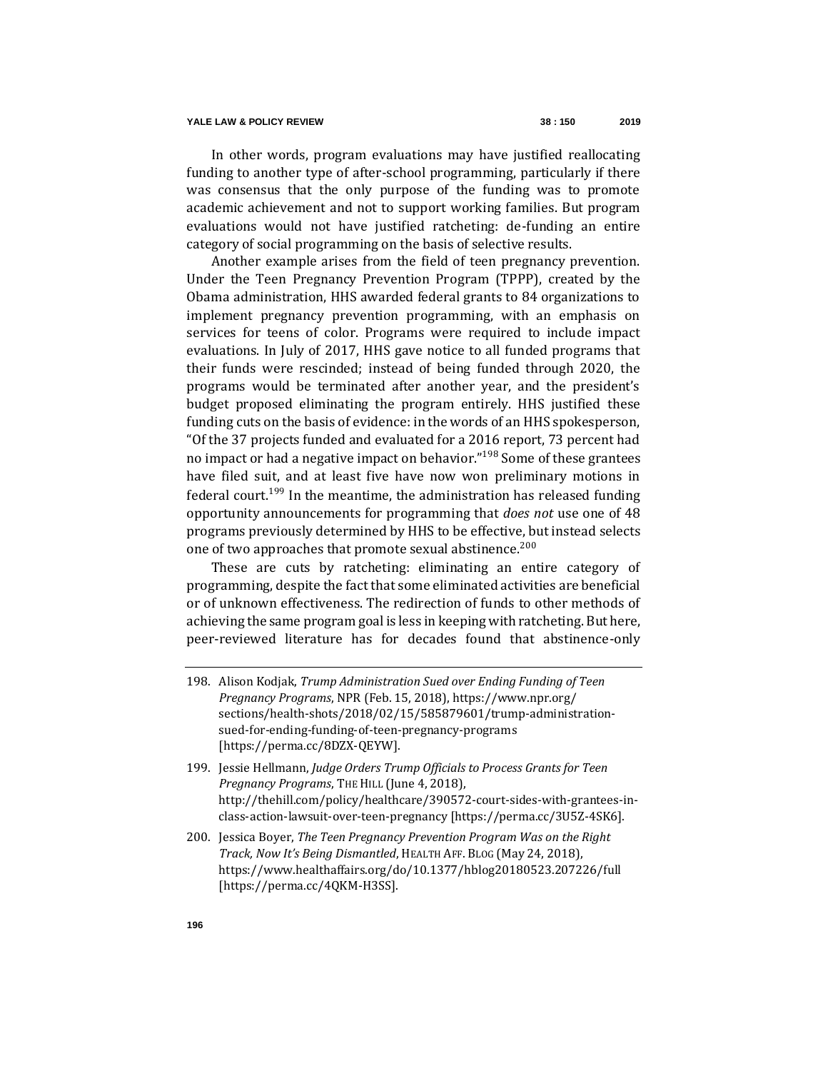In other words, program evaluations may have justified reallocating funding to another type of after-school programming, particularly if there was consensus that the only purpose of the funding was to promote academic achievement and not to support working families. But program evaluations would not have justified ratcheting: de-funding an entire category of social programming on the basis of selective results.

Another example arises from the field of teen pregnancy prevention. Under the Teen Pregnancy Prevention Program (TPPP), created by the Obama administration, HHS awarded federal grants to 84 organizations to implement pregnancy prevention programming, with an emphasis on services for teens of color. Programs were required to include impact evaluations. In July of 2017, HHS gave notice to all funded programs that their funds were rescinded; instead of being funded through 2020, the programs would be terminated after another year, and the president's budget proposed eliminating the program entirely. HHS justified these funding cuts on the basis of evidence: in the words of an HHS spokesperson, "Of the 37 projects funded and evaluated for a 2016 report, 73 percent had no impact or had a negative impact on behavior."[198] Some of these grantees have filed suit, and at least five have now won preliminary motions in federal court.[199] In the meantime, the administration has released funding opportunity announcements for programming that *does not* use one of 48 programs previously determined by HHS to be effective, but instead selects one of two approaches that promote sexual abstinence.[200]

These are cuts by ratcheting: eliminating an entire category of programming, despite the fact that some eliminated activities are beneficial or of unknown effectiveness. The redirection of funds to other methods of achieving the same program goal is less in keeping with ratcheting. But here, peer-reviewed literature has for decades found that abstinence-only

---

198. Alison Kodjak, *Trump Administration Sued over Ending Funding of Teen Pregnancy Programs*, NPR (Feb. 15, 2018), https://www.npr.org/sections/health-shots/2018/02/15/585879601/trump-administration-sued-for-ending-funding-of-teen-pregnancy-programs [https://perma.cc/8DZX-QEYW].

199. Jessie Hellmann, *Judge Orders Trump Officials to Process Grants for Teen Pregnancy Programs*, THE HILL (June 4, 2018), http://thehill.com/policy/healthcare/390572-court-sides-with-grantees-in-class-action-lawsuit-over-teen-pregnancy [https://perma.cc/3U5Z-4SK6].

200. Jessica Boyer, *The Teen Pregnancy Prevention Program Was on the Right Track, Now It's Being Dismantled*, HEALTH AFF. BLOG (May 24, 2018), https://www.healthaffairs.org/do/10.1377/hblog20180523.207226/full [https://perma.cc/4QKM-H3SS].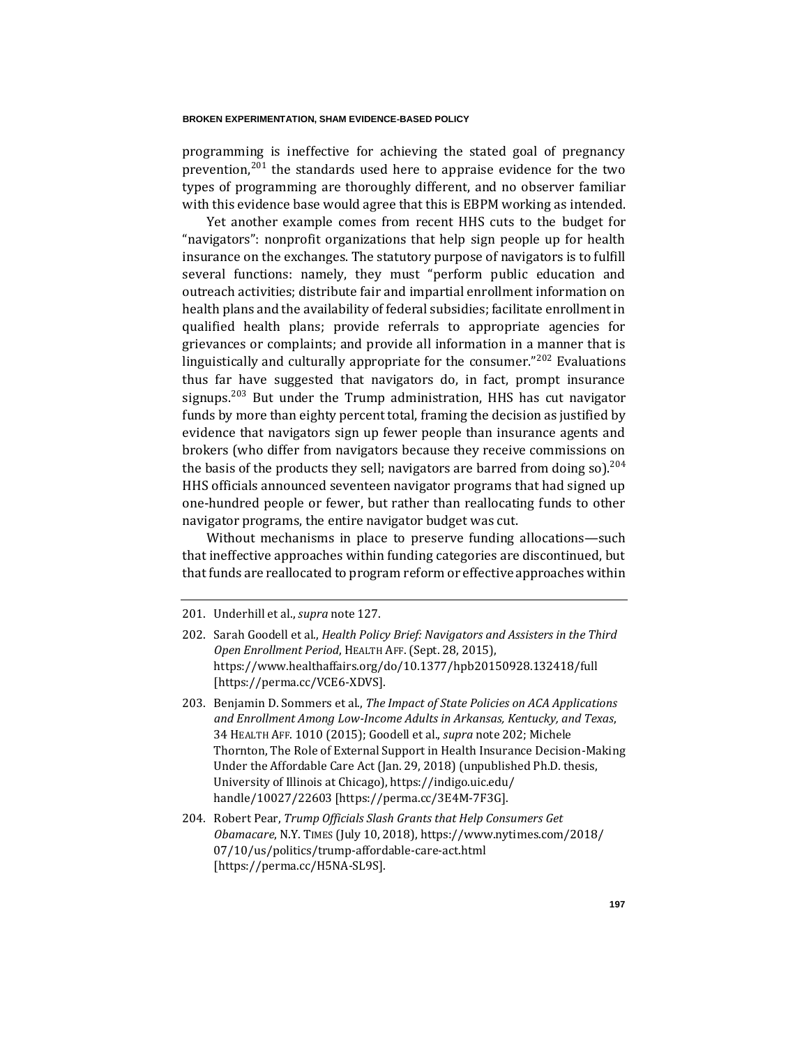programming is ineffective for achieving the stated goal of pregnancy prevention,[201] the standards used here to appraise evidence for the two types of programming are thoroughly different, and no observer familiar with this evidence base would agree that this is EBPM working as intended.

Yet another example comes from recent HHS cuts to the budget for "navigators": nonprofit organizations that help sign people up for health insurance on the exchanges. The statutory purpose of navigators is to fulfill several functions: namely, they must "perform public education and outreach activities; distribute fair and impartial enrollment information on health plans and the availability of federal subsidies; facilitate enrollment in qualified health plans; provide referrals to appropriate agencies for grievances or complaints; and provide all information in a manner that is linguistically and culturally appropriate for the consumer."[202] Evaluations thus far have suggested that navigators do, in fact, prompt insurance signups.[203] But under the Trump administration, HHS has cut navigator funds by more than eighty percent total, framing the decision as justified by evidence that navigators sign up fewer people than insurance agents and brokers (who differ from navigators because they receive commissions on the basis of the products they sell; navigators are barred from doing so).[204] HHS officials announced seventeen navigator programs that had signed up one-hundred people or fewer, but rather than reallocating funds to other navigator programs, the entire navigator budget was cut.

Without mechanisms in place to preserve funding allocations—such that ineffective approaches within funding categories are discontinued, but that funds are reallocated to program reform or effective approaches within

---

201. Underhill et al., *supra* note 127.

202. Sarah Goodell et al., *Health Policy Brief: Navigators and Assisters in the Third Open Enrollment Period*, HEALTH AFF. (Sept. 28, 2015), https://www.healthaffairs.org/do/10.1377/hpb20150928.132418/full [https://perma.cc/VCE6-XDVS].

203. Benjamin D. Sommers et al., *The Impact of State Policies on ACA Applications and Enrollment Among Low-Income Adults in Arkansas, Kentucky, and Texas*, 34 HEALTH AFF. 1010 (2015); Goodell et al., *supra* note 202; Michele Thornton, The Role of External Support in Health Insurance Decision-Making Under the Affordable Care Act (Jan. 29, 2018) (unpublished Ph.D. thesis, University of Illinois at Chicago), https://indigo.uic.edu/handle/10027/22603 [https://perma.cc/3E4M-7F3G].

204. Robert Pear, *Trump Officials Slash Grants that Help Consumers Get Obamacare*, N.Y. TIMES (July 10, 2018), https://www.nytimes.com/2018/07/10/us/politics/trump-affordable-care-act.html [https://perma.cc/H5NA-SL9S].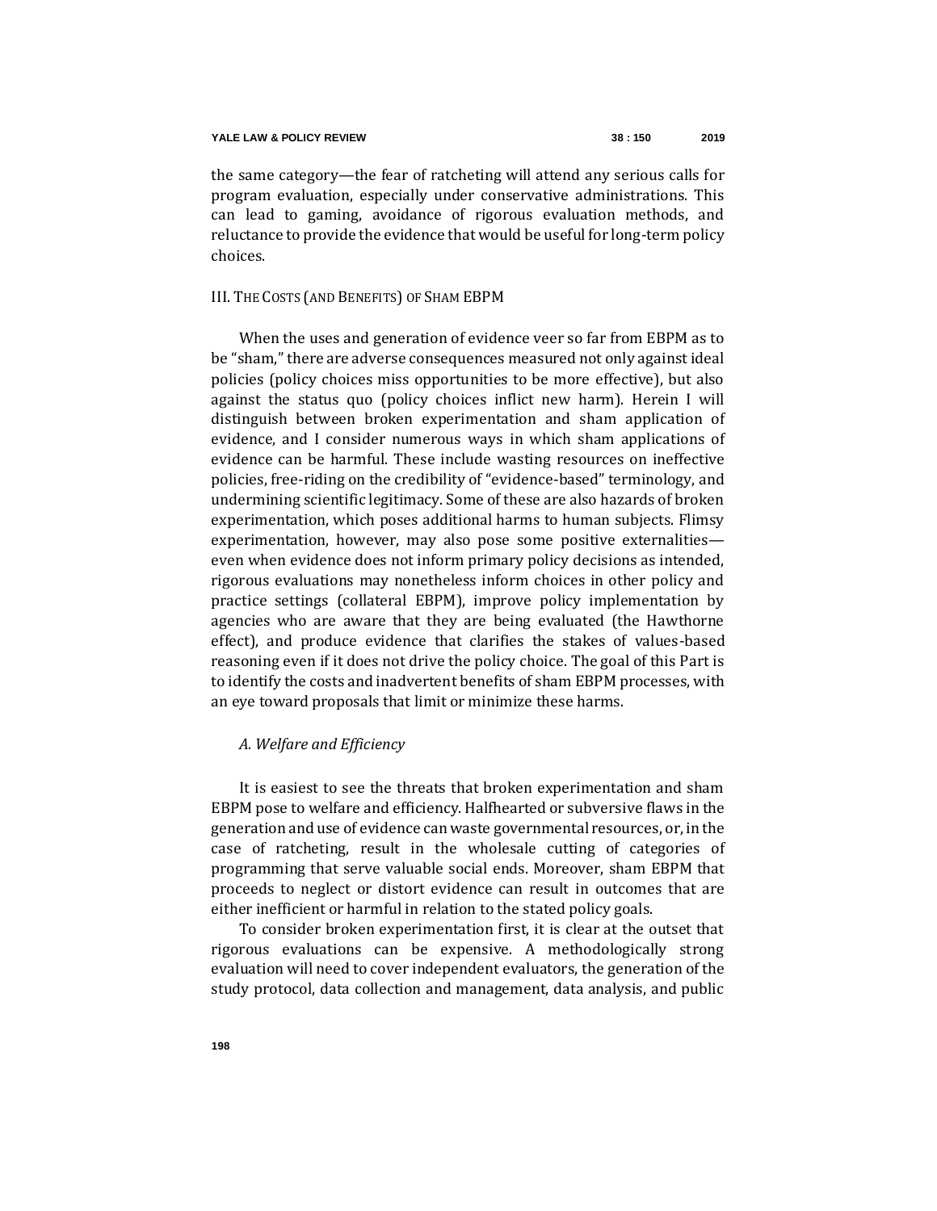the same category—the fear of ratcheting will attend any serious calls for program evaluation, especially under conservative administrations. This can lead to gaming, avoidance of rigorous evaluation methods, and reluctance to provide the evidence that would be useful for long-term policy choices.

## III. The Costs (and Benefits) of Sham EBPM

When the uses and generation of evidence veer so far from EBPM as to be "sham," there are adverse consequences measured not only against ideal policies (policy choices miss opportunities to be more effective), but also against the status quo (policy choices inflict new harm). Herein I will distinguish between broken experimentation and sham application of evidence, and I consider numerous ways in which sham applications of evidence can be harmful. These include wasting resources on ineffective policies, free-riding on the credibility of "evidence-based" terminology, and undermining scientific legitimacy. Some of these are also hazards of broken experimentation, which poses additional harms to human subjects. Flimsy experimentation, however, may also pose some positive externalities—even when evidence does not inform primary policy decisions as intended, rigorous evaluations may nonetheless inform choices in other policy and practice settings (collateral EBPM), improve policy implementation by agencies who are aware that they are being evaluated (the Hawthorne effect), and produce evidence that clarifies the stakes of values-based reasoning even if it does not drive the policy choice. The goal of this Part is to identify the costs and inadvertent benefits of sham EBPM processes, with an eye toward proposals that limit or minimize these harms.

### *A. Welfare and Efficiency*

It is easiest to see the threats that broken experimentation and sham EBPM pose to welfare and efficiency. Halfhearted or subversive flaws in the generation and use of evidence can waste governmental resources, or, in the case of ratcheting, result in the wholesale cutting of categories of programming that serve valuable social ends. Moreover, sham EBPM that proceeds to neglect or distort evidence can result in outcomes that are either inefficient or harmful in relation to the stated policy goals.

To consider broken experimentation first, it is clear at the outset that rigorous evaluations can be expensive. A methodologically strong evaluation will need to cover independent evaluators, the generation of the study protocol, data collection and management, data analysis, and public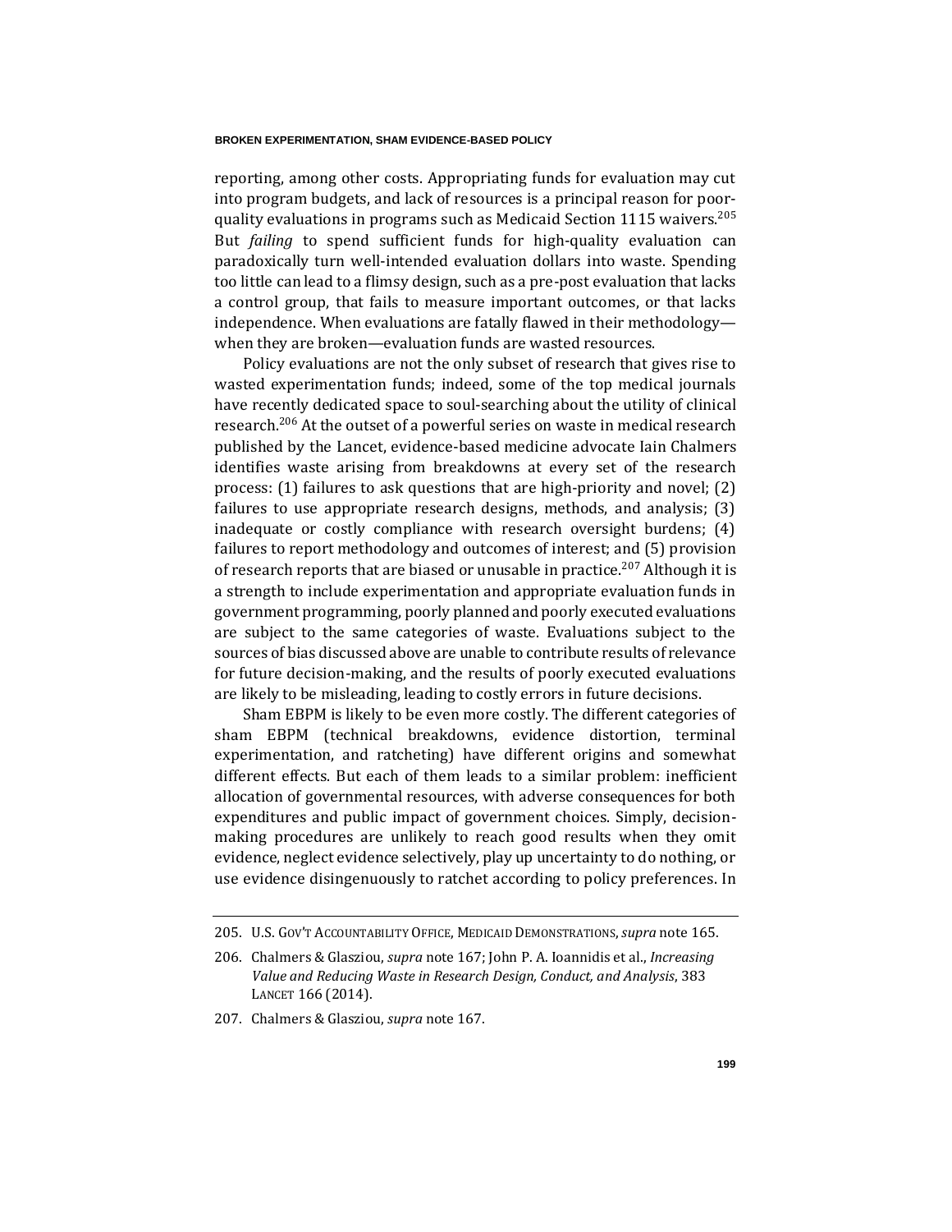reporting, among other costs. Appropriating funds for evaluation may cut into program budgets, and lack of resources is a principal reason for poor-quality evaluations in programs such as Medicaid Section 1115 waivers.[205] But *failing* to spend sufficient funds for high-quality evaluation can paradoxically turn well-intended evaluation dollars into waste. Spending too little can lead to a flimsy design, such as a pre-post evaluation that lacks a control group, that fails to measure important outcomes, or that lacks independence. When evaluations are fatally flawed in their methodology—when they are broken—evaluation funds are wasted resources.

Policy evaluations are not the only subset of research that gives rise to wasted experimentation funds; indeed, some of the top medical journals have recently dedicated space to soul-searching about the utility of clinical research.[206] At the outset of a powerful series on waste in medical research published by the Lancet, evidence-based medicine advocate Iain Chalmers identifies waste arising from breakdowns at every set of the research process: (1) failures to ask questions that are high-priority and novel; (2) failures to use appropriate research designs, methods, and analysis; (3) inadequate or costly compliance with research oversight burdens; (4) failures to report methodology and outcomes of interest; and (5) provision of research reports that are biased or unusable in practice.[207] Although it is a strength to include experimentation and appropriate evaluation funds in government programming, poorly planned and poorly executed evaluations are subject to the same categories of waste. Evaluations subject to the sources of bias discussed above are unable to contribute results of relevance for future decision-making, and the results of poorly executed evaluations are likely to be misleading, leading to costly errors in future decisions.

Sham EBPM is likely to be even more costly. The different categories of sham EBPM (technical breakdowns, evidence distortion, terminal experimentation, and ratcheting) have different origins and somewhat different effects. But each of them leads to a similar problem: inefficient allocation of governmental resources, with adverse consequences for both expenditures and public impact of government choices. Simply, decision-making procedures are unlikely to reach good results when they omit evidence, neglect evidence selectively, play up uncertainty to do nothing, or use evidence disingenuously to ratchet according to policy preferences. In

---

205. U.S. GOV'T ACCOUNTABILITY OFFICE, MEDICAID DEMONSTRATIONS, *supra* note 165.

206. Chalmers & Glasziou, *supra* note 167; John P. A. Ioannidis et al., *Increasing Value and Reducing Waste in Research Design, Conduct, and Analysis*, 383 LANCET 166 (2014).

207. Chalmers & Glasziou, *supra* note 167.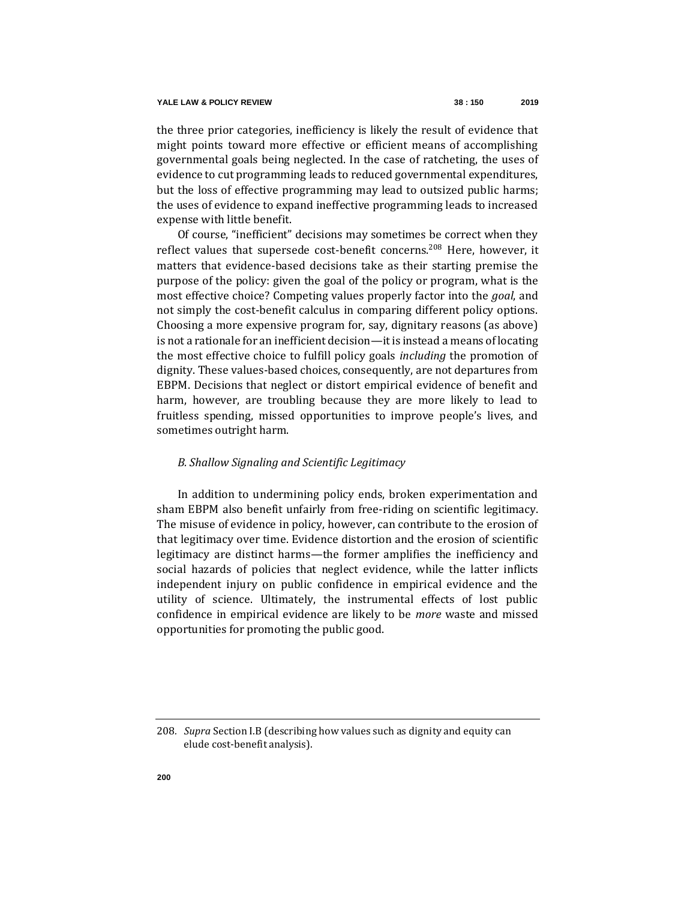the three prior categories, inefficiency is likely the result of evidence that might points toward more effective or efficient means of accomplishing governmental goals being neglected. In the case of ratcheting, the uses of evidence to cut programming leads to reduced governmental expenditures, but the loss of effective programming may lead to outsized public harms; the uses of evidence to expand ineffective programming leads to increased expense with little benefit.

Of course, "inefficient" decisions may sometimes be correct when they reflect values that supersede cost-benefit concerns.[208] Here, however, it matters that evidence-based decisions take as their starting premise the purpose of the policy: given the goal of the policy or program, what is the most effective choice? Competing values properly factor into the *goal*, and not simply the cost-benefit calculus in comparing different policy options. Choosing a more expensive program for, say, dignitary reasons (as above) is not a rationale for an inefficient decision—it is instead a means of locating the most effective choice to fulfill policy goals *including* the promotion of dignity. These values-based choices, consequently, are not departures from EBPM. Decisions that neglect or distort empirical evidence of benefit and harm, however, are troubling because they are more likely to lead to fruitless spending, missed opportunities to improve people's lives, and sometimes outright harm.

### *B. Shallow Signaling and Scientific Legitimacy*

In addition to undermining policy ends, broken experimentation and sham EBPM also benefit unfairly from free-riding on scientific legitimacy. The misuse of evidence in policy, however, can contribute to the erosion of that legitimacy over time. Evidence distortion and the erosion of scientific legitimacy are distinct harms—the former amplifies the inefficiency and social hazards of policies that neglect evidence, while the latter inflicts independent injury on public confidence in empirical evidence and the utility of science. Ultimately, the instrumental effects of lost public confidence in empirical evidence are likely to be *more* waste and missed opportunities for promoting the public good.

---

208. *Supra* Section I.B (describing how values such as dignity and equity can elude cost-benefit analysis).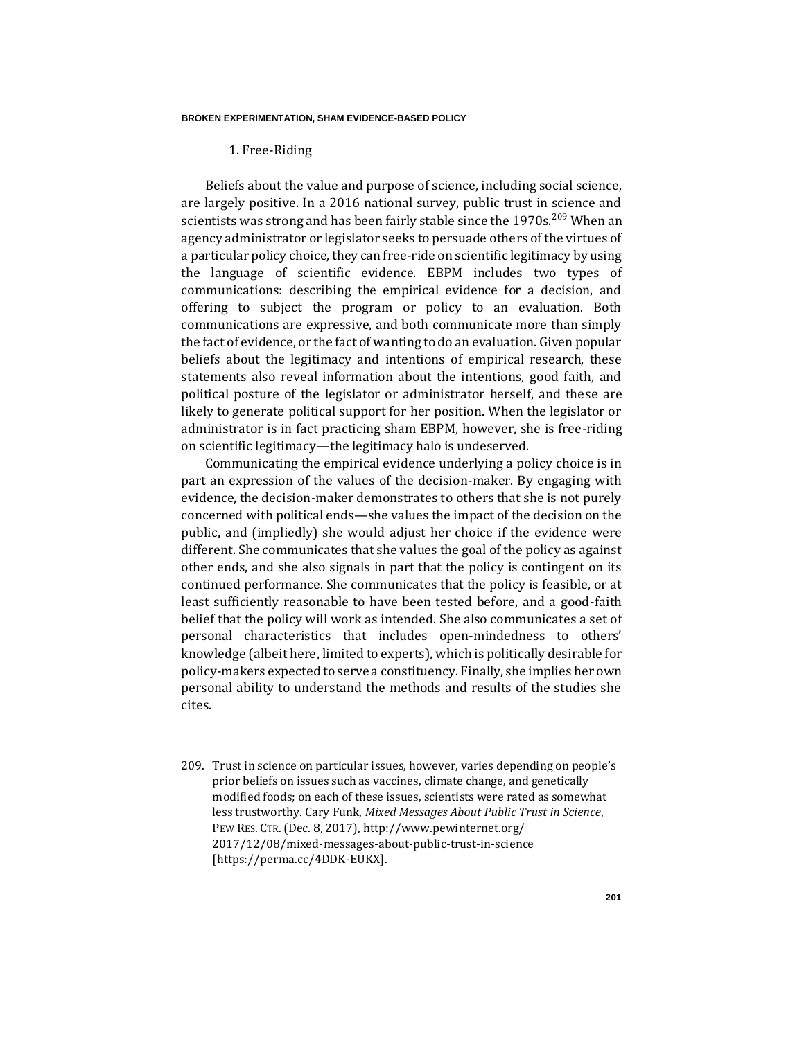### 1. Free-Riding

Beliefs about the value and purpose of science, including social science, are largely positive. In a 2016 national survey, public trust in science and scientists was strong and has been fairly stable since the 1970s.[209] When an agency administrator or legislator seeks to persuade others of the virtues of a particular policy choice, they can free-ride on scientific legitimacy by using the language of scientific evidence. EBPM includes two types of communications: describing the empirical evidence for a decision, and offering to subject the program or policy to an evaluation. Both communications are expressive, and both communicate more than simply the fact of evidence, or the fact of wanting to do an evaluation. Given popular beliefs about the legitimacy and intentions of empirical research, these statements also reveal information about the intentions, good faith, and political posture of the legislator or administrator herself, and these are likely to generate political support for her position. When the legislator or administrator is in fact practicing sham EBPM, however, she is free-riding on scientific legitimacy—the legitimacy halo is undeserved.

Communicating the empirical evidence underlying a policy choice is in part an expression of the values of the decision-maker. By engaging with evidence, the decision-maker demonstrates to others that she is not purely concerned with political ends—she values the impact of the decision on the public, and (impliedly) she would adjust her choice if the evidence were different. She communicates that she values the goal of the policy as against other ends, and she also signals in part that the policy is contingent on its continued performance. She communicates that the policy is feasible, or at least sufficiently reasonable to have been tested before, and a good-faith belief that the policy will work as intended. She also communicates a set of personal characteristics that includes open-mindedness to others' knowledge (albeit here, limited to experts), which is politically desirable for policy-makers expected to serve a constituency. Finally, she implies her own personal ability to understand the methods and results of the studies she cites.

---

209. Trust in science on particular issues, however, varies depending on people's prior beliefs on issues such as vaccines, climate change, and genetically modified foods; on each of these issues, scientists were rated as somewhat less trustworthy. Cary Funk, *Mixed Messages About Public Trust in Science*, PEW RES. CTR. (Dec. 8, 2017), http://www.pewinternet.org/2017/12/08/mixed-messages-about-public-trust-in-science [https://perma.cc/4DDK-EUKX].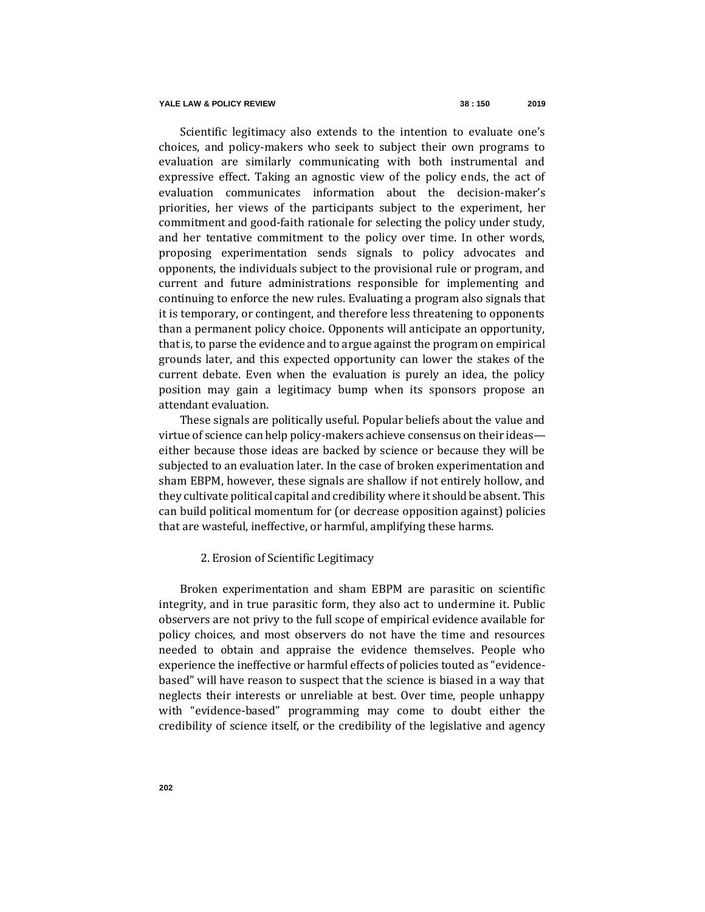Scientific legitimacy also extends to the intention to evaluate one's choices, and policy-makers who seek to subject their own programs to evaluation are similarly communicating with both instrumental and expressive effect. Taking an agnostic view of the policy ends, the act of evaluation communicates information about the decision-maker's priorities, her views of the participants subject to the experiment, her commitment and good-faith rationale for selecting the policy under study, and her tentative commitment to the policy over time. In other words, proposing experimentation sends signals to policy advocates and opponents, the individuals subject to the provisional rule or program, and current and future administrations responsible for implementing and continuing to enforce the new rules. Evaluating a program also signals that it is temporary, or contingent, and therefore less threatening to opponents than a permanent policy choice. Opponents will anticipate an opportunity, that is, to parse the evidence and to argue against the program on empirical grounds later, and this expected opportunity can lower the stakes of the current debate. Even when the evaluation is purely an idea, the policy position may gain a legitimacy bump when its sponsors propose an attendant evaluation.

These signals are politically useful. Popular beliefs about the value and virtue of science can help policy-makers achieve consensus on their ideas—either because those ideas are backed by science or because they will be subjected to an evaluation later. In the case of broken experimentation and sham EBPM, however, these signals are shallow if not entirely hollow, and they cultivate political capital and credibility where it should be absent. This can build political momentum for (or decrease opposition against) policies that are wasteful, ineffective, or harmful, amplifying these harms.

### 2. Erosion of Scientific Legitimacy

Broken experimentation and sham EBPM are parasitic on scientific integrity, and in true parasitic form, they also act to undermine it. Public observers are not privy to the full scope of empirical evidence available for policy choices, and most observers do not have the time and resources needed to obtain and appraise the evidence themselves. People who experience the ineffective or harmful effects of policies touted as "evidence-based" will have reason to suspect that the science is biased in a way that neglects their interests or unreliable at best. Over time, people unhappy with "evidence-based" programming may come to doubt either the credibility of science itself, or the credibility of the legislative and agency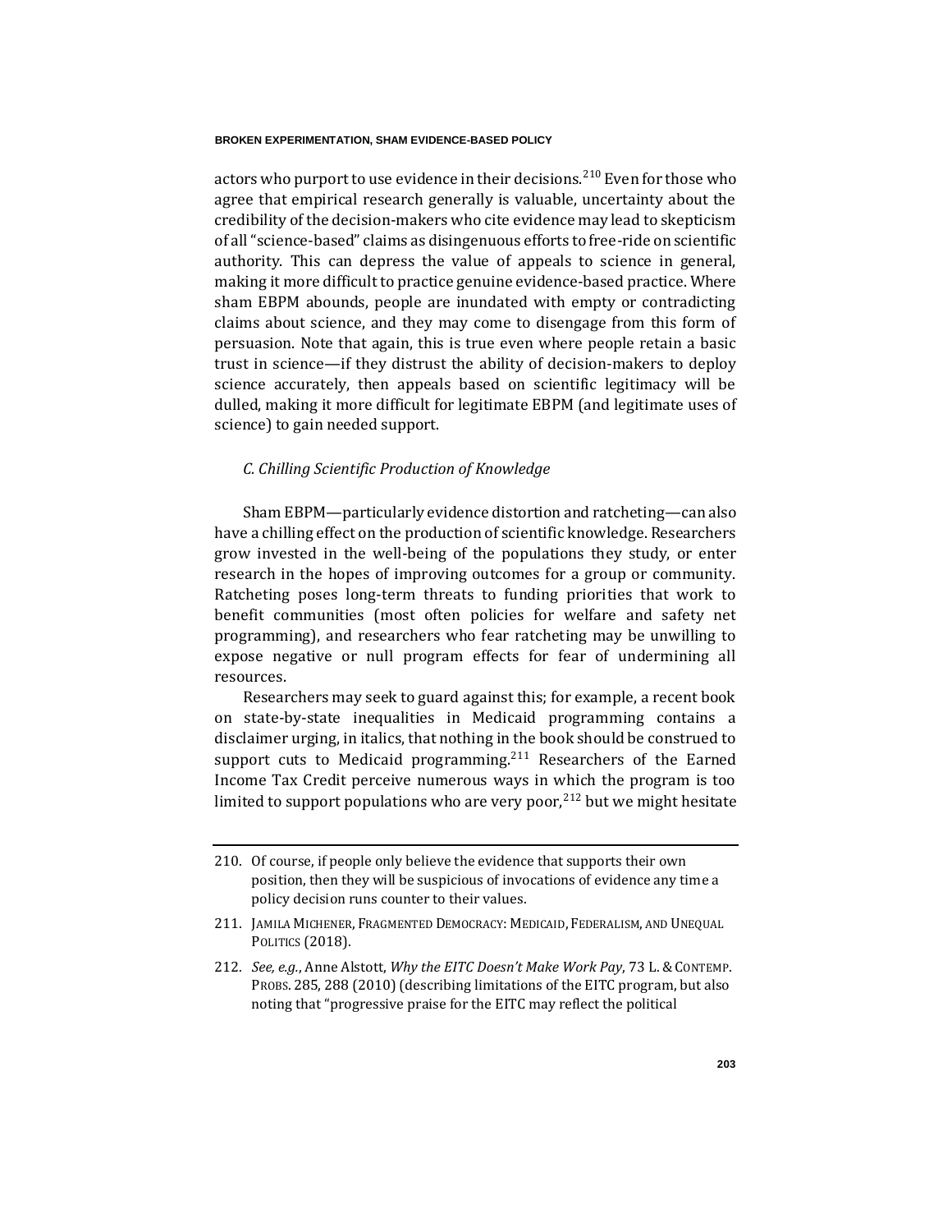actors who purport to use evidence in their decisions.[210] Even for those who agree that empirical research generally is valuable, uncertainty about the credibility of the decision-makers who cite evidence may lead to skepticism of all "science-based" claims as disingenuous efforts to free-ride on scientific authority. This can depress the value of appeals to science in general, making it more difficult to practice genuine evidence-based practice. Where sham EBPM abounds, people are inundated with empty or contradicting claims about science, and they may come to disengage from this form of persuasion. Note that again, this is true even where people retain a basic trust in science—if they distrust the ability of decision-makers to deploy science accurately, then appeals based on scientific legitimacy will be dulled, making it more difficult for legitimate EBPM (and legitimate uses of science) to gain needed support.

### *C. Chilling Scientific Production of Knowledge*

Sham EBPM—particularly evidence distortion and ratcheting—can also have a chilling effect on the production of scientific knowledge. Researchers grow invested in the well-being of the populations they study, or enter research in the hopes of improving outcomes for a group or community. Ratcheting poses long-term threats to funding priorities that work to benefit communities (most often policies for welfare and safety net programming), and researchers who fear ratcheting may be unwilling to expose negative or null program effects for fear of undermining all resources.

Researchers may seek to guard against this; for example, a recent book on state-by-state inequalities in Medicaid programming contains a disclaimer urging, in italics, that nothing in the book should be construed to support cuts to Medicaid programming.[211] Researchers of the Earned Income Tax Credit perceive numerous ways in which the program is too limited to support populations who are very poor,[212] but we might hesitate

---

210. Of course, if people only believe the evidence that supports their own position, then they will be suspicious of invocations of evidence any time a policy decision runs counter to their values.

211. JAMILA MICHENER, FRAGMENTED DEMOCRACY: MEDICAID, FEDERALISM, AND UNEQUAL POLITICS (2018).

212. *See, e.g.*, Anne Alstott, *Why the EITC Doesn't Make Work Pay*, 73 L. & CONTEMP. PROBS. 285, 288 (2010) (describing limitations of the EITC program, but also noting that "progressive praise for the EITC may reflect the political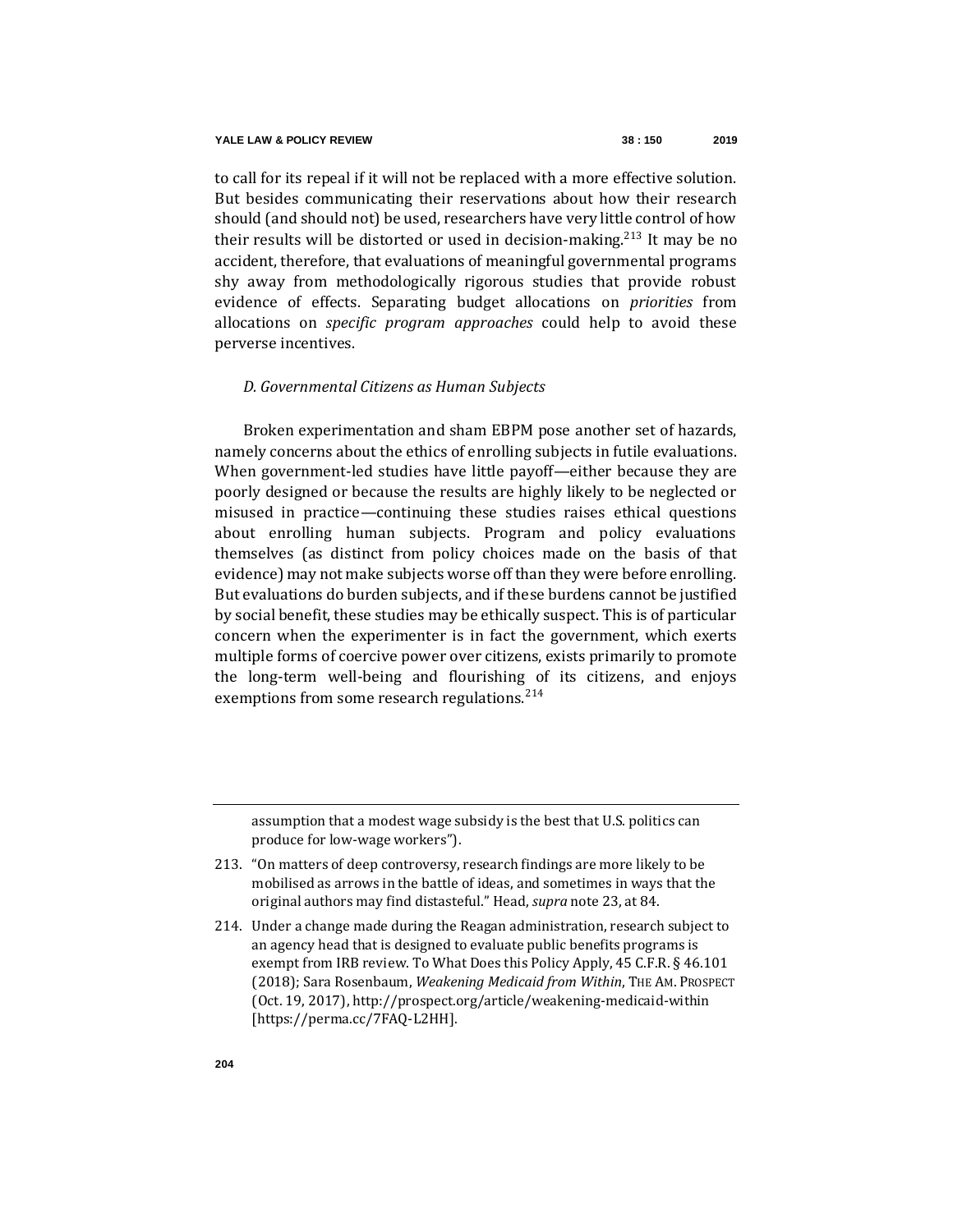to call for its repeal if it will not be replaced with a more effective solution. But besides communicating their reservations about how their research should (and should not) be used, researchers have very little control of how their results will be distorted or used in decision-making.[213] It may be no accident, therefore, that evaluations of meaningful governmental programs shy away from methodologically rigorous studies that provide robust evidence of effects. Separating budget allocations on *priorities* from allocations on *specific program approaches* could help to avoid these perverse incentives.

### *D. Governmental Citizens as Human Subjects*

Broken experimentation and sham EBPM pose another set of hazards, namely concerns about the ethics of enrolling subjects in futile evaluations. When government-led studies have little payoff—either because they are poorly designed or because the results are highly likely to be neglected or misused in practice—continuing these studies raises ethical questions about enrolling human subjects. Program and policy evaluations themselves (as distinct from policy choices made on the basis of that evidence) may not make subjects worse off than they were before enrolling. But evaluations do burden subjects, and if these burdens cannot be justified by social benefit, these studies may be ethically suspect. This is of particular concern when the experimenter is in fact the government, which exerts multiple forms of coercive power over citizens, exists primarily to promote the long-term well-being and flourishing of its citizens, and enjoys exemptions from some research regulations.[214]

---

assumption that a modest wage subsidy is the best that U.S. politics can produce for low-wage workers").

213. "On matters of deep controversy, research findings are more likely to be mobilised as arrows in the battle of ideas, and sometimes in ways that the original authors may find distasteful." Head, *supra* note 23, at 84.

214. Under a change made during the Reagan administration, research subject to an agency head that is designed to evaluate public benefits programs is exempt from IRB review. To What Does this Policy Apply, 45 C.F.R. § 46.101 (2018); Sara Rosenbaum, *Weakening Medicaid from Within*, THE AM. PROSPECT (Oct. 19, 2017), http://prospect.org/article/weakening-medicaid-within [https://perma.cc/7FAQ-L2HH].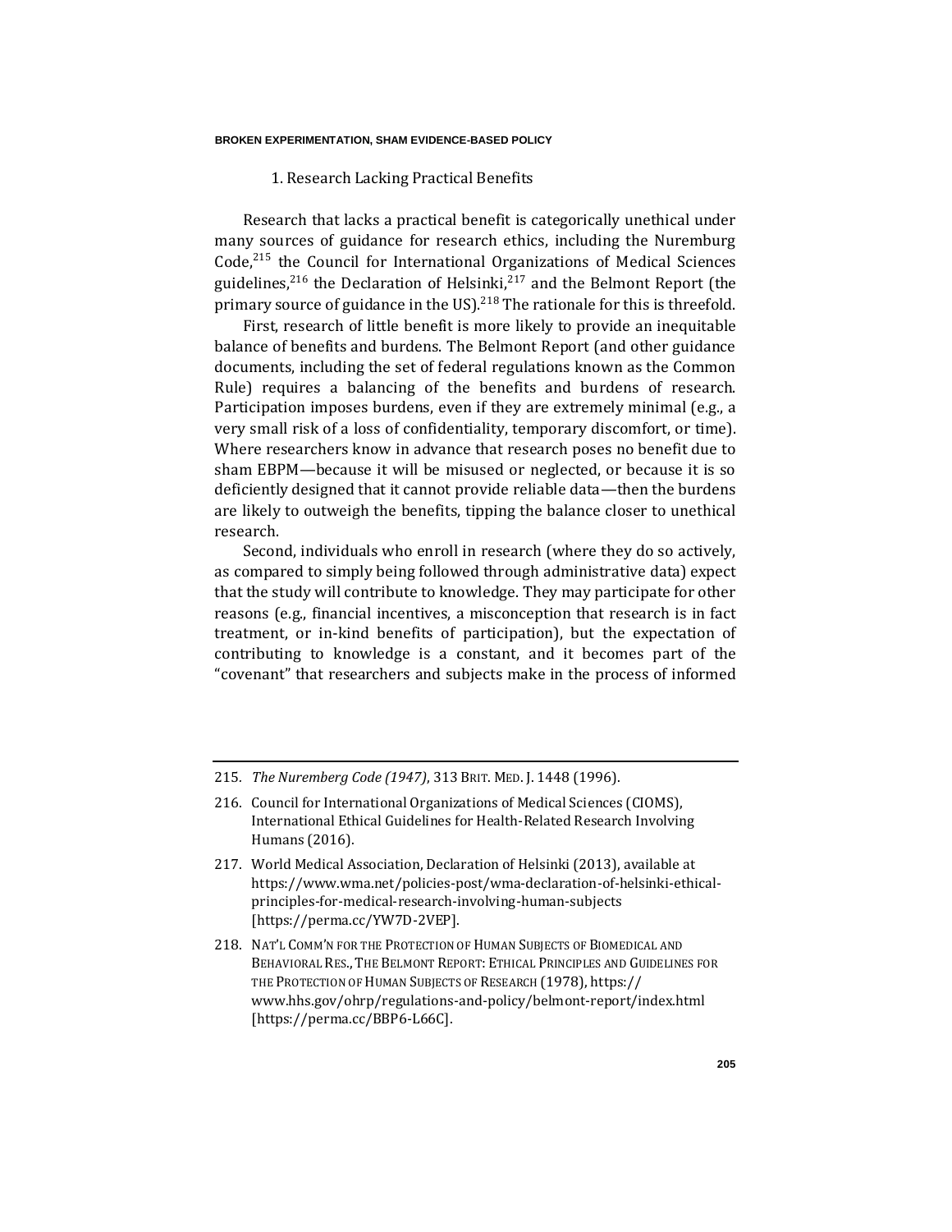### 1. Research Lacking Practical Benefits

Research that lacks a practical benefit is categorically unethical under many sources of guidance for research ethics, including the Nuremburg Code,[215] the Council for International Organizations of Medical Sciences guidelines,[216] the Declaration of Helsinki,[217] and the Belmont Report (the primary source of guidance in the US).[218] The rationale for this is threefold.

First, research of little benefit is more likely to provide an inequitable balance of benefits and burdens. The Belmont Report (and other guidance documents, including the set of federal regulations known as the Common Rule) requires a balancing of the benefits and burdens of research. Participation imposes burdens, even if they are extremely minimal (e.g., a very small risk of a loss of confidentiality, temporary discomfort, or time). Where researchers know in advance that research poses no benefit due to sham EBPM—because it will be misused or neglected, or because it is so deficiently designed that it cannot provide reliable data—then the burdens are likely to outweigh the benefits, tipping the balance closer to unethical research.

Second, individuals who enroll in research (where they do so actively, as compared to simply being followed through administrative data) expect that the study will contribute to knowledge. They may participate for other reasons (e.g., financial incentives, a misconception that research is in fact treatment, or in-kind benefits of participation), but the expectation of contributing to knowledge is a constant, and it becomes part of the "covenant" that researchers and subjects make in the process of informed

---

215. *The Nuremberg Code (1947)*, 313 BRIT. MED. J. 1448 (1996).

216. Council for International Organizations of Medical Sciences (CIOMS), International Ethical Guidelines for Health-Related Research Involving Humans (2016).

217. World Medical Association, Declaration of Helsinki (2013), available at https://www.wma.net/policies-post/wma-declaration-of-helsinki-ethical-principles-for-medical-research-involving-human-subjects [https://perma.cc/YW7D-2VEP].

218. NAT'L COMM'N FOR THE PROTECTION OF HUMAN SUBJECTS OF BIOMEDICAL AND BEHAVIORAL RES., THE BELMONT REPORT: ETHICAL PRINCIPLES AND GUIDELINES FOR THE PROTECTION OF HUMAN SUBJECTS OF RESEARCH (1978), https://www.hhs.gov/ohrp/regulations-and-policy/belmont-report/index.html [https://perma.cc/BBP6-L66C].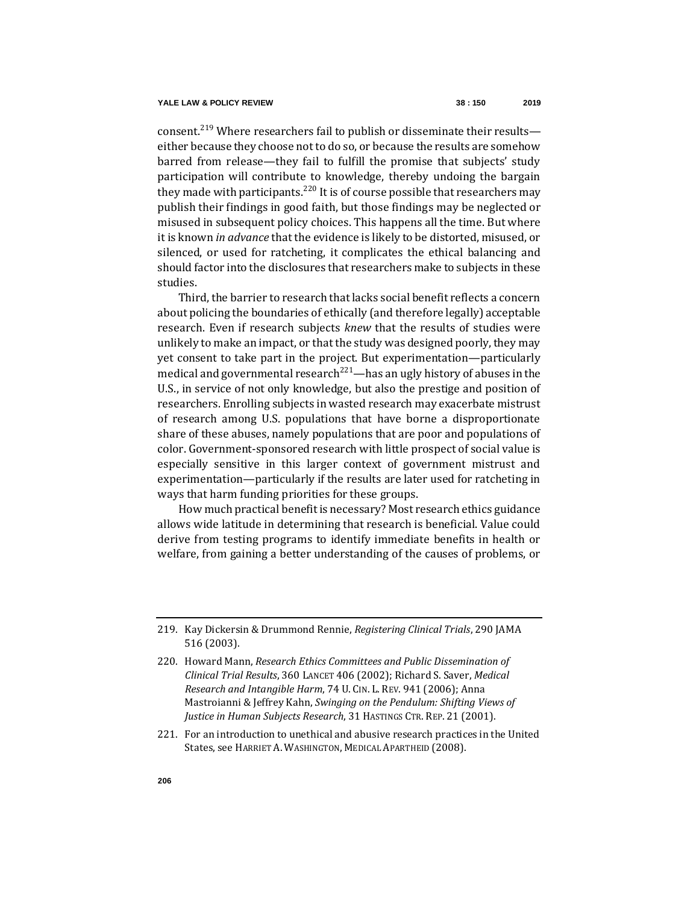consent.[219] Where researchers fail to publish or disseminate their results—either because they choose not to do so, or because the results are somehow barred from release—they fail to fulfill the promise that subjects' study participation will contribute to knowledge, thereby undoing the bargain they made with participants.[220] It is of course possible that researchers may publish their findings in good faith, but those findings may be neglected or misused in subsequent policy choices. This happens all the time. But where it is known *in advance* that the evidence is likely to be distorted, misused, or silenced, or used for ratcheting, it complicates the ethical balancing and should factor into the disclosures that researchers make to subjects in these studies.

Third, the barrier to research that lacks social benefit reflects a concern about policing the boundaries of ethically (and therefore legally) acceptable research. Even if research subjects *knew* that the results of studies were unlikely to make an impact, or that the study was designed poorly, they may yet consent to take part in the project. But experimentation—particularly medical and governmental research[221]—has an ugly history of abuses in the U.S., in service of not only knowledge, but also the prestige and position of researchers. Enrolling subjects in wasted research may exacerbate mistrust of research among U.S. populations that have borne a disproportionate share of these abuses, namely populations that are poor and populations of color. Government-sponsored research with little prospect of social value is especially sensitive in this larger context of government mistrust and experimentation—particularly if the results are later used for ratcheting in ways that harm funding priorities for these groups.

How much practical benefit is necessary? Most research ethics guidance allows wide latitude in determining that research is beneficial. Value could derive from testing programs to identify immediate benefits in health or welfare, from gaining a better understanding of the causes of problems, or

---

219. Kay Dickersin & Drummond Rennie, *Registering Clinical Trials*, 290 JAMA 516 (2003).

220. Howard Mann, *Research Ethics Committees and Public Dissemination of Clinical Trial Results*, 360 LANCET 406 (2002); Richard S. Saver, *Medical Research and Intangible Harm*, 74 U. CIN. L. REV. 941 (2006); Anna Mastroianni & Jeffrey Kahn, *Swinging on the Pendulum: Shifting Views of Justice in Human Subjects Research*, 31 HASTINGS CTR. REP. 21 (2001).

221. For an introduction to unethical and abusive research practices in the United States, see HARRIET A. WASHINGTON, MEDICAL APARTHEID (2008).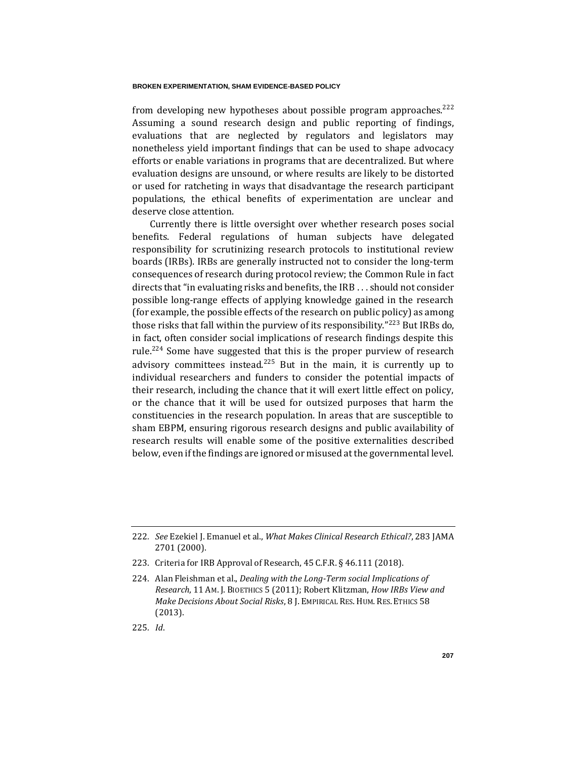from developing new hypotheses about possible program approaches.[222] Assuming a sound research design and public reporting of findings, evaluations that are neglected by regulators and legislators may nonetheless yield important findings that can be used to shape advocacy efforts or enable variations in programs that are decentralized. But where evaluation designs are unsound, or where results are likely to be distorted or used for ratcheting in ways that disadvantage the research participant populations, the ethical benefits of experimentation are unclear and deserve close attention.

Currently there is little oversight over whether research poses social benefits. Federal regulations of human subjects have delegated responsibility for scrutinizing research protocols to institutional review boards (IRBs). IRBs are generally instructed not to consider the long-term consequences of research during protocol review; the Common Rule in fact directs that "in evaluating risks and benefits, the IRB . . . should not consider possible long-range effects of applying knowledge gained in the research (for example, the possible effects of the research on public policy) as among those risks that fall within the purview of its responsibility."[223] But IRBs do, in fact, often consider social implications of research findings despite this rule.[224] Some have suggested that this is the proper purview of research advisory committees instead.[225] But in the main, it is currently up to individual researchers and funders to consider the potential impacts of their research, including the chance that it will exert little effect on policy, or the chance that it will be used for outsized purposes that harm the constituencies in the research population. In areas that are susceptible to sham EBPM, ensuring rigorous research designs and public availability of research results will enable some of the positive externalities described below, even if the findings are ignored or misused at the governmental level.

---

222. *See* Ezekiel J. Emanuel et al., *What Makes Clinical Research Ethical?*, 283 JAMA 2701 (2000).

223. Criteria for IRB Approval of Research, 45 C.F.R. § 46.111 (2018).

224. Alan Fleishman et al., *Dealing with the Long-Term social Implications of Research*, 11 AM. J. BIOETHICS 5 (2011); Robert Klitzman, *How IRBs View and Make Decisions About Social Risks*, 8 J. EMPIRICAL RES. HUM. RES. ETHICS 58 (2013).

225. *Id.*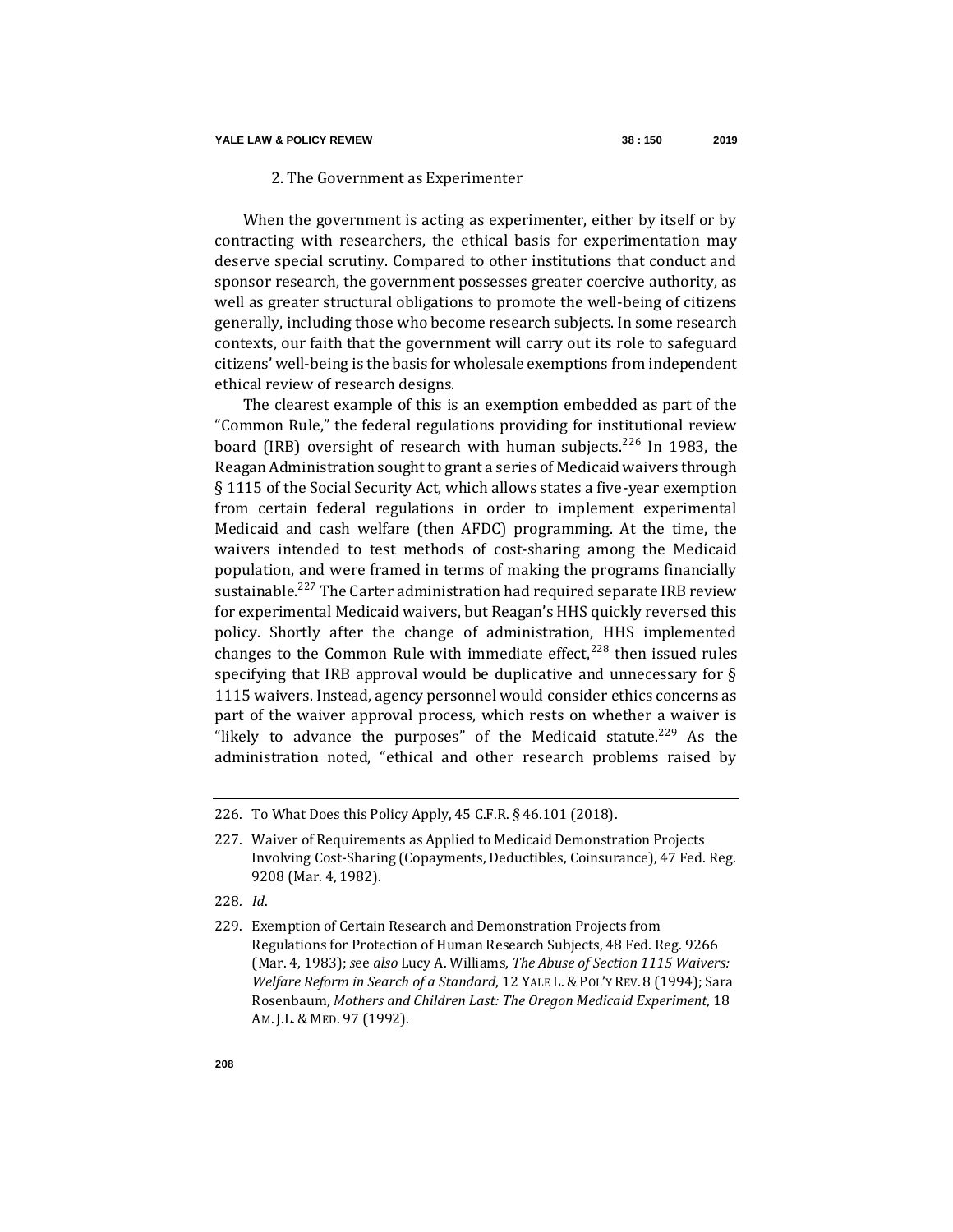### 2. The Government as Experimenter

When the government is acting as experimenter, either by itself or by contracting with researchers, the ethical basis for experimentation may deserve special scrutiny. Compared to other institutions that conduct and sponsor research, the government possesses greater coercive authority, as well as greater structural obligations to promote the well-being of citizens generally, including those who become research subjects. In some research contexts, our faith that the government will carry out its role to safeguard citizens' well-being is the basis for wholesale exemptions from independent ethical review of research designs.

The clearest example of this is an exemption embedded as part of the "Common Rule," the federal regulations providing for institutional review board (IRB) oversight of research with human subjects.[226] In 1983, the Reagan Administration sought to grant a series of Medicaid waivers through § 1115 of the Social Security Act, which allows states a five-year exemption from certain federal regulations in order to implement experimental Medicaid and cash welfare (then AFDC) programming. At the time, the waivers intended to test methods of cost-sharing among the Medicaid population, and were framed in terms of making the programs financially sustainable.[227] The Carter administration had required separate IRB review for experimental Medicaid waivers, but Reagan's HHS quickly reversed this policy. Shortly after the change of administration, HHS implemented changes to the Common Rule with immediate effect,[228] then issued rules specifying that IRB approval would be duplicative and unnecessary for § 1115 waivers. Instead, agency personnel would consider ethics concerns as part of the waiver approval process, which rests on whether a waiver is "likely to advance the purposes" of the Medicaid statute.[229] As the administration noted, "ethical and other research problems raised by

---

226. To What Does this Policy Apply, 45 C.F.R. § 46.101 (2018).

227. Waiver of Requirements as Applied to Medicaid Demonstration Projects Involving Cost-Sharing (Copayments, Deductibles, Coinsurance), 47 Fed. Reg. 9208 (Mar. 4, 1982).

228. *Id*.

229. Exemption of Certain Research and Demonstration Projects from Regulations for Protection of Human Research Subjects, 48 Fed. Reg. 9266 (Mar. 4, 1983); *see also* Lucy A. Williams, *The Abuse of Section 1115 Waivers: Welfare Reform in Search of a Standard*, 12 YALE L. & POL'Y REV. 8 (1994); Sara Rosenbaum, *Mothers and Children Last: The Oregon Medicaid Experiment*, 18 AM. J.L. & MED. 97 (1992).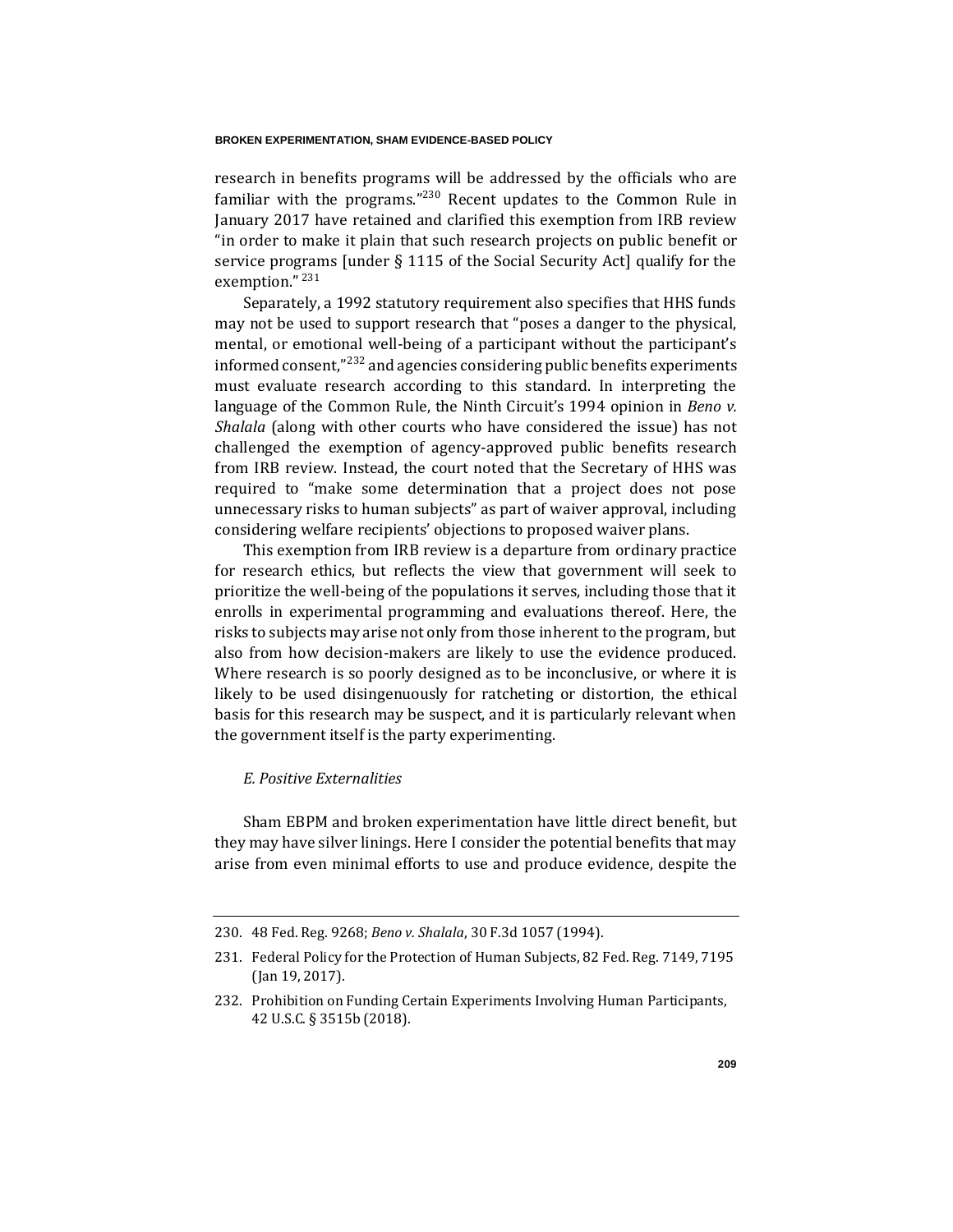research in benefits programs will be addressed by the officials who are familiar with the programs."[230] Recent updates to the Common Rule in January 2017 have retained and clarified this exemption from IRB review "in order to make it plain that such research projects on public benefit or service programs [under § 1115 of the Social Security Act] qualify for the exemption."[231]

Separately, a 1992 statutory requirement also specifies that HHS funds may not be used to support research that "poses a danger to the physical, mental, or emotional well-being of a participant without the participant's informed consent,"[232] and agencies considering public benefits experiments must evaluate research according to this standard. In interpreting the language of the Common Rule, the Ninth Circuit's 1994 opinion in *Beno v. Shalala* (along with other courts who have considered the issue) has not challenged the exemption of agency-approved public benefits research from IRB review. Instead, the court noted that the Secretary of HHS was required to "make some determination that a project does not pose unnecessary risks to human subjects" as part of waiver approval, including considering welfare recipients' objections to proposed waiver plans.

This exemption from IRB review is a departure from ordinary practice for research ethics, but reflects the view that government will seek to prioritize the well-being of the populations it serves, including those that it enrolls in experimental programming and evaluations thereof. Here, the risks to subjects may arise not only from those inherent to the program, but also from how decision-makers are likely to use the evidence produced. Where research is so poorly designed as to be inconclusive, or where it is likely to be used disingenuously for ratcheting or distortion, the ethical basis for this research may be suspect, and it is particularly relevant when the government itself is the party experimenting.

### *E. Positive Externalities*

Sham EBPM and broken experimentation have little direct benefit, but they may have silver linings. Here I consider the potential benefits that may arise from even minimal efforts to use and produce evidence, despite the

---

230. 48 Fed. Reg. 9268; *Beno v. Shalala*, 30 F.3d 1057 (1994).

231. Federal Policy for the Protection of Human Subjects, 82 Fed. Reg. 7149, 7195 (Jan 19, 2017).

232. Prohibition on Funding Certain Experiments Involving Human Participants, 42 U.S.C. § 3515b (2018).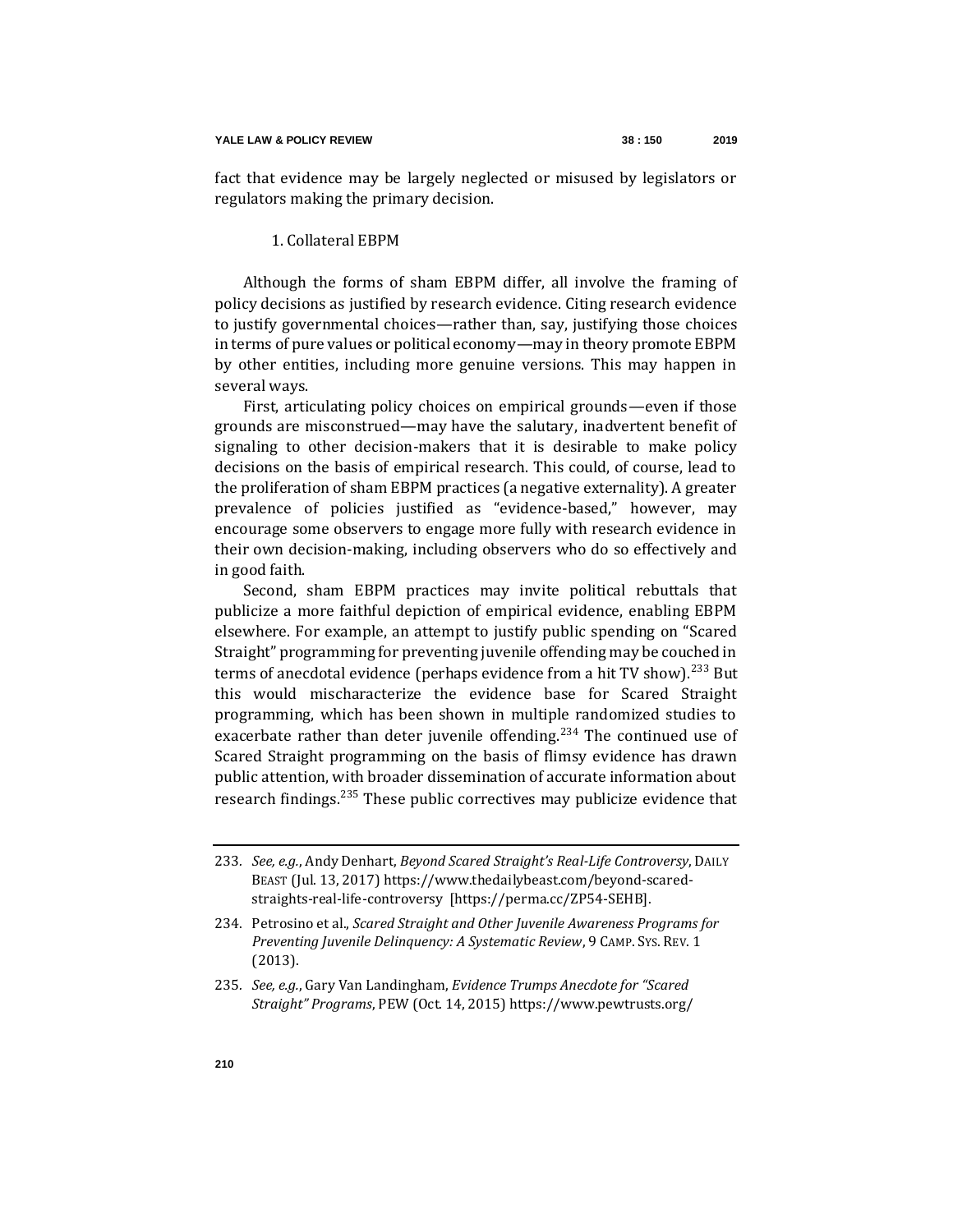fact that evidence may be largely neglected or misused by legislators or regulators making the primary decision.

### 1. Collateral EBPM

Although the forms of sham EBPM differ, all involve the framing of policy decisions as justified by research evidence. Citing research evidence to justify governmental choices—rather than, say, justifying those choices in terms of pure values or political economy—may in theory promote EBPM by other entities, including more genuine versions. This may happen in several ways.

First, articulating policy choices on empirical grounds—even if those grounds are misconstrued—may have the salutary, inadvertent benefit of signaling to other decision-makers that it is desirable to make policy decisions on the basis of empirical research. This could, of course, lead to the proliferation of sham EBPM practices (a negative externality). A greater prevalence of policies justified as "evidence-based," however, may encourage some observers to engage more fully with research evidence in their own decision-making, including observers who do so effectively and in good faith.

Second, sham EBPM practices may invite political rebuttals that publicize a more faithful depiction of empirical evidence, enabling EBPM elsewhere. For example, an attempt to justify public spending on "Scared Straight" programming for preventing juvenile offending may be couched in terms of anecdotal evidence (perhaps evidence from a hit TV show).[233] But this would mischaracterize the evidence base for Scared Straight programming, which has been shown in multiple randomized studies to exacerbate rather than deter juvenile offending.[234] The continued use of Scared Straight programming on the basis of flimsy evidence has drawn public attention, with broader dissemination of accurate information about research findings.[235] These public correctives may publicize evidence that

---

233. *See, e.g.*, Andy Denhart, *Beyond Scared Straight's Real-Life Controversy*, DAILY BEAST (Jul. 13, 2017) https://www.thedailybeast.com/beyond-scared-straights-real-life-controversy [https://perma.cc/ZP54-SEHB].

234. Petrosino et al., *Scared Straight and Other Juvenile Awareness Programs for Preventing Juvenile Delinquency: A Systematic Review*, 9 CAMP. SYS. REV. 1 (2013).

235. *See, e.g.*, Gary Van Landingham, *Evidence Trumps Anecdote for "Scared Straight" Programs*, PEW (Oct. 14, 2015) https://www.pewtrusts.org/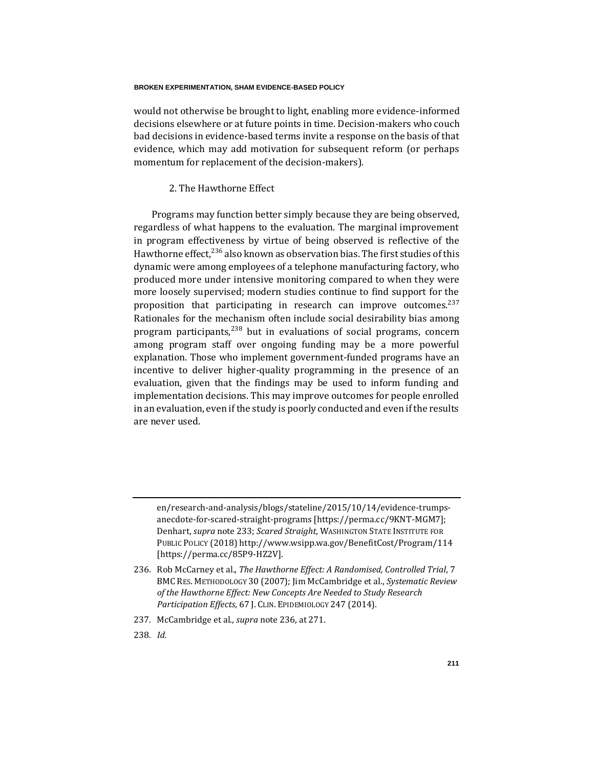would not otherwise be brought to light, enabling more evidence-informed decisions elsewhere or at future points in time. Decision-makers who couch bad decisions in evidence-based terms invite a response on the basis of that evidence, which may add motivation for subsequent reform (or perhaps momentum for replacement of the decision-makers).

### 2. The Hawthorne Effect

Programs may function better simply because they are being observed, regardless of what happens to the evaluation. The marginal improvement in program effectiveness by virtue of being observed is reflective of the Hawthorne effect,[236] also known as observation bias. The first studies of this dynamic were among employees of a telephone manufacturing factory, who produced more under intensive monitoring compared to when they were more loosely supervised; modern studies continue to find support for the proposition that participating in research can improve outcomes.[237] Rationales for the mechanism often include social desirability bias among program participants,[238] but in evaluations of social programs, concern among program staff over ongoing funding may be a more powerful explanation. Those who implement government-funded programs have an incentive to deliver higher-quality programming in the presence of an evaluation, given that the findings may be used to inform funding and implementation decisions. This may improve outcomes for people enrolled in an evaluation, even if the study is poorly conducted and even if the results are never used.

---

en/research-and-analysis/blogs/stateline/2015/10/14/evidence-trumps-anecdote-for-scared-straight-programs [https://perma.cc/9KNT-MGM7]; Denhart, *supra* note 233; *Scared Straight*, WASHINGTON STATE INSTITUTE FOR PUBLIC POLICY (2018) http://www.wsipp.wa.gov/BenefitCost/Program/114 [https://perma.cc/85P9-HZ2V].

236. Rob McCarney et al., *The Hawthorne Effect: A Randomised, Controlled Trial*, 7 BMC RES. METHODOLOGY 30 (2007); Jim McCambridge et al., *Systematic Review of the Hawthorne Effect: New Concepts Are Needed to Study Research Participation Effects*, 67 J. CLIN. EPIDEMIOLOGY 247 (2014).

237. McCambridge et al., *supra* note 236, at 271.

238. *Id.*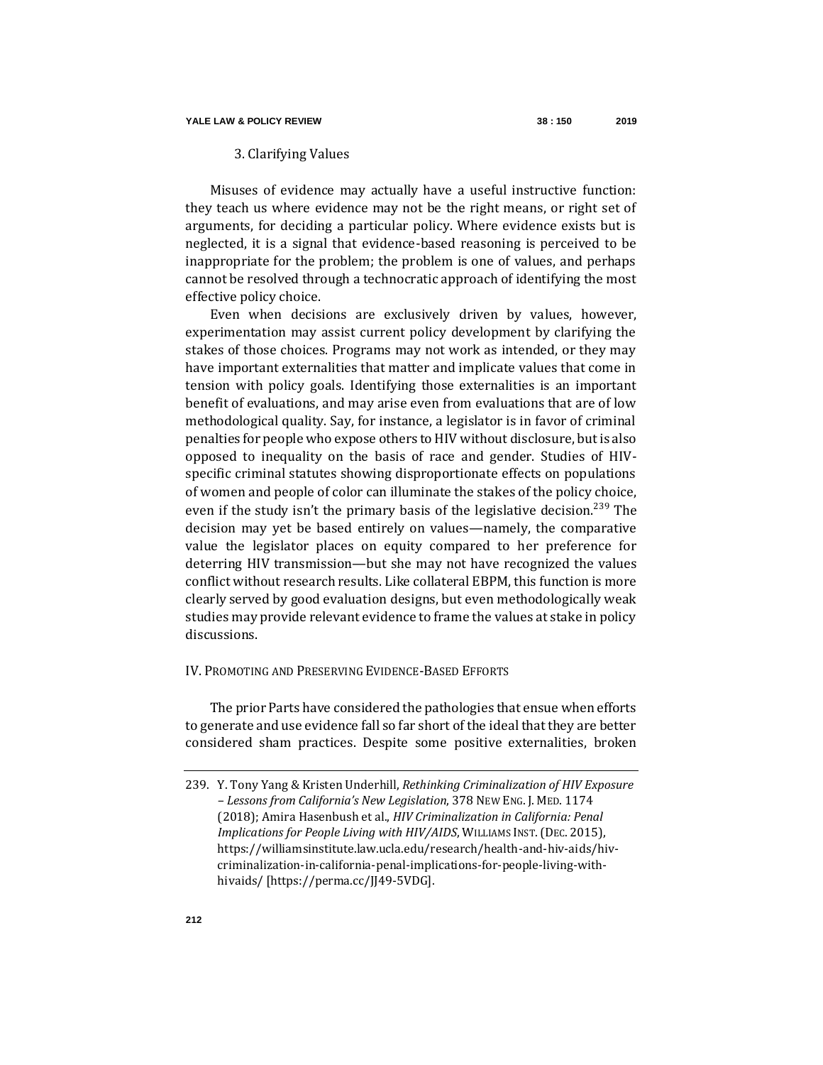### 3. Clarifying Values

Misuses of evidence may actually have a useful instructive function: they teach us where evidence may not be the right means, or right set of arguments, for deciding a particular policy. Where evidence exists but is neglected, it is a signal that evidence-based reasoning is perceived to be inappropriate for the problem; the problem is one of values, and perhaps cannot be resolved through a technocratic approach of identifying the most effective policy choice.

Even when decisions are exclusively driven by values, however, experimentation may assist current policy development by clarifying the stakes of those choices. Programs may not work as intended, or they may have important externalities that matter and implicate values that come in tension with policy goals. Identifying those externalities is an important benefit of evaluations, and may arise even from evaluations that are of low methodological quality. Say, for instance, a legislator is in favor of criminal penalties for people who expose others to HIV without disclosure, but is also opposed to inequality on the basis of race and gender. Studies of HIV-specific criminal statutes showing disproportionate effects on populations of women and people of color can illuminate the stakes of the policy choice, even if the study isn't the primary basis of the legislative decision.[239] The decision may yet be based entirely on values—namely, the comparative value the legislator places on equity compared to her preference for deterring HIV transmission—but she may not have recognized the values conflict without research results. Like collateral EBPM, this function is more clearly served by good evaluation designs, but even methodologically weak studies may provide relevant evidence to frame the values at stake in policy discussions.

## IV. Promoting and Preserving Evidence-Based Efforts

The prior Parts have considered the pathologies that ensue when efforts to generate and use evidence fall so far short of the ideal that they are better considered sham practices. Despite some positive externalities, broken

---

239. Y. Tony Yang & Kristen Underhill, *Rethinking Criminalization of HIV Exposure – Lessons from California's New Legislation*, 378 New Eng. J. Med. 1174 (2018); Amira Hasenbush et al., *HIV Criminalization in California: Penal Implications for People Living with HIV/AIDS*, Williams Inst. (Dec. 2015), https://williamsinstitute.law.ucla.edu/research/health-and-hiv-aids/hiv-criminalization-in-california-penal-implications-for-people-living-with-hivaids/ [https://perma.cc/JJ49-5VDG].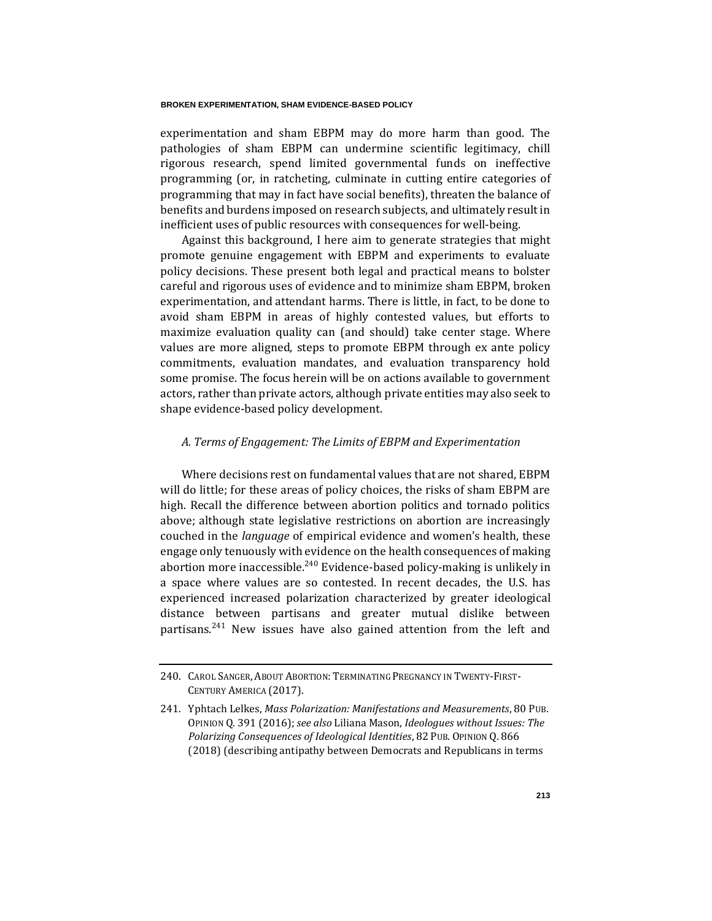experimentation and sham EBPM may do more harm than good. The pathologies of sham EBPM can undermine scientific legitimacy, chill rigorous research, spend limited governmental funds on ineffective programming (or, in ratcheting, culminate in cutting entire categories of programming that may in fact have social benefits), threaten the balance of benefits and burdens imposed on research subjects, and ultimately result in inefficient uses of public resources with consequences for well-being.

Against this background, I here aim to generate strategies that might promote genuine engagement with EBPM and experiments to evaluate policy decisions. These present both legal and practical means to bolster careful and rigorous uses of evidence and to minimize sham EBPM, broken experimentation, and attendant harms. There is little, in fact, to be done to avoid sham EBPM in areas of highly contested values, but efforts to maximize evaluation quality can (and should) take center stage. Where values are more aligned, steps to promote EBPM through ex ante policy commitments, evaluation mandates, and evaluation transparency hold some promise. The focus herein will be on actions available to government actors, rather than private actors, although private entities may also seek to shape evidence-based policy development.

### *A. Terms of Engagement: The Limits of EBPM and Experimentation*

Where decisions rest on fundamental values that are not shared, EBPM will do little; for these areas of policy choices, the risks of sham EBPM are high. Recall the difference between abortion politics and tornado politics above; although state legislative restrictions on abortion are increasingly couched in the *language* of empirical evidence and women's health, these engage only tenuously with evidence on the health consequences of making abortion more inaccessible.[240] Evidence-based policy-making is unlikely in a space where values are so contested. In recent decades, the U.S. has experienced increased polarization characterized by greater ideological distance between partisans and greater mutual dislike between partisans.[241] New issues have also gained attention from the left and

---

240. CAROL SANGER, ABOUT ABORTION: TERMINATING PREGNANCY IN TWENTY-FIRST-CENTURY AMERICA (2017).

241. Yphtach Lelkes, *Mass Polarization: Manifestations and Measurements*, 80 PUB. OPINION Q. 391 (2016); *see also* Liliana Mason, *Ideologues without Issues: The Polarizing Consequences of Ideological Identities*, 82 PUB. OPINION Q. 866 (2018) (describing antipathy between Democrats and Republicans in terms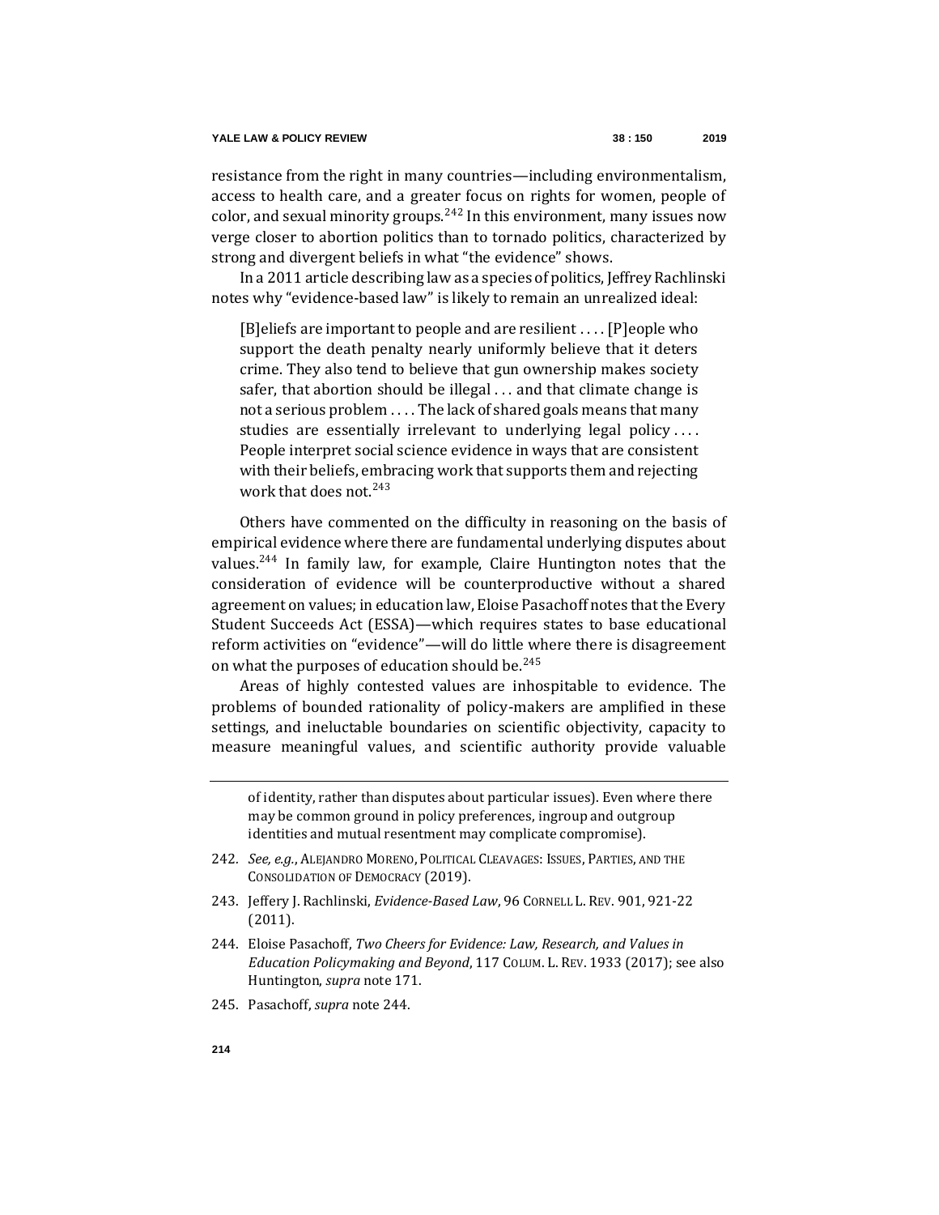resistance from the right in many countries—including environmentalism, access to health care, and a greater focus on rights for women, people of color, and sexual minority groups.[242] In this environment, many issues now verge closer to abortion politics than to tornado politics, characterized by strong and divergent beliefs in what "the evidence" shows.

In a 2011 article describing law as a species of politics, Jeffrey Rachlinski notes why "evidence-based law" is likely to remain an unrealized ideal:

> [B]eliefs are important to people and are resilient . . . . [P]eople who support the death penalty nearly uniformly believe that it deters crime. They also tend to believe that gun ownership makes society safer, that abortion should be illegal . . . and that climate change is not a serious problem . . . . The lack of shared goals means that many studies are essentially irrelevant to underlying legal policy . . . . People interpret social science evidence in ways that are consistent with their beliefs, embracing work that supports them and rejecting work that does not.[243]

Others have commented on the difficulty in reasoning on the basis of empirical evidence where there are fundamental underlying disputes about values.[244] In family law, for example, Claire Huntington notes that the consideration of evidence will be counterproductive without a shared agreement on values; in education law, Eloise Pasachoff notes that the Every Student Succeeds Act (ESSA)—which requires states to base educational reform activities on "evidence"—will do little where there is disagreement on what the purposes of education should be.[245]

Areas of highly contested values are inhospitable to evidence. The problems of bounded rationality of policy-makers are amplified in these settings, and ineluctable boundaries on scientific objectivity, capacity to measure meaningful values, and scientific authority provide valuable

---

of identity, rather than disputes about particular issues). Even where there may be common ground in policy preferences, ingroup and outgroup identities and mutual resentment may complicate compromise).

242. *See, e.g.*, ALEJANDRO MORENO, POLITICAL CLEAVAGES: ISSUES, PARTIES, AND THE CONSOLIDATION OF DEMOCRACY (2019).

243. Jeffery J. Rachlinski, *Evidence-Based Law*, 96 CORNELL L. REV. 901, 921-22 (2011).

244. Eloise Pasachoff, *Two Cheers for Evidence: Law, Research, and Values in Education Policymaking and Beyond*, 117 COLUM. L. REV. 1933 (2017); see also Huntington, *supra* note 171.

245. Pasachoff, *supra* note 244.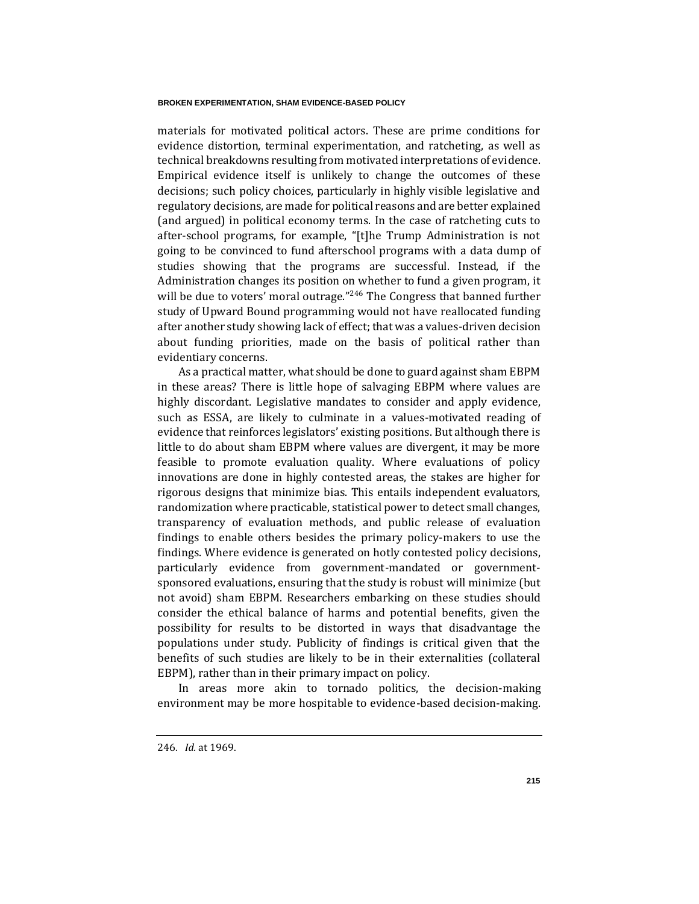materials for motivated political actors. These are prime conditions for evidence distortion, terminal experimentation, and ratcheting, as well as technical breakdowns resulting from motivated interpretations of evidence. Empirical evidence itself is unlikely to change the outcomes of these decisions; such policy choices, particularly in highly visible legislative and regulatory decisions, are made for political reasons and are better explained (and argued) in political economy terms. In the case of ratcheting cuts to after-school programs, for example, "[t]he Trump Administration is not going to be convinced to fund afterschool programs with a data dump of studies showing that the programs are successful. Instead, if the Administration changes its position on whether to fund a given program, it will be due to voters' moral outrage."[246] The Congress that banned further study of Upward Bound programming would not have reallocated funding after another study showing lack of effect; that was a values-driven decision about funding priorities, made on the basis of political rather than evidentiary concerns.

As a practical matter, what should be done to guard against sham EBPM in these areas? There is little hope of salvaging EBPM where values are highly discordant. Legislative mandates to consider and apply evidence, such as ESSA, are likely to culminate in a values-motivated reading of evidence that reinforces legislators' existing positions. But although there is little to do about sham EBPM where values are divergent, it may be more feasible to promote evaluation quality. Where evaluations of policy innovations are done in highly contested areas, the stakes are higher for rigorous designs that minimize bias. This entails independent evaluators, randomization where practicable, statistical power to detect small changes, transparency of evaluation methods, and public release of evaluation findings to enable others besides the primary policy-makers to use the findings. Where evidence is generated on hotly contested policy decisions, particularly evidence from government-mandated or government-sponsored evaluations, ensuring that the study is robust will minimize (but not avoid) sham EBPM. Researchers embarking on these studies should consider the ethical balance of harms and potential benefits, given the possibility for results to be distorted in ways that disadvantage the populations under study. Publicity of findings is critical given that the benefits of such studies are likely to be in their externalities (collateral EBPM), rather than in their primary impact on policy.

In areas more akin to tornado politics, the decision-making environment may be more hospitable to evidence-based decision-making.

---

246. *Id.* at 1969.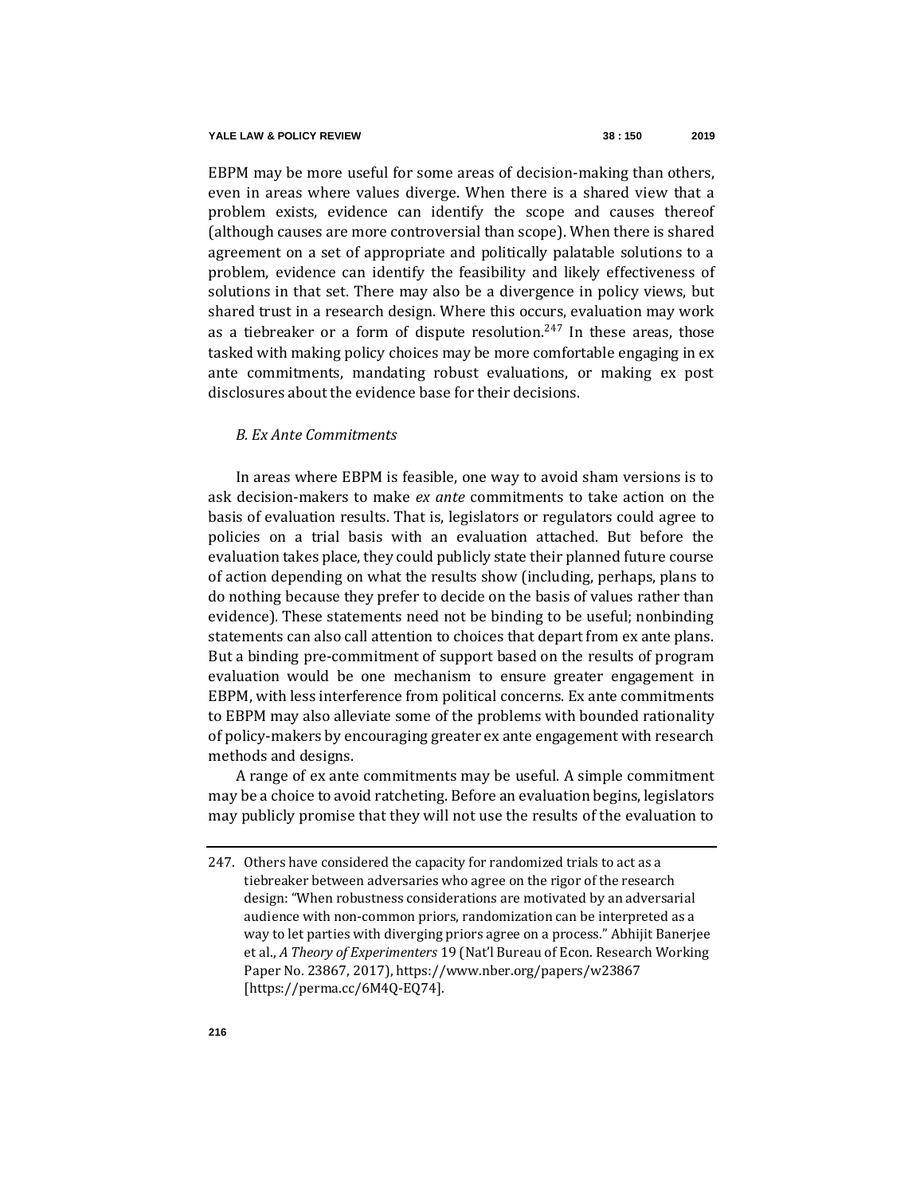EBPM may be more useful for some areas of decision-making than others, even in areas where values diverge. When there is a shared view that a problem exists, evidence can identify the scope and causes thereof (although causes are more controversial than scope). When there is shared agreement on a set of appropriate and politically palatable solutions to a problem, evidence can identify the feasibility and likely effectiveness of solutions in that set. There may also be a divergence in policy views, but shared trust in a research design. Where this occurs, evaluation may work as a tiebreaker or a form of dispute resolution.[247] In these areas, those tasked with making policy choices may be more comfortable engaging in ex ante commitments, mandating robust evaluations, or making ex post disclosures about the evidence base for their decisions.

### *B. Ex Ante Commitments*

In areas where EBPM is feasible, one way to avoid sham versions is to ask decision-makers to make *ex ante* commitments to take action on the basis of evaluation results. That is, legislators or regulators could agree to policies on a trial basis with an evaluation attached. But before the evaluation takes place, they could publicly state their planned future course of action depending on what the results show (including, perhaps, plans to do nothing because they prefer to decide on the basis of values rather than evidence). These statements need not be binding to be useful; nonbinding statements can also call attention to choices that depart from ex ante plans. But a binding pre-commitment of support based on the results of program evaluation would be one mechanism to ensure greater engagement in EBPM, with less interference from political concerns. Ex ante commitments to EBPM may also alleviate some of the problems with bounded rationality of policy-makers by encouraging greater ex ante engagement with research methods and designs.

A range of ex ante commitments may be useful. A simple commitment may be a choice to avoid ratcheting. Before an evaluation begins, legislators may publicly promise that they will not use the results of the evaluation to

---

247. Others have considered the capacity for randomized trials to act as a tiebreaker between adversaries who agree on the rigor of the research design: "When robustness considerations are motivated by an adversarial audience with non-common priors, randomization can be interpreted as a way to let parties with diverging priors agree on a process." Abhijit Banerjee et al., *A Theory of Experimenters* 19 (Nat'l Bureau of Econ. Research Working Paper No. 23867, 2017), https://www.nber.org/papers/w23867 [https://perma.cc/6M4Q-EQ74].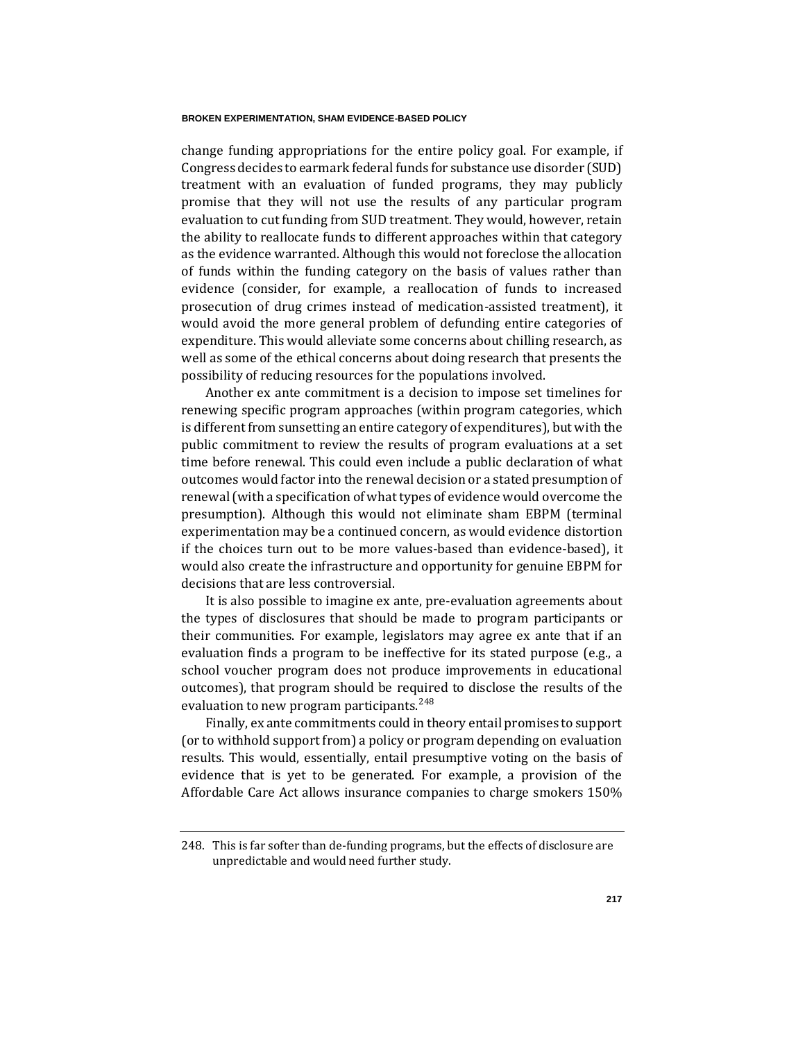change funding appropriations for the entire policy goal. For example, if Congress decides to earmark federal funds for substance use disorder (SUD) treatment with an evaluation of funded programs, they may publicly promise that they will not use the results of any particular program evaluation to cut funding from SUD treatment. They would, however, retain the ability to reallocate funds to different approaches within that category as the evidence warranted. Although this would not foreclose the allocation of funds within the funding category on the basis of values rather than evidence (consider, for example, a reallocation of funds to increased prosecution of drug crimes instead of medication-assisted treatment), it would avoid the more general problem of defunding entire categories of expenditure. This would alleviate some concerns about chilling research, as well as some of the ethical concerns about doing research that presents the possibility of reducing resources for the populations involved.

Another ex ante commitment is a decision to impose set timelines for renewing specific program approaches (within program categories, which is different from sunsetting an entire category of expenditures), but with the public commitment to review the results of program evaluations at a set time before renewal. This could even include a public declaration of what outcomes would factor into the renewal decision or a stated presumption of renewal (with a specification of what types of evidence would overcome the presumption). Although this would not eliminate sham EBPM (terminal experimentation may be a continued concern, as would evidence distortion if the choices turn out to be more values-based than evidence-based), it would also create the infrastructure and opportunity for genuine EBPM for decisions that are less controversial.

It is also possible to imagine ex ante, pre-evaluation agreements about the types of disclosures that should be made to program participants or their communities. For example, legislators may agree ex ante that if an evaluation finds a program to be ineffective for its stated purpose (e.g., a school voucher program does not produce improvements in educational outcomes), that program should be required to disclose the results of the evaluation to new program participants.[248]

Finally, ex ante commitments could in theory entail promises to support (or to withhold support from) a policy or program depending on evaluation results. This would, essentially, entail presumptive voting on the basis of evidence that is yet to be generated. For example, a provision of the Affordable Care Act allows insurance companies to charge smokers 150%

---

248. This is far softer than de-funding programs, but the effects of disclosure are unpredictable and would need further study.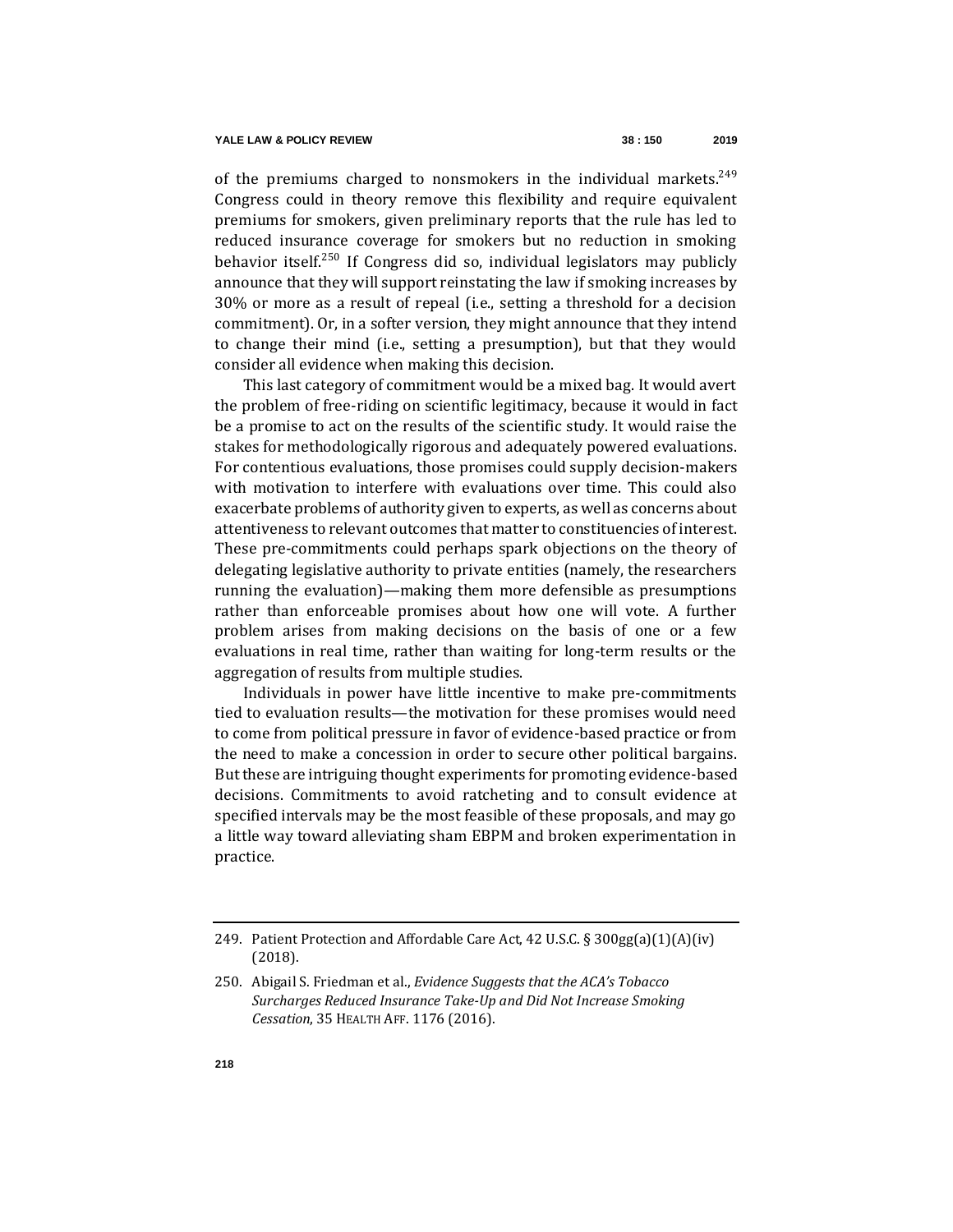of the premiums charged to nonsmokers in the individual markets.[249] Congress could in theory remove this flexibility and require equivalent premiums for smokers, given preliminary reports that the rule has led to reduced insurance coverage for smokers but no reduction in smoking behavior itself.[250] If Congress did so, individual legislators may publicly announce that they will support reinstating the law if smoking increases by 30% or more as a result of repeal (i.e., setting a threshold for a decision commitment). Or, in a softer version, they might announce that they intend to change their mind (i.e., setting a presumption), but that they would consider all evidence when making this decision.

This last category of commitment would be a mixed bag. It would avert the problem of free-riding on scientific legitimacy, because it would in fact be a promise to act on the results of the scientific study. It would raise the stakes for methodologically rigorous and adequately powered evaluations. For contentious evaluations, those promises could supply decision-makers with motivation to interfere with evaluations over time. This could also exacerbate problems of authority given to experts, as well as concerns about attentiveness to relevant outcomes that matter to constituencies of interest. These pre-commitments could perhaps spark objections on the theory of delegating legislative authority to private entities (namely, the researchers running the evaluation)—making them more defensible as presumptions rather than enforceable promises about how one will vote. A further problem arises from making decisions on the basis of one or a few evaluations in real time, rather than waiting for long-term results or the aggregation of results from multiple studies.

Individuals in power have little incentive to make pre-commitments tied to evaluation results—the motivation for these promises would need to come from political pressure in favor of evidence-based practice or from the need to make a concession in order to secure other political bargains. But these are intriguing thought experiments for promoting evidence-based decisions. Commitments to avoid ratcheting and to consult evidence at specified intervals may be the most feasible of these proposals, and may go a little way toward alleviating sham EBPM and broken experimentation in practice.

---

249. Patient Protection and Affordable Care Act, 42 U.S.C. § 300gg(a)(1)(A)(iv) (2018).

250. Abigail S. Friedman et al., *Evidence Suggests that the ACA's Tobacco Surcharges Reduced Insurance Take-Up and Did Not Increase Smoking Cessation*, 35 HEALTH AFF. 1176 (2016).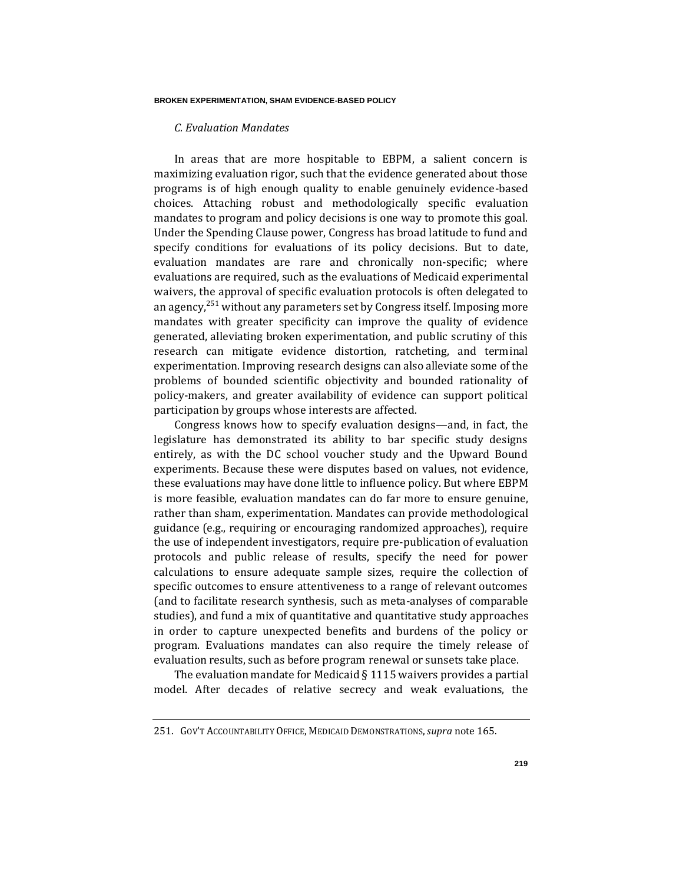### *C. Evaluation Mandates*

In areas that are more hospitable to EBPM, a salient concern is maximizing evaluation rigor, such that the evidence generated about those programs is of high enough quality to enable genuinely evidence-based choices. Attaching robust and methodologically specific evaluation mandates to program and policy decisions is one way to promote this goal. Under the Spending Clause power, Congress has broad latitude to fund and specify conditions for evaluations of its policy decisions. But to date, evaluation mandates are rare and chronically non-specific; where evaluations are required, such as the evaluations of Medicaid experimental waivers, the approval of specific evaluation protocols is often delegated to an agency,[251] without any parameters set by Congress itself. Imposing more mandates with greater specificity can improve the quality of evidence generated, alleviating broken experimentation, and public scrutiny of this research can mitigate evidence distortion, ratcheting, and terminal experimentation. Improving research designs can also alleviate some of the problems of bounded scientific objectivity and bounded rationality of policy-makers, and greater availability of evidence can support political participation by groups whose interests are affected.

Congress knows how to specify evaluation designs—and, in fact, the legislature has demonstrated its ability to bar specific study designs entirely, as with the DC school voucher study and the Upward Bound experiments. Because these were disputes based on values, not evidence, these evaluations may have done little to influence policy. But where EBPM is more feasible, evaluation mandates can do far more to ensure genuine, rather than sham, experimentation. Mandates can provide methodological guidance (e.g., requiring or encouraging randomized approaches), require the use of independent investigators, require pre-publication of evaluation protocols and public release of results, specify the need for power calculations to ensure adequate sample sizes, require the collection of specific outcomes to ensure attentiveness to a range of relevant outcomes (and to facilitate research synthesis, such as meta-analyses of comparable studies), and fund a mix of quantitative and quantitative study approaches in order to capture unexpected benefits and burdens of the policy or program. Evaluations mandates can also require the timely release of evaluation results, such as before program renewal or sunsets take place.

The evaluation mandate for Medicaid § 1115 waivers provides a partial model. After decades of relative secrecy and weak evaluations, the

---

251. GOV'T ACCOUNTABILITY OFFICE, MEDICAID DEMONSTRATIONS, *supra* note 165.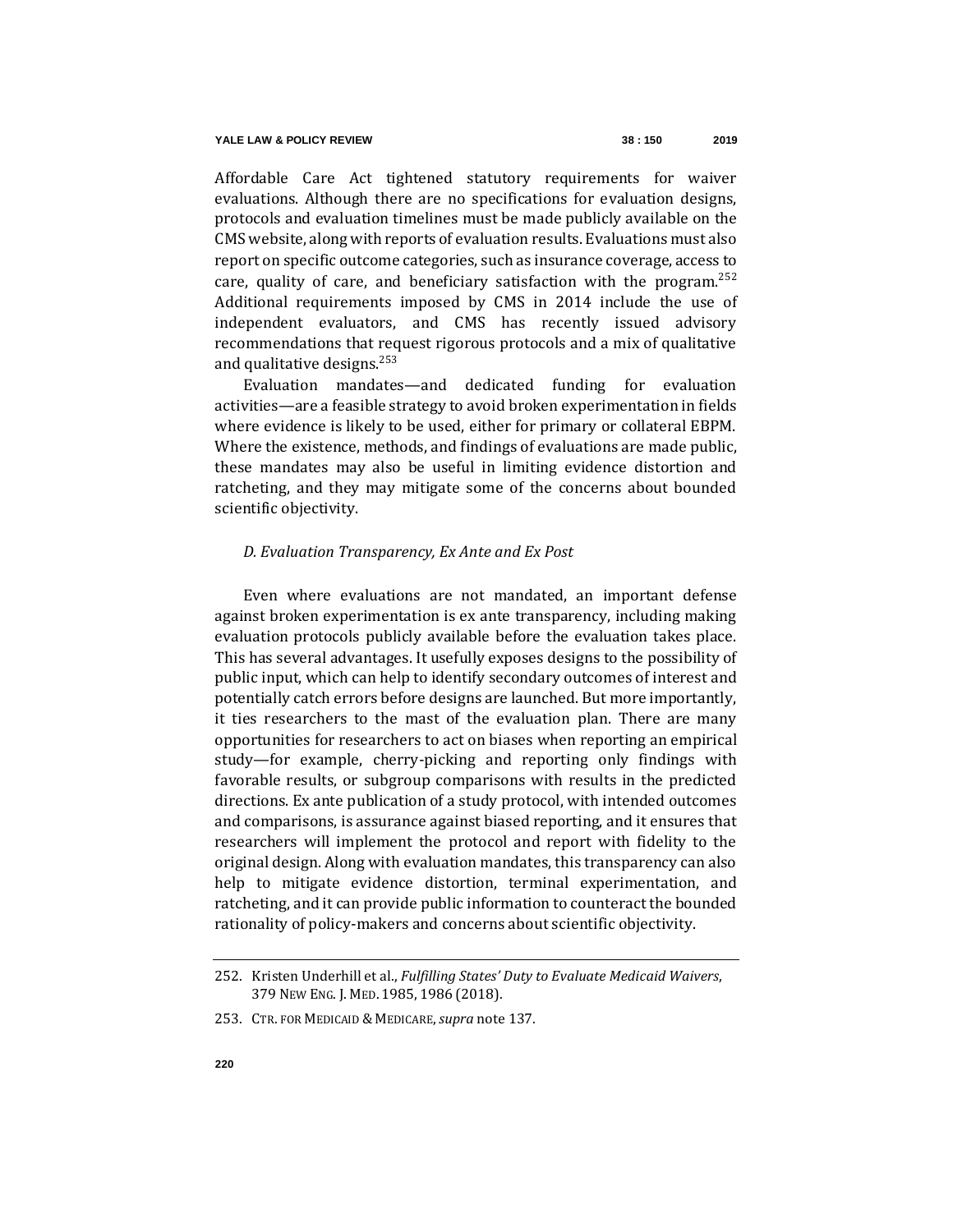Affordable Care Act tightened statutory requirements for waiver evaluations. Although there are no specifications for evaluation designs, protocols and evaluation timelines must be made publicly available on the CMS website, along with reports of evaluation results. Evaluations must also report on specific outcome categories, such as insurance coverage, access to care, quality of care, and beneficiary satisfaction with the program.[252] Additional requirements imposed by CMS in 2014 include the use of independent evaluators, and CMS has recently issued advisory recommendations that request rigorous protocols and a mix of qualitative and qualitative designs.[253]

Evaluation mandates—and dedicated funding for evaluation activities—are a feasible strategy to avoid broken experimentation in fields where evidence is likely to be used, either for primary or collateral EBPM. Where the existence, methods, and findings of evaluations are made public, these mandates may also be useful in limiting evidence distortion and ratcheting, and they may mitigate some of the concerns about bounded scientific objectivity.

### *D. Evaluation Transparency, Ex Ante and Ex Post*

Even where evaluations are not mandated, an important defense against broken experimentation is ex ante transparency, including making evaluation protocols publicly available before the evaluation takes place. This has several advantages. It usefully exposes designs to the possibility of public input, which can help to identify secondary outcomes of interest and potentially catch errors before designs are launched. But more importantly, it ties researchers to the mast of the evaluation plan. There are many opportunities for researchers to act on biases when reporting an empirical study—for example, cherry-picking and reporting only findings with favorable results, or subgroup comparisons with results in the predicted directions. Ex ante publication of a study protocol, with intended outcomes and comparisons, is assurance against biased reporting, and it ensures that researchers will implement the protocol and report with fidelity to the original design. Along with evaluation mandates, this transparency can also help to mitigate evidence distortion, terminal experimentation, and ratcheting, and it can provide public information to counteract the bounded rationality of policy-makers and concerns about scientific objectivity.

---

252. Kristen Underhill et al., *Fulfilling States' Duty to Evaluate Medicaid Waivers*, 379 NEW ENG. J. MED. 1985, 1986 (2018).

253. CTR. FOR MEDICAID & MEDICARE, *supra* note 137.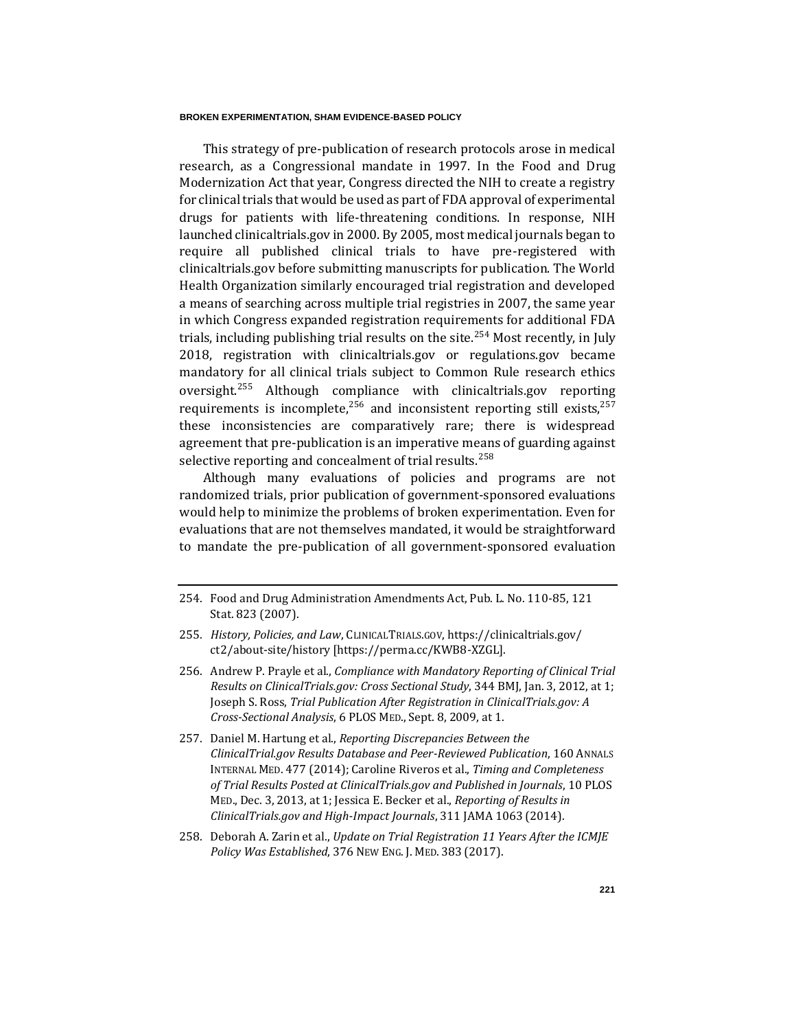This strategy of pre-publication of research protocols arose in medical research, as a Congressional mandate in 1997. In the Food and Drug Modernization Act that year, Congress directed the NIH to create a registry for clinical trials that would be used as part of FDA approval of experimental drugs for patients with life-threatening conditions. In response, NIH launched clinicaltrials.gov in 2000. By 2005, most medical journals began to require all published clinical trials to have pre-registered with clinicaltrials.gov before submitting manuscripts for publication. The World Health Organization similarly encouraged trial registration and developed a means of searching across multiple trial registries in 2007, the same year in which Congress expanded registration requirements for additional FDA trials, including publishing trial results on the site.[254] Most recently, in July 2018, registration with clinicaltrials.gov or regulations.gov became mandatory for all clinical trials subject to Common Rule research ethics oversight.[255] Although compliance with clinicaltrials.gov reporting requirements is incomplete,[256] and inconsistent reporting still exists,[257] these inconsistencies are comparatively rare; there is widespread agreement that pre-publication is an imperative means of guarding against selective reporting and concealment of trial results.[258]

Although many evaluations of policies and programs are not randomized trials, prior publication of government-sponsored evaluations would help to minimize the problems of broken experimentation. Even for evaluations that are not themselves mandated, it would be straightforward to mandate the pre-publication of all government-sponsored evaluation

---

254. Food and Drug Administration Amendments Act, Pub. L. No. 110-85, 121 Stat. 823 (2007).

255. *History, Policies, and Law*, CLINICALTRIALS.GOV, https://clinicaltrials.gov/ct2/about-site/history [https://perma.cc/KWB8-XZGL].

256. Andrew P. Prayle et al., *Compliance with Mandatory Reporting of Clinical Trial Results on ClinicalTrials.gov: Cross Sectional Study*, 344 BMJ, Jan. 3, 2012, at 1; Joseph S. Ross, *Trial Publication After Registration in ClinicalTrials.gov: A Cross-Sectional Analysis*, 6 PLOS MED., Sept. 8, 2009, at 1.

257. Daniel M. Hartung et al., *Reporting Discrepancies Between the ClinicalTrial.gov Results Database and Peer-Reviewed Publication*, 160 ANNALS INTERNAL MED. 477 (2014); Caroline Riveros et al., *Timing and Completeness of Trial Results Posted at ClinicalTrials.gov and Published in Journals*, 10 PLOS MED., Dec. 3, 2013, at 1; Jessica E. Becker et al., *Reporting of Results in ClinicalTrials.gov and High-Impact Journals*, 311 JAMA 1063 (2014).

258. Deborah A. Zarin et al., *Update on Trial Registration 11 Years After the ICMJE Policy Was Established*, 376 NEW ENG. J. MED. 383 (2017).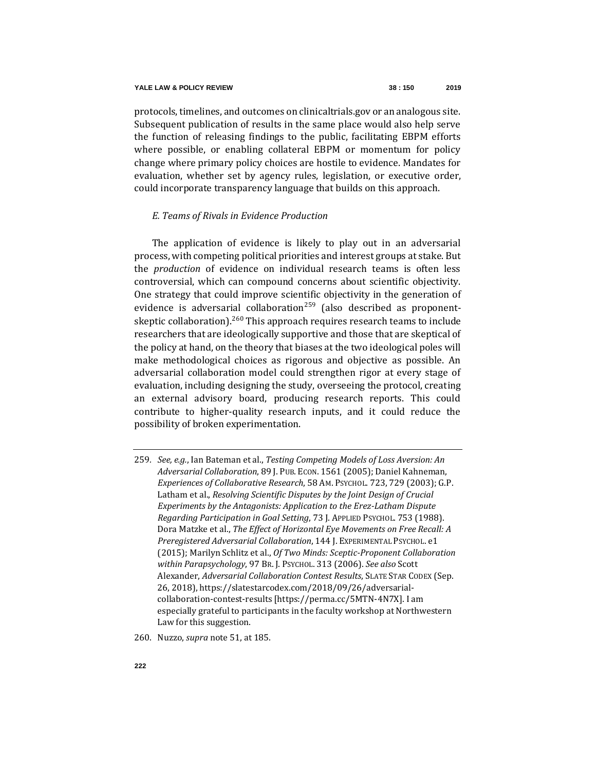protocols, timelines, and outcomes on clinicaltrials.gov or an analogous site. Subsequent publication of results in the same place would also help serve the function of releasing findings to the public, facilitating EBPM efforts where possible, or enabling collateral EBPM or momentum for policy change where primary policy choices are hostile to evidence. Mandates for evaluation, whether set by agency rules, legislation, or executive order, could incorporate transparency language that builds on this approach.

### *E. Teams of Rivals in Evidence Production*

The application of evidence is likely to play out in an adversarial process, with competing political priorities and interest groups at stake. But the *production* of evidence on individual research teams is often less controversial, which can compound concerns about scientific objectivity. One strategy that could improve scientific objectivity in the generation of evidence is adversarial collaboration[259] (also described as proponent-skeptic collaboration).[260] This approach requires research teams to include researchers that are ideologically supportive and those that are skeptical of the policy at hand, on the theory that biases at the two ideological poles will make methodological choices as rigorous and objective as possible. An adversarial collaboration model could strengthen rigor at every stage of evaluation, including designing the study, overseeing the protocol, creating an external advisory board, producing research reports. This could contribute to higher-quality research inputs, and it could reduce the possibility of broken experimentation.

---

259. *See, e.g.*, Ian Bateman et al., *Testing Competing Models of Loss Aversion: An Adversarial Collaboration*, 89 J. PUB. ECON. 1561 (2005); Daniel Kahneman, *Experiences of Collaborative Research*, 58 AM. PSYCHOL. 723, 729 (2003); G.P. Latham et al., *Resolving Scientific Disputes by the Joint Design of Crucial Experiments by the Antagonists: Application to the Erez-Latham Dispute Regarding Participation in Goal Setting*, 73 J. APPLIED PSYCHOL. 753 (1988). Dora Matzke et al., *The Effect of Horizontal Eye Movements on Free Recall: A Preregistered Adversarial Collaboration*, 144 J. EXPERIMENTAL PSYCHOL. e1 (2015); Marilyn Schlitz et al., *Of Two Minds: Sceptic-Proponent Collaboration within Parapsychology*, 97 BR. J. PSYCHOL. 313 (2006). *See also* Scott Alexander, *Adversarial Collaboration Contest Results*, SLATE STAR CODEX (Sep. 26, 2018), https://slatestarcodex.com/2018/09/26/adversarial-collaboration-contest-results [https://perma.cc/5MTN-4N7X]. I am especially grateful to participants in the faculty workshop at Northwestern Law for this suggestion.

260. Nuzzo, *supra* note 51, at 185.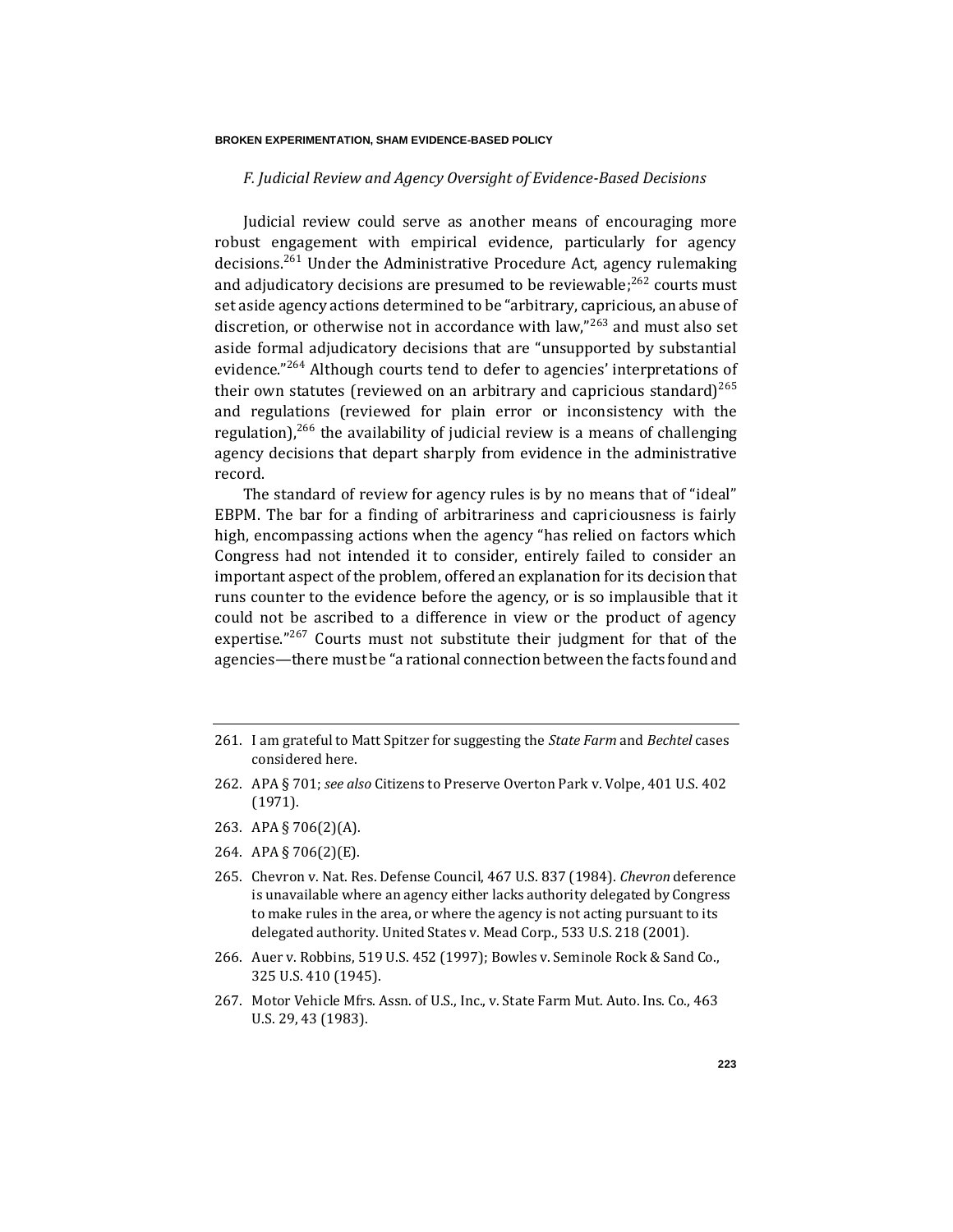### *F. Judicial Review and Agency Oversight of Evidence-Based Decisions*

Judicial review could serve as another means of encouraging more robust engagement with empirical evidence, particularly for agency decisions.[261] Under the Administrative Procedure Act, agency rulemaking and adjudicatory decisions are presumed to be reviewable;[262] courts must set aside agency actions determined to be "arbitrary, capricious, an abuse of discretion, or otherwise not in accordance with law,"[263] and must also set aside formal adjudicatory decisions that are "unsupported by substantial evidence."[264] Although courts tend to defer to agencies' interpretations of their own statutes (reviewed on an arbitrary and capricious standard)[265] and regulations (reviewed for plain error or inconsistency with the regulation),[266] the availability of judicial review is a means of challenging agency decisions that depart sharply from evidence in the administrative record.

The standard of review for agency rules is by no means that of "ideal" EBPM. The bar for a finding of arbitrariness and capriciousness is fairly high, encompassing actions when the agency "has relied on factors which Congress had not intended it to consider, entirely failed to consider an important aspect of the problem, offered an explanation for its decision that runs counter to the evidence before the agency, or is so implausible that it could not be ascribed to a difference in view or the product of agency expertise."[267] Courts must not substitute their judgment for that of the agencies—there must be "a rational connection between the facts found and

---

261. I am grateful to Matt Spitzer for suggesting the *State Farm* and *Bechtel* cases considered here.

262. APA § 701; *see also* Citizens to Preserve Overton Park v. Volpe, 401 U.S. 402 (1971).

263. APA § 706(2)(A).

264. APA § 706(2)(E).

265. Chevron v. Nat. Res. Defense Council, 467 U.S. 837 (1984). *Chevron* deference is unavailable where an agency either lacks authority delegated by Congress to make rules in the area, or where the agency is not acting pursuant to its delegated authority. United States v. Mead Corp., 533 U.S. 218 (2001).

266. Auer v. Robbins, 519 U.S. 452 (1997); Bowles v. Seminole Rock & Sand Co., 325 U.S. 410 (1945).

267. Motor Vehicle Mfrs. Assn. of U.S., Inc., v. State Farm Mut. Auto. Ins. Co., 463 U.S. 29, 43 (1983).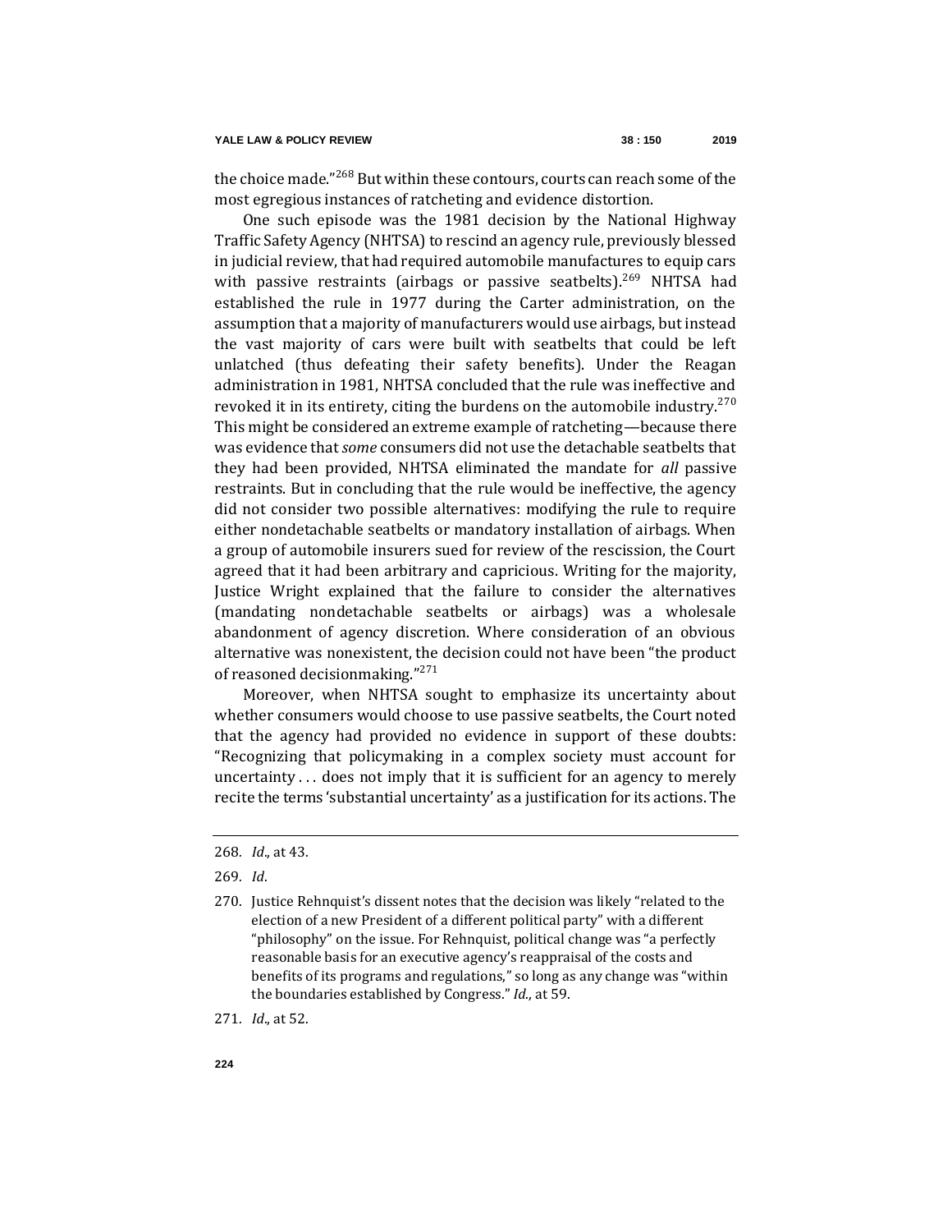the choice made."[268] But within these contours, courts can reach some of the most egregious instances of ratcheting and evidence distortion.

One such episode was the 1981 decision by the National Highway Traffic Safety Agency (NHTSA) to rescind an agency rule, previously blessed in judicial review, that had required automobile manufactures to equip cars with passive restraints (airbags or passive seatbelts).[269] NHTSA had established the rule in 1977 during the Carter administration, on the assumption that a majority of manufacturers would use airbags, but instead the vast majority of cars were built with seatbelts that could be left unlatched (thus defeating their safety benefits). Under the Reagan administration in 1981, NHTSA concluded that the rule was ineffective and revoked it in its entirety, citing the burdens on the automobile industry.[270] This might be considered an extreme example of ratcheting—because there was evidence that *some* consumers did not use the detachable seatbelts that they had been provided, NHTSA eliminated the mandate for *all* passive restraints. But in concluding that the rule would be ineffective, the agency did not consider two possible alternatives: modifying the rule to require either nondetachable seatbelts or mandatory installation of airbags. When a group of automobile insurers sued for review of the rescission, the Court agreed that it had been arbitrary and capricious. Writing for the majority, Justice Wright explained that the failure to consider the alternatives (mandating nondetachable seatbelts or airbags) was a wholesale abandonment of agency discretion. Where consideration of an obvious alternative was nonexistent, the decision could not have been "the product of reasoned decisionmaking."[271]

Moreover, when NHTSA sought to emphasize its uncertainty about whether consumers would choose to use passive seatbelts, the Court noted that the agency had provided no evidence in support of these doubts: "Recognizing that policymaking in a complex society must account for uncertainty . . . does not imply that it is sufficient for an agency to merely recite the terms 'substantial uncertainty' as a justification for its actions. The

---

268. *Id*., at 43.

269. *Id*.

270. Justice Rehnquist's dissent notes that the decision was likely "related to the election of a new President of a different political party" with a different "philosophy" on the issue. For Rehnquist, political change was "a perfectly reasonable basis for an executive agency's reappraisal of the costs and benefits of its programs and regulations," so long as any change was "within the boundaries established by Congress." *Id*., at 59.

271. *Id*., at 52.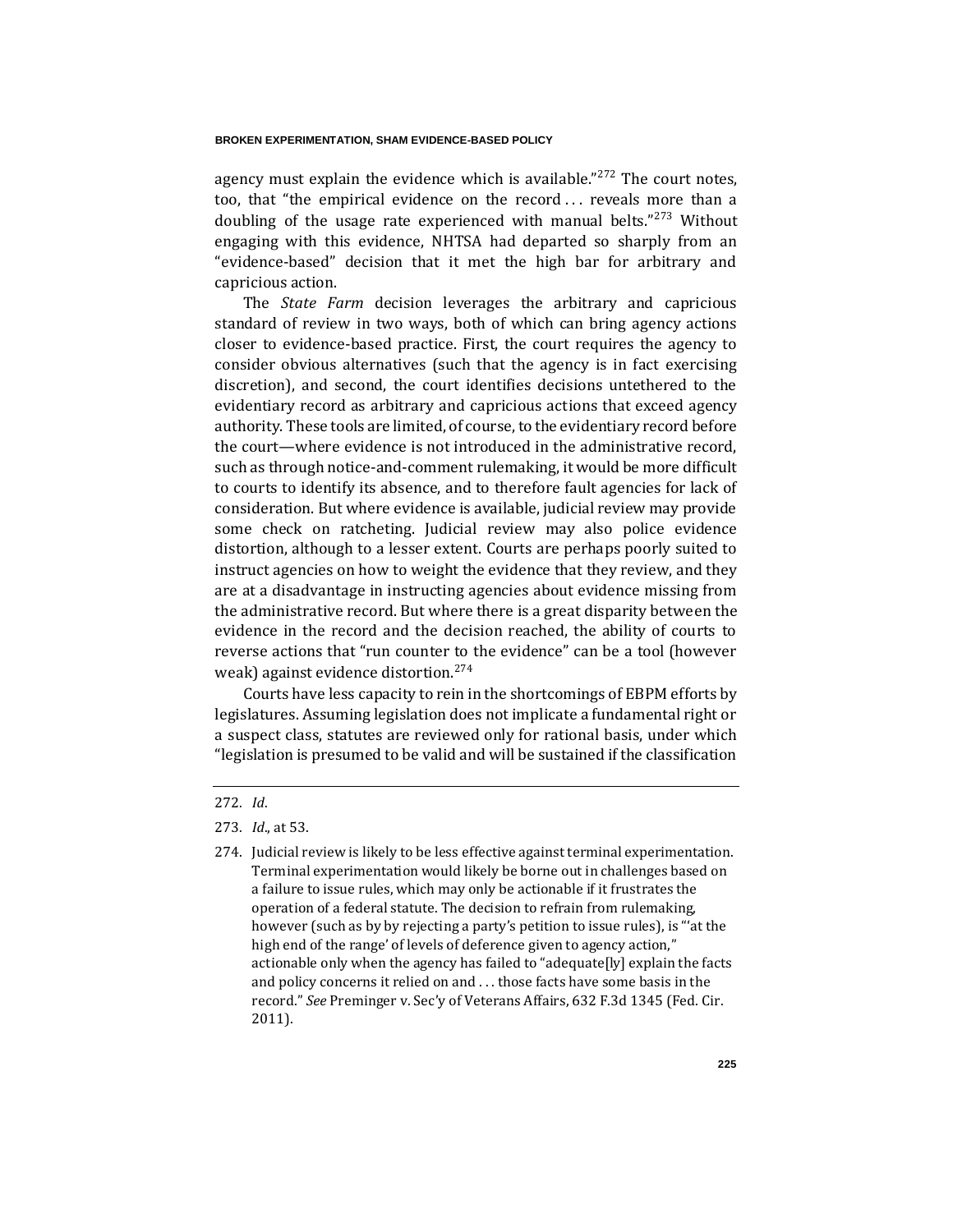agency must explain the evidence which is available."[272] The court notes, too, that "the empirical evidence on the record . . . reveals more than a doubling of the usage rate experienced with manual belts."[273] Without engaging with this evidence, NHTSA had departed so sharply from an "evidence-based" decision that it met the high bar for arbitrary and capricious action.

The *State Farm* decision leverages the arbitrary and capricious standard of review in two ways, both of which can bring agency actions closer to evidence-based practice. First, the court requires the agency to consider obvious alternatives (such that the agency is in fact exercising discretion), and second, the court identifies decisions untethered to the evidentiary record as arbitrary and capricious actions that exceed agency authority. These tools are limited, of course, to the evidentiary record before the court—where evidence is not introduced in the administrative record, such as through notice-and-comment rulemaking, it would be more difficult to courts to identify its absence, and to therefore fault agencies for lack of consideration. But where evidence is available, judicial review may provide some check on ratcheting. Judicial review may also police evidence distortion, although to a lesser extent. Courts are perhaps poorly suited to instruct agencies on how to weight the evidence that they review, and they are at a disadvantage in instructing agencies about evidence missing from the administrative record. But where there is a great disparity between the evidence in the record and the decision reached, the ability of courts to reverse actions that "run counter to the evidence" can be a tool (however weak) against evidence distortion.[274]

Courts have less capacity to rein in the shortcomings of EBPM efforts by legislatures. Assuming legislation does not implicate a fundamental right or a suspect class, statutes are reviewed only for rational basis, under which "legislation is presumed to be valid and will be sustained if the classification

---

272. *Id*.

273. *Id*., at 53.

274. Judicial review is likely to be less effective against terminal experimentation. Terminal experimentation would likely be borne out in challenges based on a failure to issue rules, which may only be actionable if it frustrates the operation of a federal statute. The decision to refrain from rulemaking, however (such as by by rejecting a party's petition to issue rules), is "'at the high end of the range' of levels of deference given to agency action," actionable only when the agency has failed to "adequate[ly] explain the facts and policy concerns it relied on and . . . those facts have some basis in the record." *See* Preminger v. Sec'y of Veterans Affairs, 632 F.3d 1345 (Fed. Cir. 2011).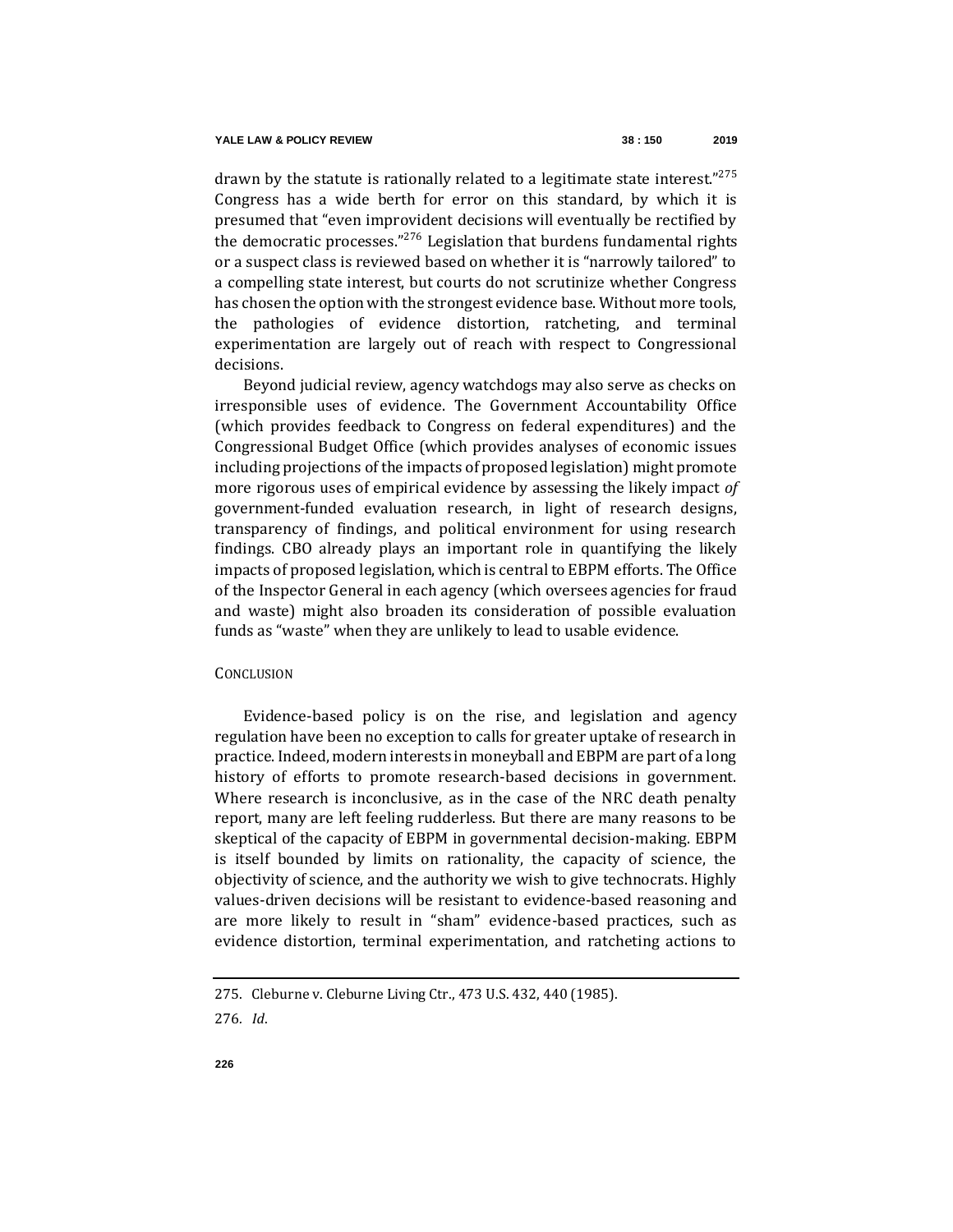drawn by the statute is rationally related to a legitimate state interest."[275] Congress has a wide berth for error on this standard, by which it is presumed that "even improvident decisions will eventually be rectified by the democratic processes."[276] Legislation that burdens fundamental rights or a suspect class is reviewed based on whether it is "narrowly tailored" to a compelling state interest, but courts do not scrutinize whether Congress has chosen the option with the strongest evidence base. Without more tools, the pathologies of evidence distortion, ratcheting, and terminal experimentation are largely out of reach with respect to Congressional decisions.

Beyond judicial review, agency watchdogs may also serve as checks on irresponsible uses of evidence. The Government Accountability Office (which provides feedback to Congress on federal expenditures) and the Congressional Budget Office (which provides analyses of economic issues including projections of the impacts of proposed legislation) might promote more rigorous uses of empirical evidence by assessing the likely impact *of* government-funded evaluation research, in light of research designs, transparency of findings, and political environment for using research findings. CBO already plays an important role in quantifying the likely impacts of proposed legislation, which is central to EBPM efforts. The Office of the Inspector General in each agency (which oversees agencies for fraud and waste) might also broaden its consideration of possible evaluation funds as "waste" when they are unlikely to lead to usable evidence.

## CONCLUSION

Evidence-based policy is on the rise, and legislation and agency regulation have been no exception to calls for greater uptake of research in practice. Indeed, modern interests in moneyball and EBPM are part of a long history of efforts to promote research-based decisions in government. Where research is inconclusive, as in the case of the NRC death penalty report, many are left feeling rudderless. But there are many reasons to be skeptical of the capacity of EBPM in governmental decision-making. EBPM is itself bounded by limits on rationality, the capacity of science, the objectivity of science, and the authority we wish to give technocrats. Highly values-driven decisions will be resistant to evidence-based reasoning and are more likely to result in "sham" evidence-based practices, such as evidence distortion, terminal experimentation, and ratcheting actions to

---

275. Cleburne v. Cleburne Living Ctr., 473 U.S. 432, 440 (1985).

276. *Id.*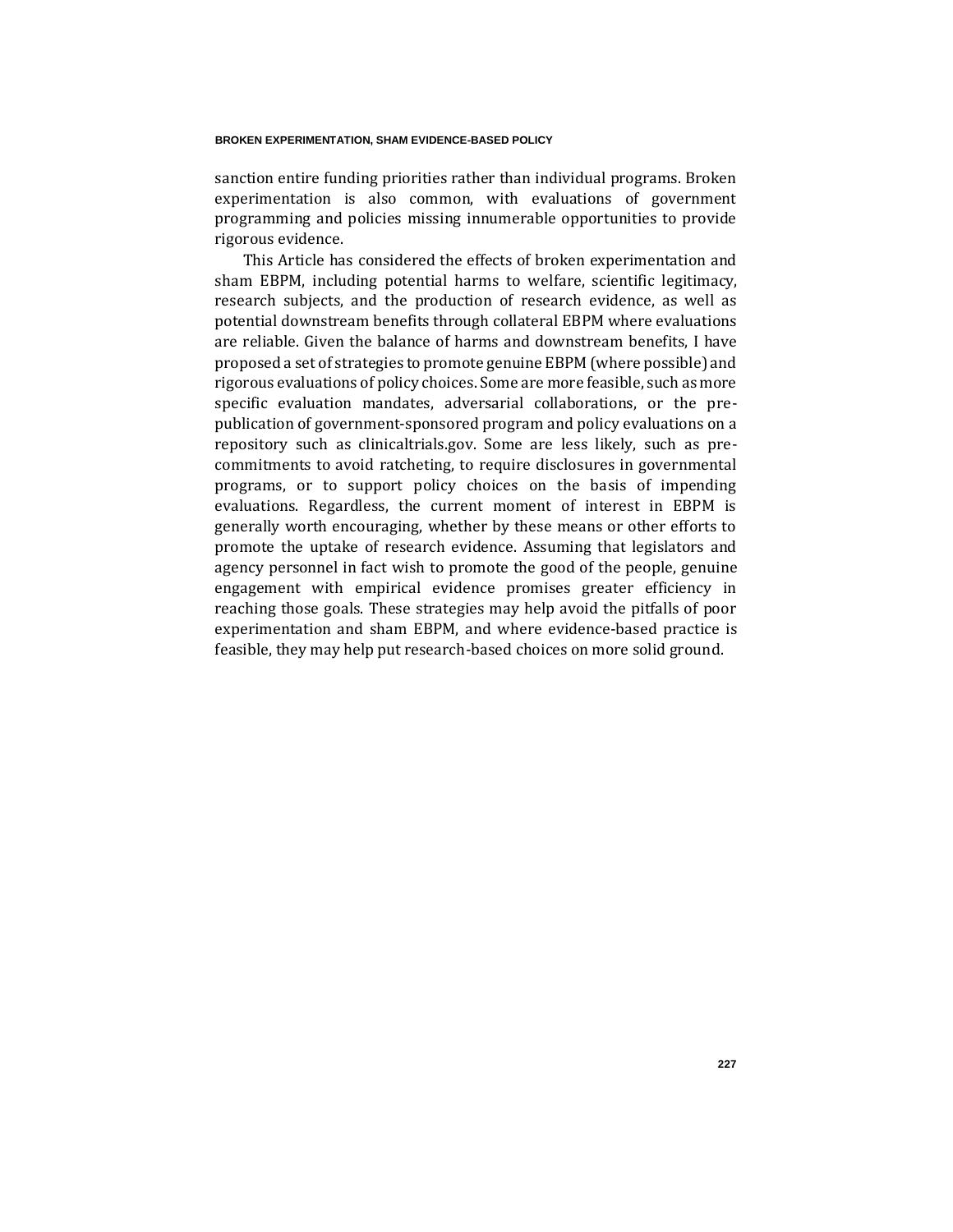sanction entire funding priorities rather than individual programs. Broken experimentation is also common, with evaluations of government programming and policies missing innumerable opportunities to provide rigorous evidence.

This Article has considered the effects of broken experimentation and sham EBPM, including potential harms to welfare, scientific legitimacy, research subjects, and the production of research evidence, as well as potential downstream benefits through collateral EBPM where evaluations are reliable. Given the balance of harms and downstream benefits, I have proposed a set of strategies to promote genuine EBPM (where possible) and rigorous evaluations of policy choices. Some are more feasible, such as more specific evaluation mandates, adversarial collaborations, or the pre-publication of government-sponsored program and policy evaluations on a repository such as clinicaltrials.gov. Some are less likely, such as pre-commitments to avoid ratcheting, to require disclosures in governmental programs, or to support policy choices on the basis of impending evaluations. Regardless, the current moment of interest in EBPM is generally worth encouraging, whether by these means or other efforts to promote the uptake of research evidence. Assuming that legislators and agency personnel in fact wish to promote the good of the people, genuine engagement with empirical evidence promises greater efficiency in reaching those goals. These strategies may help avoid the pitfalls of poor experimentation and sham EBPM, and where evidence-based practice is feasible, they may help put research-based choices on more solid ground.